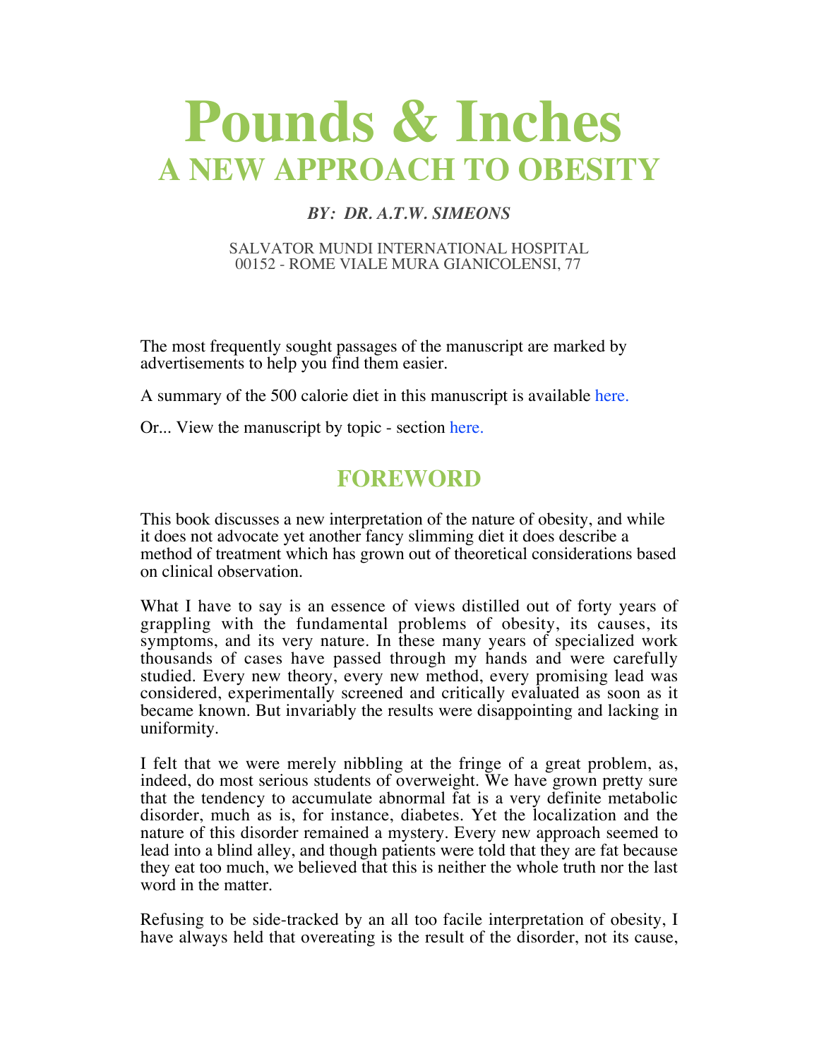# Pounds & Inches

## A NEW APPROACH TO OBESITY

***BY: DR. A.T.W. SIMEONS***

SALVATOR MUNDI INTERNATIONAL HOSPITAL
00152 - ROME VIALE MURA GIANICOLENSI, 77

The most frequently sought passages of the manuscript are marked by advertisements to help you find them easier.

A summary of the 500 calorie diet in this manuscript is available here.

Or... View the manuscript by topic - section here.

## FOREWORD

This book discusses a new interpretation of the nature of obesity, and while it does not advocate yet another fancy slimming diet it does describe a method of treatment which has grown out of theoretical considerations based on clinical observation.

What I have to say is an essence of views distilled out of forty years of grappling with the fundamental problems of obesity, its causes, its symptoms, and its very nature. In these many years of specialized work thousands of cases have passed through my hands and were carefully studied. Every new theory, every new method, every promising lead was considered, experimentally screened and critically evaluated as soon as it became known. But invariably the results were disappointing and lacking in uniformity.

I felt that we were merely nibbling at the fringe of a great problem, as, indeed, do most serious students of overweight. We have grown pretty sure that the tendency to accumulate abnormal fat is a very definite metabolic disorder, much as is, for instance, diabetes. Yet the localization and the nature of this disorder remained a mystery. Every new approach seemed to lead into a blind alley, and though patients were told that they are fat because they eat too much, we believed that this is neither the whole truth nor the last word in the matter.

Refusing to be side-tracked by an all too facile interpretation of obesity, I have always held that overeating is the result of the disorder, not its cause,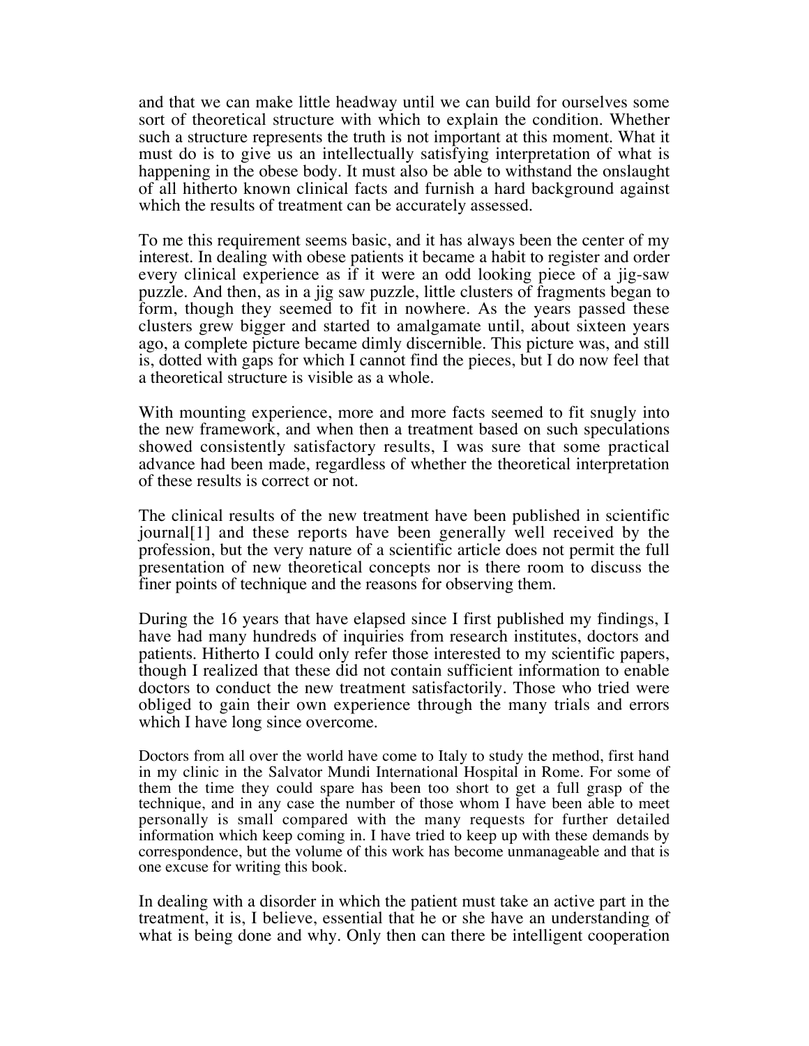and that we can make little headway until we can build for ourselves some sort of theoretical structure with which to explain the condition. Whether such a structure represents the truth is not important at this moment. What it must do is to give us an intellectually satisfying interpretation of what is happening in the obese body. It must also be able to withstand the onslaught of all hitherto known clinical facts and furnish a hard background against which the results of treatment can be accurately assessed.

To me this requirement seems basic, and it has always been the center of my interest. In dealing with obese patients it became a habit to register and order every clinical experience as if it were an odd looking piece of a jig-saw puzzle. And then, as in a jig saw puzzle, little clusters of fragments began to form, though they seemed to fit in nowhere. As the years passed these clusters grew bigger and started to amalgamate until, about sixteen years ago, a complete picture became dimly discernible. This picture was, and still is, dotted with gaps for which I cannot find the pieces, but I do now feel that a theoretical structure is visible as a whole.

With mounting experience, more and more facts seemed to fit snugly into the new framework, and when then a treatment based on such speculations showed consistently satisfactory results, I was sure that some practical advance had been made, regardless of whether the theoretical interpretation of these results is correct or not.

The clinical results of the new treatment have been published in scientific journal[1] and these reports have been generally well received by the profession, but the very nature of a scientific article does not permit the full presentation of new theoretical concepts nor is there room to discuss the finer points of technique and the reasons for observing them.

During the 16 years that have elapsed since I first published my findings, I have had many hundreds of inquiries from research institutes, doctors and patients. Hitherto I could only refer those interested to my scientific papers, though I realized that these did not contain sufficient information to enable doctors to conduct the new treatment satisfactorily. Those who tried were obliged to gain their own experience through the many trials and errors which I have long since overcome.

Doctors from all over the world have come to Italy to study the method, first hand in my clinic in the Salvator Mundi International Hospital in Rome. For some of them the time they could spare has been too short to get a full grasp of the technique, and in any case the number of those whom I have been able to meet personally is small compared with the many requests for further detailed information which keep coming in. I have tried to keep up with these demands by correspondence, but the volume of this work has become unmanageable and that is one excuse for writing this book.

In dealing with a disorder in which the patient must take an active part in the treatment, it is, I believe, essential that he or she have an understanding of what is being done and why. Only then can there be intelligent cooperation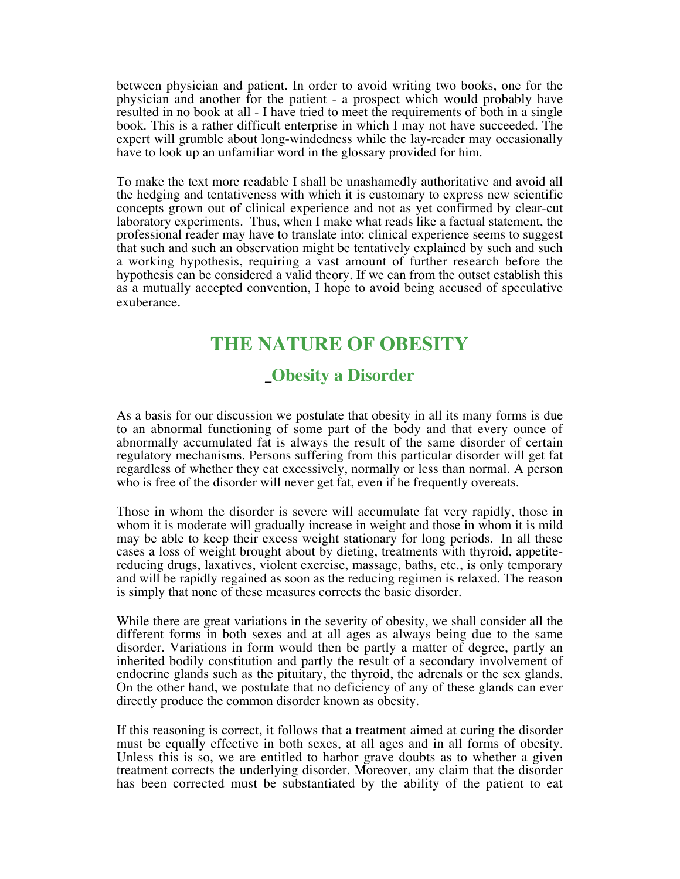between physician and patient. In order to avoid writing two books, one for the physician and another for the patient - a prospect which would probably have resulted in no book at all - I have tried to meet the requirements of both in a single book. This is a rather difficult enterprise in which I may not have succeeded. The expert will grumble about long-windedness while the lay-reader may occasionally have to look up an unfamiliar word in the glossary provided for him.

To make the text more readable I shall be unashamedly authoritative and avoid all the hedging and tentativeness with which it is customary to express new scientific concepts grown out of clinical experience and not as yet confirmed by clear-cut laboratory experiments. Thus, when I make what reads like a factual statement, the professional reader may have to translate into: clinical experience seems to suggest that such and such an observation might be tentatively explained by such and such a working hypothesis, requiring a vast amount of further research before the hypothesis can be considered a valid theory. If we can from the outset establish this as a mutually accepted convention, I hope to avoid being accused of speculative exuberance.

# THE NATURE OF OBESITY

## _Obesity a Disorder

As a basis for our discussion we postulate that obesity in all its many forms is due to an abnormal functioning of some part of the body and that every ounce of abnormally accumulated fat is always the result of the same disorder of certain regulatory mechanisms. Persons suffering from this particular disorder will get fat regardless of whether they eat excessively, normally or less than normal. A person who is free of the disorder will never get fat, even if he frequently overeats.

Those in whom the disorder is severe will accumulate fat very rapidly, those in whom it is moderate will gradually increase in weight and those in whom it is mild may be able to keep their excess weight stationary for long periods. In all these cases a loss of weight brought about by dieting, treatments with thyroid, appetite-reducing drugs, laxatives, violent exercise, massage, baths, etc., is only temporary and will be rapidly regained as soon as the reducing regimen is relaxed. The reason is simply that none of these measures corrects the basic disorder.

While there are great variations in the severity of obesity, we shall consider all the different forms in both sexes and at all ages as always being due to the same disorder. Variations in form would then be partly a matter of degree, partly an inherited bodily constitution and partly the result of a secondary involvement of endocrine glands such as the pituitary, the thyroid, the adrenals or the sex glands. On the other hand, we postulate that no deficiency of any of these glands can ever directly produce the common disorder known as obesity.

If this reasoning is correct, it follows that a treatment aimed at curing the disorder must be equally effective in both sexes, at all ages and in all forms of obesity. Unless this is so, we are entitled to harbor grave doubts as to whether a given treatment corrects the underlying disorder. Moreover, any claim that the disorder has been corrected must be substantiated by the ability of the patient to eat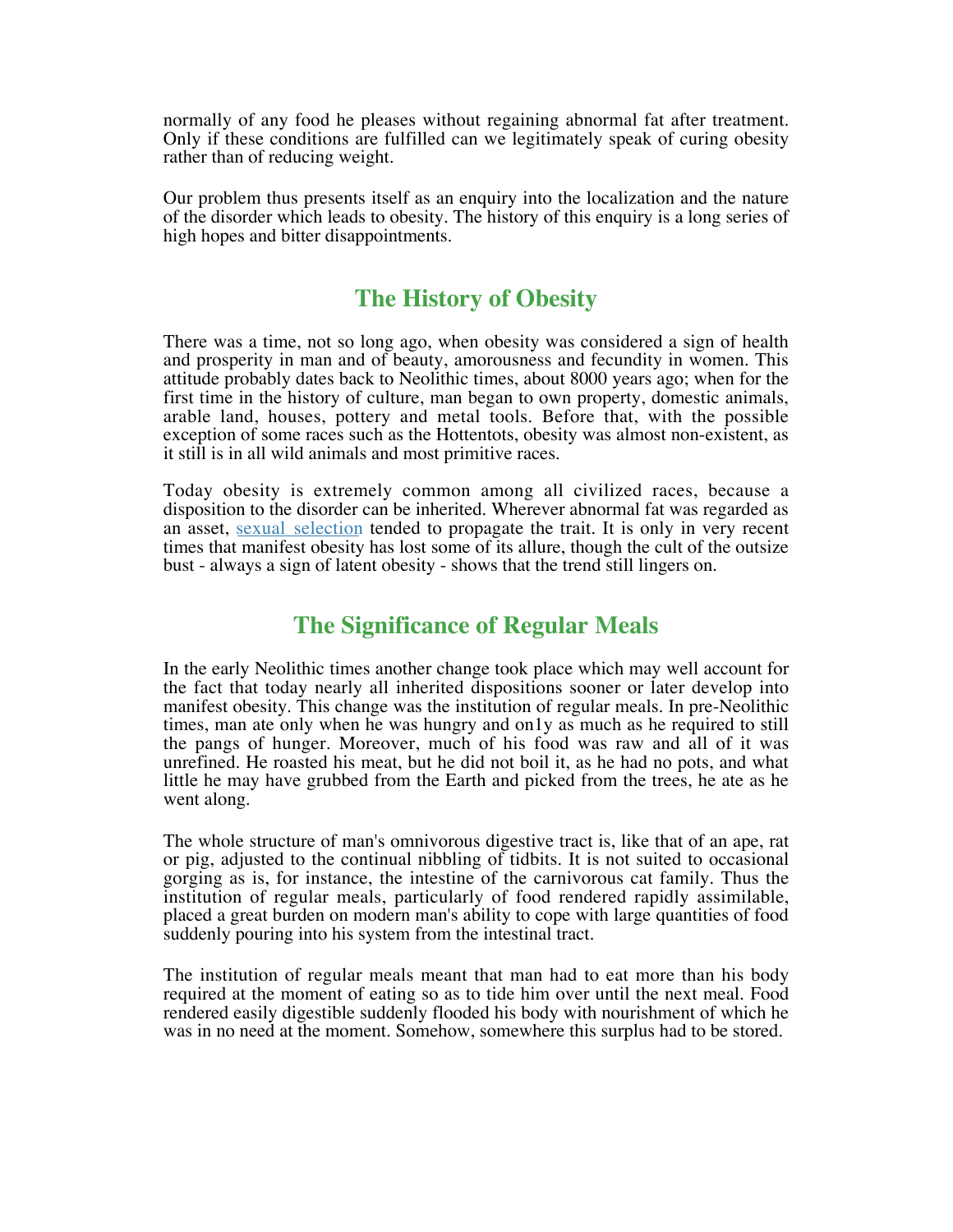normally of any food he pleases without regaining abnormal fat after treatment. Only if these conditions are fulfilled can we legitimately speak of curing obesity rather than of reducing weight.

Our problem thus presents itself as an enquiry into the localization and the nature of the disorder which leads to obesity. The history of this enquiry is a long series of high hopes and bitter disappointments.

## The History of Obesity

There was a time, not so long ago, when obesity was considered a sign of health and prosperity in man and of beauty, amorousness and fecundity in women. This attitude probably dates back to Neolithic times, about 8000 years ago; when for the first time in the history of culture, man began to own property, domestic animals, arable land, houses, pottery and metal tools. Before that, with the possible exception of some races such as the Hottentots, obesity was almost non-existent, as it still is in all wild animals and most primitive races.

Today obesity is extremely common among all civilized races, because a disposition to the disorder can be inherited. Wherever abnormal fat was regarded as an asset, sexual selection tended to propagate the trait. It is only in very recent times that manifest obesity has lost some of its allure, though the cult of the outsize bust - always a sign of latent obesity - shows that the trend still lingers on.

## The Significance of Regular Meals

In the early Neolithic times another change took place which may well account for the fact that today nearly all inherited dispositions sooner or later develop into manifest obesity. This change was the institution of regular meals. In pre-Neolithic times, man ate only when he was hungry and on1y as much as he required to still the pangs of hunger. Moreover, much of his food was raw and all of it was unrefined. He roasted his meat, but he did not boil it, as he had no pots, and what little he may have grubbed from the Earth and picked from the trees, he ate as he went along.

The whole structure of man's omnivorous digestive tract is, like that of an ape, rat or pig, adjusted to the continual nibbling of tidbits. It is not suited to occasional gorging as is, for instance, the intestine of the carnivorous cat family. Thus the institution of regular meals, particularly of food rendered rapidly assimilable, placed a great burden on modern man's ability to cope with large quantities of food suddenly pouring into his system from the intestinal tract.

The institution of regular meals meant that man had to eat more than his body required at the moment of eating so as to tide him over until the next meal. Food rendered easily digestible suddenly flooded his body with nourishment of which he was in no need at the moment. Somehow, somewhere this surplus had to be stored.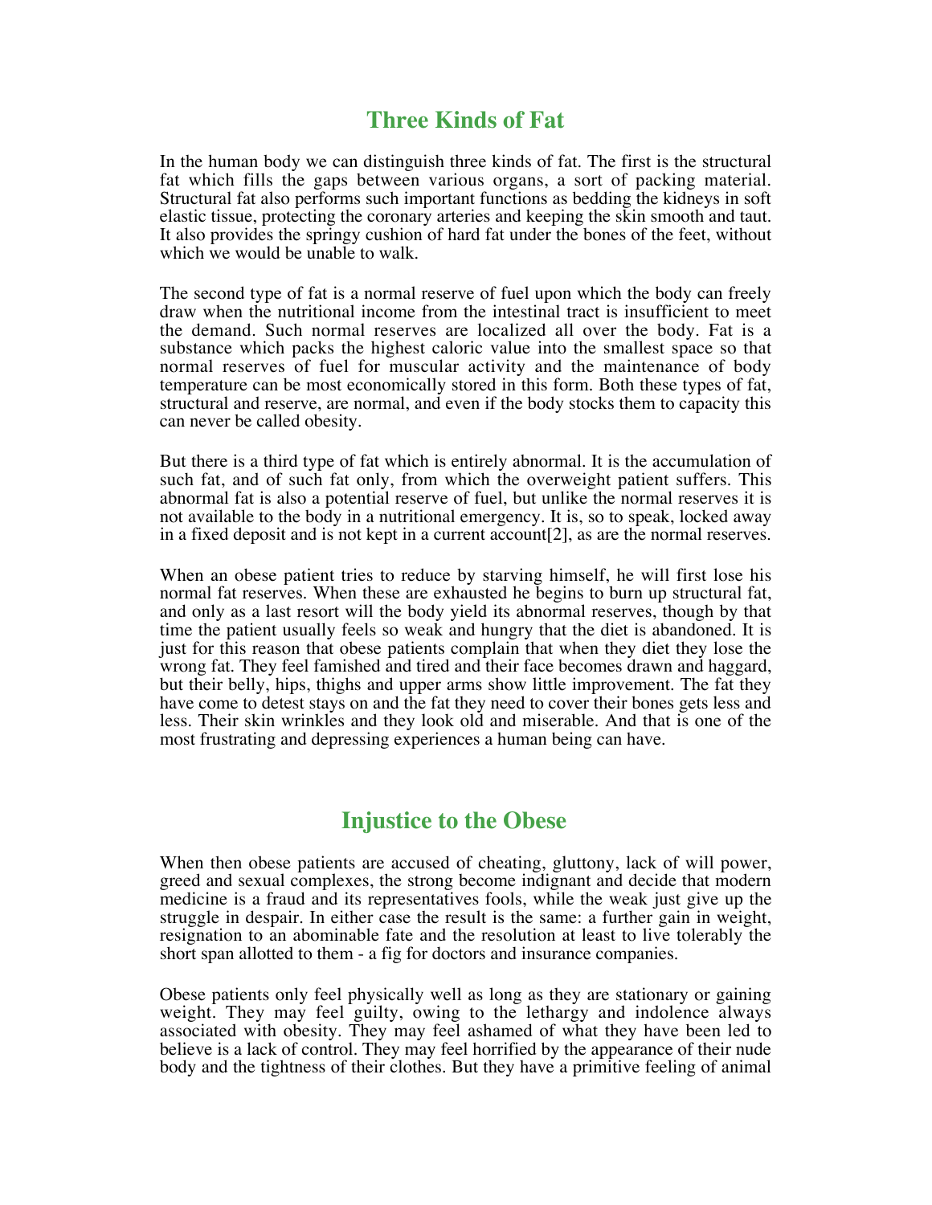## Three Kinds of Fat

In the human body we can distinguish three kinds of fat. The first is the structural fat which fills the gaps between various organs, a sort of packing material. Structural fat also performs such important functions as bedding the kidneys in soft elastic tissue, protecting the coronary arteries and keeping the skin smooth and taut. It also provides the springy cushion of hard fat under the bones of the feet, without which we would be unable to walk.

The second type of fat is a normal reserve of fuel upon which the body can freely draw when the nutritional income from the intestinal tract is insufficient to meet the demand. Such normal reserves are localized all over the body. Fat is a substance which packs the highest caloric value into the smallest space so that normal reserves of fuel for muscular activity and the maintenance of body temperature can be most economically stored in this form. Both these types of fat, structural and reserve, are normal, and even if the body stocks them to capacity this can never be called obesity.

But there is a third type of fat which is entirely abnormal. It is the accumulation of such fat, and of such fat only, from which the overweight patient suffers. This abnormal fat is also a potential reserve of fuel, but unlike the normal reserves it is not available to the body in a nutritional emergency. It is, so to speak, locked away in a fixed deposit and is not kept in a current account[2], as are the normal reserves.

When an obese patient tries to reduce by starving himself, he will first lose his normal fat reserves. When these are exhausted he begins to burn up structural fat, and only as a last resort will the body yield its abnormal reserves, though by that time the patient usually feels so weak and hungry that the diet is abandoned. It is just for this reason that obese patients complain that when they diet they lose the wrong fat. They feel famished and tired and their face becomes drawn and haggard, but their belly, hips, thighs and upper arms show little improvement. The fat they have come to detest stays on and the fat they need to cover their bones gets less and less. Their skin wrinkles and they look old and miserable. And that is one of the most frustrating and depressing experiences a human being can have.

## Injustice to the Obese

When then obese patients are accused of cheating, gluttony, lack of will power, greed and sexual complexes, the strong become indignant and decide that modern medicine is a fraud and its representatives fools, while the weak just give up the struggle in despair. In either case the result is the same: a further gain in weight, resignation to an abominable fate and the resolution at least to live tolerably the short span allotted to them - a fig for doctors and insurance companies.

Obese patients only feel physically well as long as they are stationary or gaining weight. They may feel guilty, owing to the lethargy and indolence always associated with obesity. They may feel ashamed of what they have been led to believe is a lack of control. They may feel horrified by the appearance of their nude body and the tightness of their clothes. But they have a primitive feeling of animal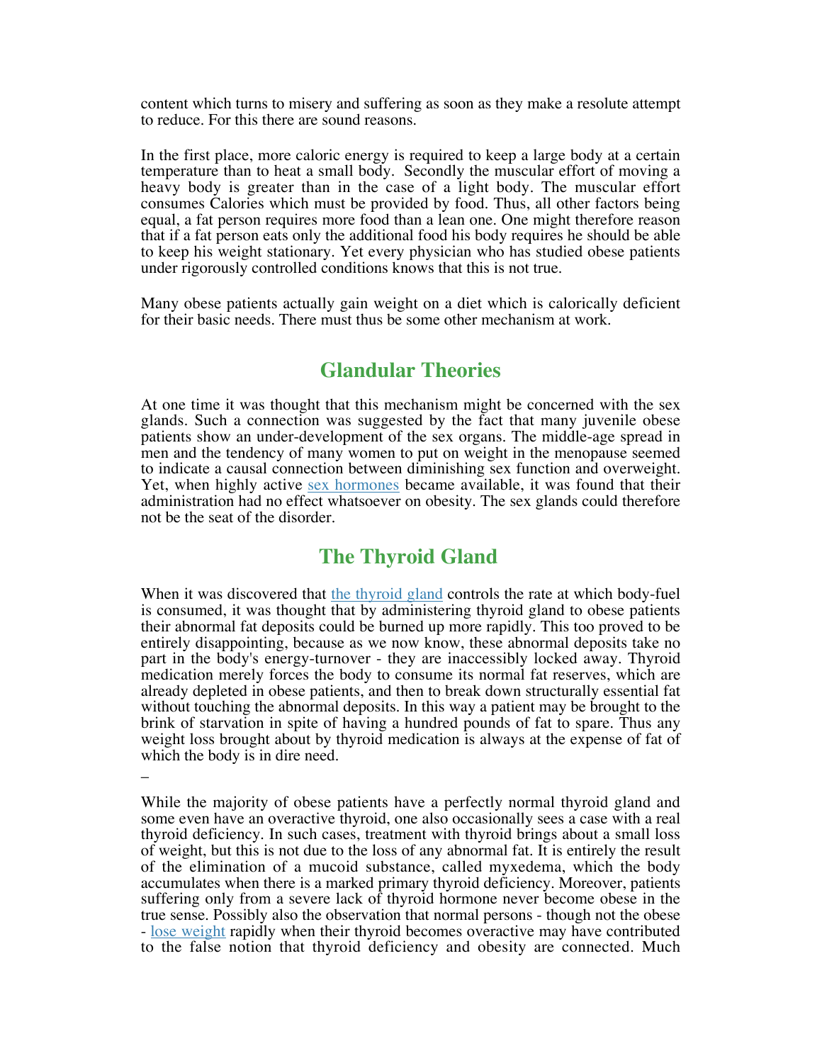content which turns to misery and suffering as soon as they make a resolute attempt to reduce. For this there are sound reasons.

In the first place, more caloric energy is required to keep a large body at a certain temperature than to heat a small body. Secondly the muscular effort of moving a heavy body is greater than in the case of a light body. The muscular effort consumes Calories which must be provided by food. Thus, all other factors being equal, a fat person requires more food than a lean one. One might therefore reason that if a fat person eats only the additional food his body requires he should be able to keep his weight stationary. Yet every physician who has studied obese patients under rigorously controlled conditions knows that this is not true.

Many obese patients actually gain weight on a diet which is calorically deficient for their basic needs. There must thus be some other mechanism at work.

## Glandular Theories

At one time it was thought that this mechanism might be concerned with the sex glands. Such a connection was suggested by the fact that many juvenile obese patients show an under-development of the sex organs. The middle-age spread in men and the tendency of many women to put on weight in the menopause seemed to indicate a causal connection between diminishing sex function and overweight. Yet, when highly active sex hormones became available, it was found that their administration had no effect whatsoever on obesity. The sex glands could therefore not be the seat of the disorder.

## The Thyroid Gland

When it was discovered that the thyroid gland controls the rate at which body-fuel is consumed, it was thought that by administering thyroid gland to obese patients their abnormal fat deposits could be burned up more rapidly. This too proved to be entirely disappointing, because as we now know, these abnormal deposits take no part in the body's energy-turnover - they are inaccessibly locked away. Thyroid medication merely forces the body to consume its normal fat reserves, which are already depleted in obese patients, and then to break down structurally essential fat without touching the abnormal deposits. In this way a patient may be brought to the brink of starvation in spite of having a hundred pounds of fat to spare. Thus any weight loss brought about by thyroid medication is always at the expense of fat of which the body is in dire need.

–

While the majority of obese patients have a perfectly normal thyroid gland and some even have an overactive thyroid, one also occasionally sees a case with a real thyroid deficiency. In such cases, treatment with thyroid brings about a small loss of weight, but this is not due to the loss of any abnormal fat. It is entirely the result of the elimination of a mucoid substance, called myxedema, which the body accumulates when there is a marked primary thyroid deficiency. Moreover, patients suffering only from a severe lack of thyroid hormone never become obese in the true sense. Possibly also the observation that normal persons - though not the obese - lose weight rapidly when their thyroid becomes overactive may have contributed to the false notion that thyroid deficiency and obesity are connected. Much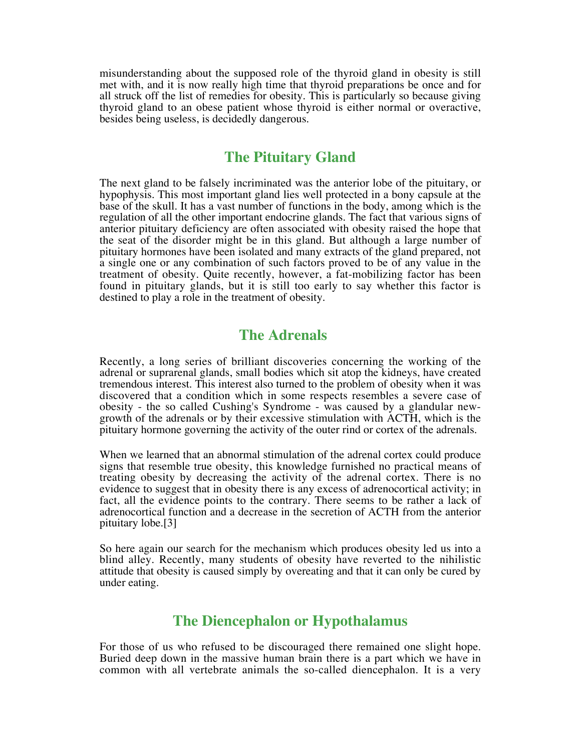misunderstanding about the supposed role of the thyroid gland in obesity is still met with, and it is now really high time that thyroid preparations be once and for all struck off the list of remedies for obesity. This is particularly so because giving thyroid gland to an obese patient whose thyroid is either normal or overactive, besides being useless, is decidedly dangerous.

## The Pituitary Gland

The next gland to be falsely incriminated was the anterior lobe of the pituitary, or hypophysis. This most important gland lies well protected in a bony capsule at the base of the skull. It has a vast number of functions in the body, among which is the regulation of all the other important endocrine glands. The fact that various signs of anterior pituitary deficiency are often associated with obesity raised the hope that the seat of the disorder might be in this gland. But although a large number of pituitary hormones have been isolated and many extracts of the gland prepared, not a single one or any combination of such factors proved to be of any value in the treatment of obesity. Quite recently, however, a fat-mobilizing factor has been found in pituitary glands, but it is still too early to say whether this factor is destined to play a role in the treatment of obesity.

## The Adrenals

Recently, a long series of brilliant discoveries concerning the working of the adrenal or suprarenal glands, small bodies which sit atop the kidneys, have created tremendous interest. This interest also turned to the problem of obesity when it was discovered that a condition which in some respects resembles a severe case of obesity - the so called Cushing's Syndrome - was caused by a glandular new-growth of the adrenals or by their excessive stimulation with ACTH, which is the pituitary hormone governing the activity of the outer rind or cortex of the adrenals.

When we learned that an abnormal stimulation of the adrenal cortex could produce signs that resemble true obesity, this knowledge furnished no practical means of treating obesity by decreasing the activity of the adrenal cortex. There is no evidence to suggest that in obesity there is any excess of adrenocortical activity; in fact, all the evidence points to the contrary. There seems to be rather a lack of adrenocortical function and a decrease in the secretion of ACTH from the anterior pituitary lobe.[3]

So here again our search for the mechanism which produces obesity led us into a blind alley. Recently, many students of obesity have reverted to the nihilistic attitude that obesity is caused simply by overeating and that it can only be cured by under eating.

## The Diencephalon or Hypothalamus

For those of us who refused to be discouraged there remained one slight hope. Buried deep down in the massive human brain there is a part which we have in common with all vertebrate animals the so-called diencephalon. It is a very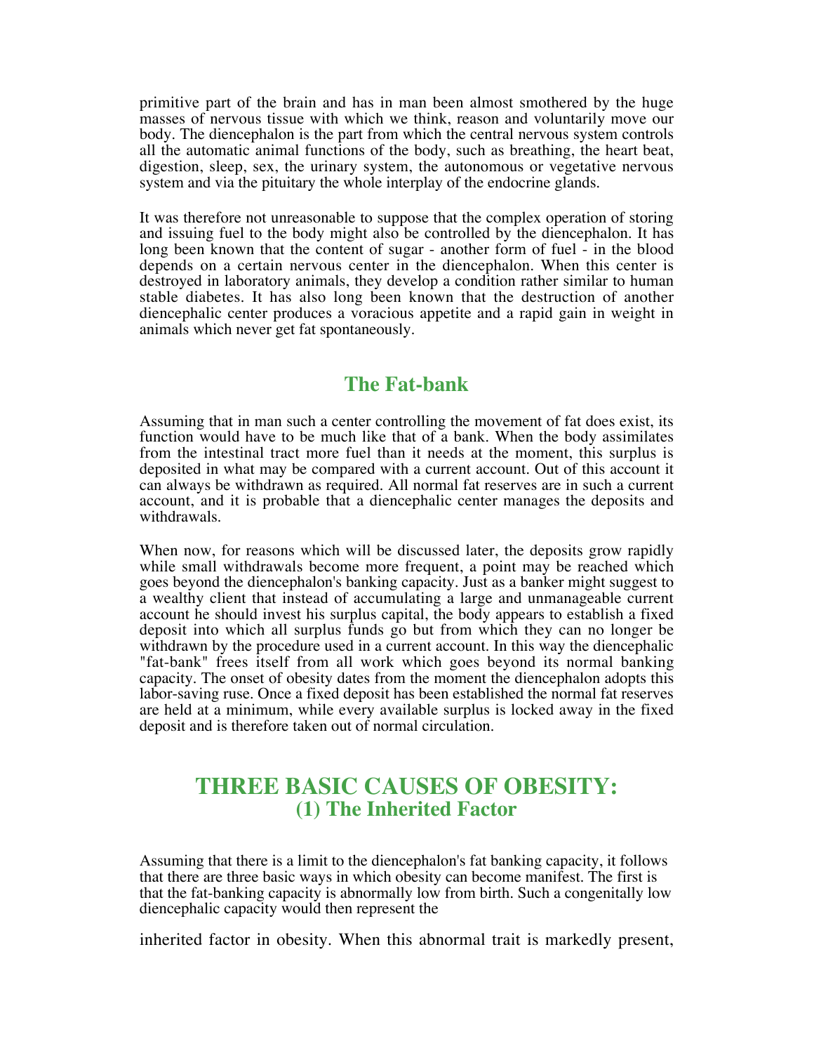primitive part of the brain and has in man been almost smothered by the huge masses of nervous tissue with which we think, reason and voluntarily move our body. The diencephalon is the part from which the central nervous system controls all the automatic animal functions of the body, such as breathing, the heart beat, digestion, sleep, sex, the urinary system, the autonomous or vegetative nervous system and via the pituitary the whole interplay of the endocrine glands.

It was therefore not unreasonable to suppose that the complex operation of storing and issuing fuel to the body might also be controlled by the diencephalon. It has long been known that the content of sugar - another form of fuel - in the blood depends on a certain nervous center in the diencephalon. When this center is destroyed in laboratory animals, they develop a condition rather similar to human stable diabetes. It has also long been known that the destruction of another diencephalic center produces a voracious appetite and a rapid gain in weight in animals which never get fat spontaneously.

## The Fat-bank

Assuming that in man such a center controlling the movement of fat does exist, its function would have to be much like that of a bank. When the body assimilates from the intestinal tract more fuel than it needs at the moment, this surplus is deposited in what may be compared with a current account. Out of this account it can always be withdrawn as required. All normal fat reserves are in such a current account, and it is probable that a diencephalic center manages the deposits and withdrawals.

When now, for reasons which will be discussed later, the deposits grow rapidly while small withdrawals become more frequent, a point may be reached which goes beyond the diencephalon's banking capacity. Just as a banker might suggest to a wealthy client that instead of accumulating a large and unmanageable current account he should invest his surplus capital, the body appears to establish a fixed deposit into which all surplus funds go but from which they can no longer be withdrawn by the procedure used in a current account. In this way the diencephalic "fat-bank" frees itself from all work which goes beyond its normal banking capacity. The onset of obesity dates from the moment the diencephalon adopts this labor-saving ruse. Once a fixed deposit has been established the normal fat reserves are held at a minimum, while every available surplus is locked away in the fixed deposit and is therefore taken out of normal circulation.

## THREE BASIC CAUSES OF OBESITY:
### (1) The Inherited Factor

Assuming that there is a limit to the diencephalon's fat banking capacity, it follows that there are three basic ways in which obesity can become manifest. The first is that the fat-banking capacity is abnormally low from birth. Such a congenitally low diencephalic capacity would then represent the inherited factor in obesity. When this abnormal trait is markedly present,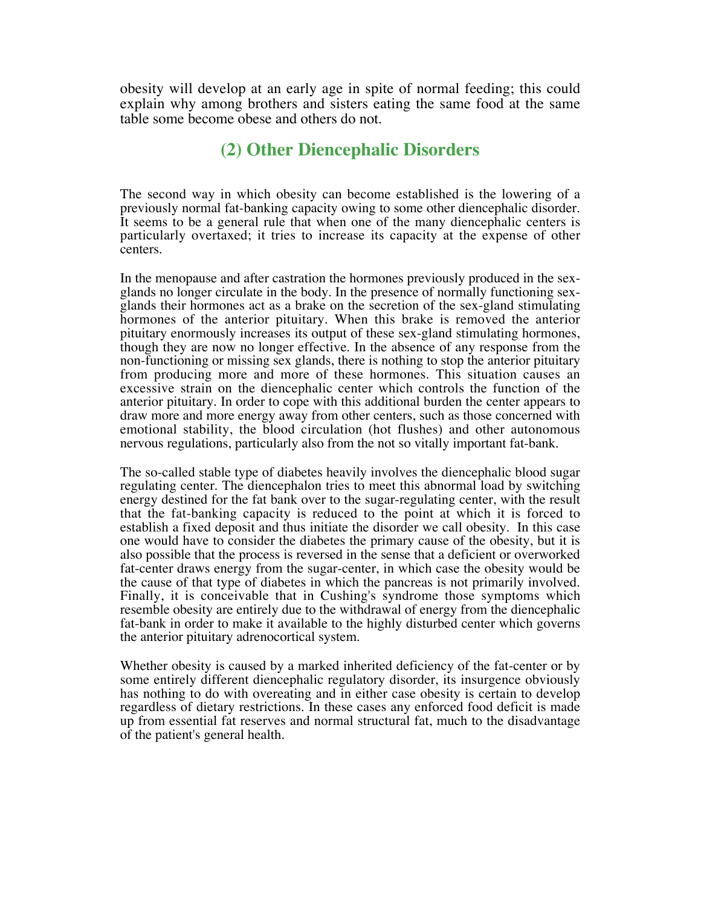obesity will develop at an early age in spite of normal feeding; this could explain why among brothers and sisters eating the same food at the same table some become obese and others do not.

## (2) Other Diencephalic Disorders

The second way in which obesity can become established is the lowering of a previously normal fat-banking capacity owing to some other diencephalic disorder. It seems to be a general rule that when one of the many diencephalic centers is particularly overtaxed; it tries to increase its capacity at the expense of other centers.

In the menopause and after castration the hormones previously produced in the sex-glands no longer circulate in the body. In the presence of normally functioning sex-glands their hormones act as a brake on the secretion of the sex-gland stimulating hormones of the anterior pituitary. When this brake is removed the anterior pituitary enormously increases its output of these sex-gland stimulating hormones, though they are now no longer effective. In the absence of any response from the non-functioning or missing sex glands, there is nothing to stop the anterior pituitary from producing more and more of these hormones. This situation causes an excessive strain on the diencephalic center which controls the function of the anterior pituitary. In order to cope with this additional burden the center appears to draw more and more energy away from other centers, such as those concerned with emotional stability, the blood circulation (hot flushes) and other autonomous nervous regulations, particularly also from the not so vitally important fat-bank.

The so-called stable type of diabetes heavily involves the diencephalic blood sugar regulating center. The diencephalon tries to meet this abnormal load by switching energy destined for the fat bank over to the sugar-regulating center, with the result that the fat-banking capacity is reduced to the point at which it is forced to establish a fixed deposit and thus initiate the disorder we call obesity. In this case one would have to consider the diabetes the primary cause of the obesity, but it is also possible that the process is reversed in the sense that a deficient or overworked fat-center draws energy from the sugar-center, in which case the obesity would be the cause of that type of diabetes in which the pancreas is not primarily involved. Finally, it is conceivable that in Cushing's syndrome those symptoms which resemble obesity are entirely due to the withdrawal of energy from the diencephalic fat-bank in order to make it available to the highly disturbed center which governs the anterior pituitary adrenocortical system.

Whether obesity is caused by a marked inherited deficiency of the fat-center or by some entirely different diencephalic regulatory disorder, its insurgence obviously has nothing to do with overeating and in either case obesity is certain to develop regardless of dietary restrictions. In these cases any enforced food deficit is made up from essential fat reserves and normal structural fat, much to the disadvantage of the patient's general health.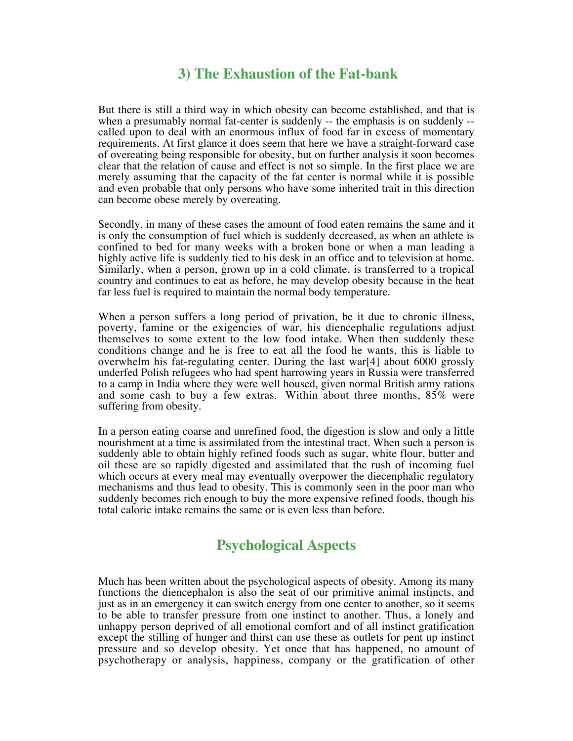## 3) The Exhaustion of the Fat-bank

But there is still a third way in which obesity can become established, and that is when a presumably normal fat-center is suddenly -- the emphasis is on suddenly -- called upon to deal with an enormous influx of food far in excess of momentary requirements. At first glance it does seem that here we have a straight-forward case of overeating being responsible for obesity, but on further analysis it soon becomes clear that the relation of cause and effect is not so simple. In the first place we are merely assuming that the capacity of the fat center is normal while it is possible and even probable that only persons who have some inherited trait in this direction can become obese merely by overeating.

Secondly, in many of these cases the amount of food eaten remains the same and it is only the consumption of fuel which is suddenly decreased, as when an athlete is confined to bed for many weeks with a broken bone or when a man leading a highly active life is suddenly tied to his desk in an office and to television at home. Similarly, when a person, grown up in a cold climate, is transferred to a tropical country and continues to eat as before, he may develop obesity because in the heat far less fuel is required to maintain the normal body temperature.

When a person suffers a long period of privation, be it due to chronic illness, poverty, famine or the exigencies of war, his diencephalic regulations adjust themselves to some extent to the low food intake. When then suddenly these conditions change and he is free to eat all the food he wants, this is liable to overwhelm his fat-regulating center. During the last war[4] about 6000 grossly underfed Polish refugees who had spent harrowing years in Russia were transferred to a camp in India where they were well housed, given normal British army rations and some cash to buy a few extras. Within about three months, 85% were suffering from obesity.

In a person eating coarse and unrefined food, the digestion is slow and only a little nourishment at a time is assimilated from the intestinal tract. When such a person is suddenly able to obtain highly refined foods such as sugar, white flour, butter and oil these are so rapidly digested and assimilated that the rush of incoming fuel which occurs at every meal may eventually overpower the diecenphalic regulatory mechanisms and thus lead to obesity. This is commonly seen in the poor man who suddenly becomes rich enough to buy the more expensive refined foods, though his total caloric intake remains the same or is even less than before.

## Psychological Aspects

Much has been written about the psychological aspects of obesity. Among its many functions the diencephalon is also the seat of our primitive animal instincts, and just as in an emergency it can switch energy from one center to another, so it seems to be able to transfer pressure from one instinct to another. Thus, a lonely and unhappy person deprived of all emotional comfort and of all instinct gratification except the stilling of hunger and thirst can use these as outlets for pent up instinct pressure and so develop obesity. Yet once that has happened, no amount of psychotherapy or analysis, happiness, company or the gratification of other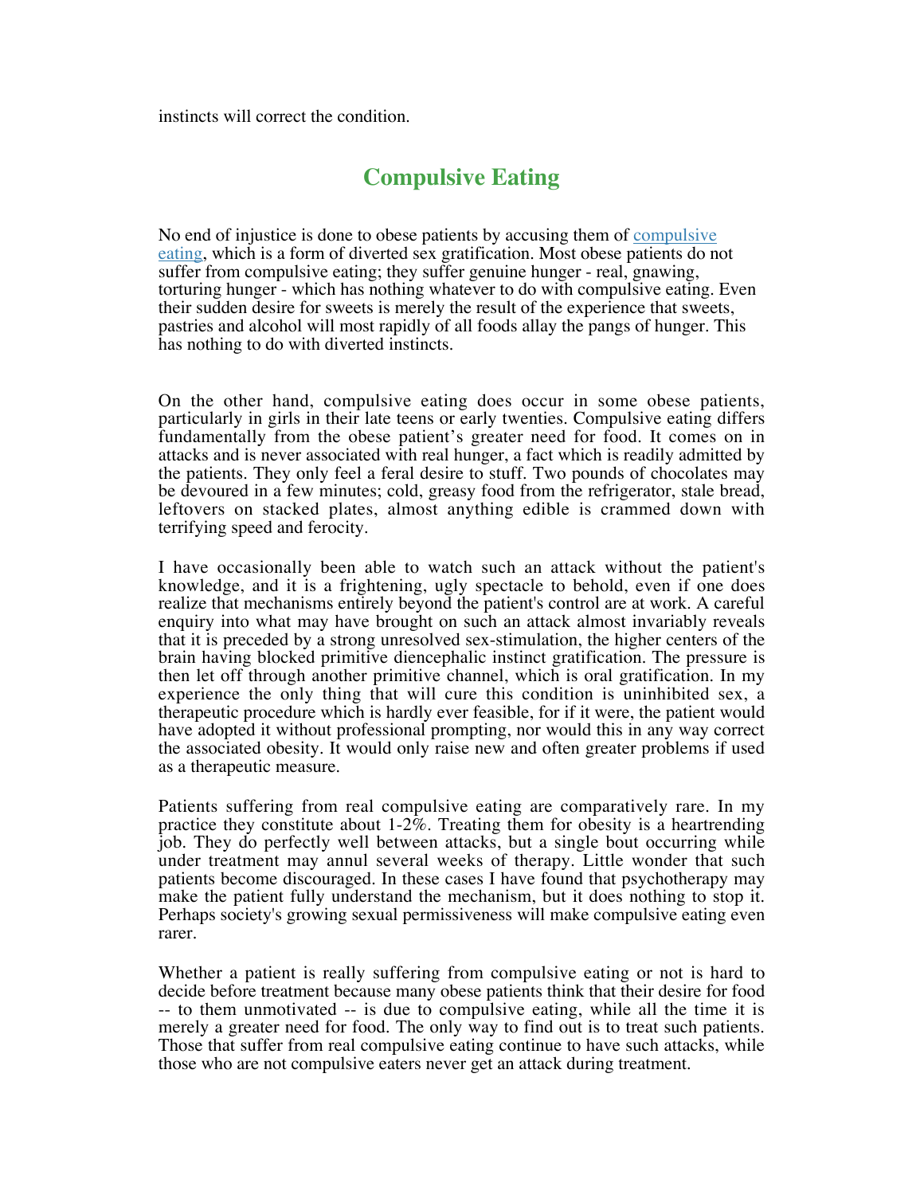instincts will correct the condition.

## Compulsive Eating

No end of injustice is done to obese patients by accusing them of compulsive eating, which is a form of diverted sex gratification. Most obese patients do not suffer from compulsive eating; they suffer genuine hunger - real, gnawing, torturing hunger - which has nothing whatever to do with compulsive eating. Even their sudden desire for sweets is merely the result of the experience that sweets, pastries and alcohol will most rapidly of all foods allay the pangs of hunger. This has nothing to do with diverted instincts.

On the other hand, compulsive eating does occur in some obese patients, particularly in girls in their late teens or early twenties. Compulsive eating differs fundamentally from the obese patient's greater need for food. It comes on in attacks and is never associated with real hunger, a fact which is readily admitted by the patients. They only feel a feral desire to stuff. Two pounds of chocolates may be devoured in a few minutes; cold, greasy food from the refrigerator, stale bread, leftovers on stacked plates, almost anything edible is crammed down with terrifying speed and ferocity.

I have occasionally been able to watch such an attack without the patient's knowledge, and it is a frightening, ugly spectacle to behold, even if one does realize that mechanisms entirely beyond the patient's control are at work. A careful enquiry into what may have brought on such an attack almost invariably reveals that it is preceded by a strong unresolved sex-stimulation, the higher centers of the brain having blocked primitive diencephalic instinct gratification. The pressure is then let off through another primitive channel, which is oral gratification. In my experience the only thing that will cure this condition is uninhibited sex, a therapeutic procedure which is hardly ever feasible, for if it were, the patient would have adopted it without professional prompting, nor would this in any way correct the associated obesity. It would only raise new and often greater problems if used as a therapeutic measure.

Patients suffering from real compulsive eating are comparatively rare. In my practice they constitute about 1-2%. Treating them for obesity is a heartrending job. They do perfectly well between attacks, but a single bout occurring while under treatment may annul several weeks of therapy. Little wonder that such patients become discouraged. In these cases I have found that psychotherapy may make the patient fully understand the mechanism, but it does nothing to stop it. Perhaps society's growing sexual permissiveness will make compulsive eating even rarer.

Whether a patient is really suffering from compulsive eating or not is hard to decide before treatment because many obese patients think that their desire for food -- to them unmotivated -- is due to compulsive eating, while all the time it is merely a greater need for food. The only way to find out is to treat such patients. Those that suffer from real compulsive eating continue to have such attacks, while those who are not compulsive eaters never get an attack during treatment.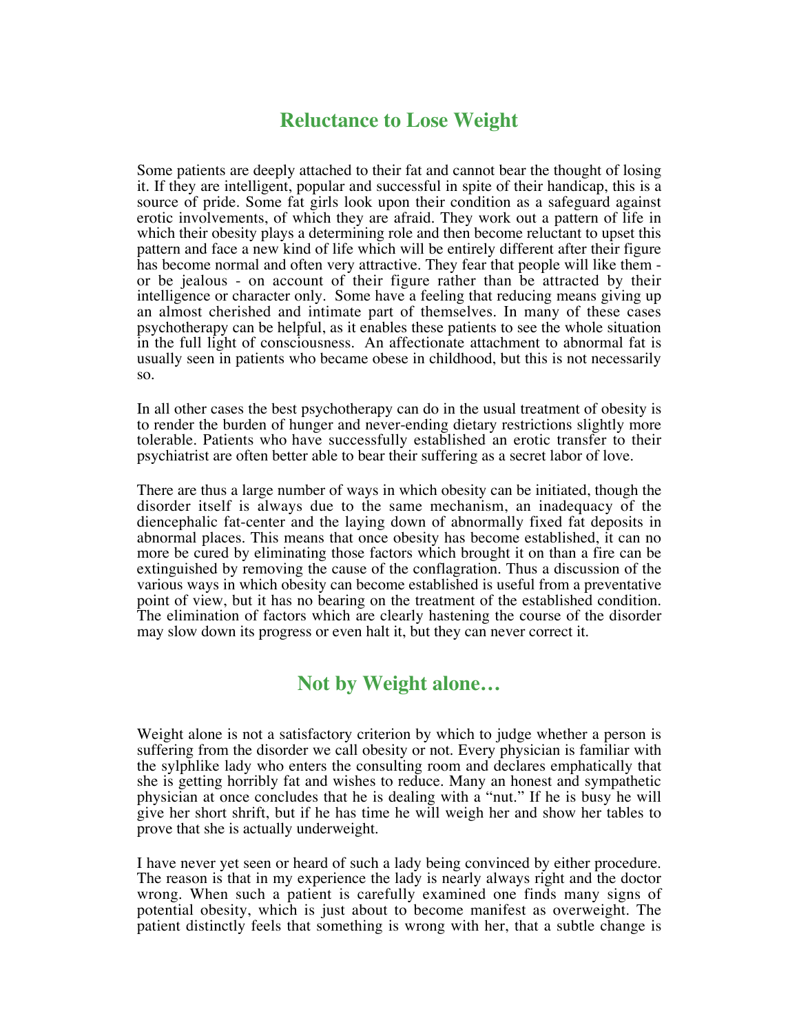## Reluctance to Lose Weight

Some patients are deeply attached to their fat and cannot bear the thought of losing it. If they are intelligent, popular and successful in spite of their handicap, this is a source of pride. Some fat girls look upon their condition as a safeguard against erotic involvements, of which they are afraid. They work out a pattern of life in which their obesity plays a determining role and then become reluctant to upset this pattern and face a new kind of life which will be entirely different after their figure has become normal and often very attractive. They fear that people will like them - or be jealous - on account of their figure rather than be attracted by their intelligence or character only. Some have a feeling that reducing means giving up an almost cherished and intimate part of themselves. In many of these cases psychotherapy can be helpful, as it enables these patients to see the whole situation in the full light of consciousness. An affectionate attachment to abnormal fat is usually seen in patients who became obese in childhood, but this is not necessarily so.

In all other cases the best psychotherapy can do in the usual treatment of obesity is to render the burden of hunger and never-ending dietary restrictions slightly more tolerable. Patients who have successfully established an erotic transfer to their psychiatrist are often better able to bear their suffering as a secret labor of love.

There are thus a large number of ways in which obesity can be initiated, though the disorder itself is always due to the same mechanism, an inadequacy of the diencephalic fat-center and the laying down of abnormally fixed fat deposits in abnormal places. This means that once obesity has become established, it can no more be cured by eliminating those factors which brought it on than a fire can be extinguished by removing the cause of the conflagration. Thus a discussion of the various ways in which obesity can become established is useful from a preventative point of view, but it has no bearing on the treatment of the established condition. The elimination of factors which are clearly hastening the course of the disorder may slow down its progress or even halt it, but they can never correct it.

## Not by Weight alone…

Weight alone is not a satisfactory criterion by which to judge whether a person is suffering from the disorder we call obesity or not. Every physician is familiar with the sylphlike lady who enters the consulting room and declares emphatically that she is getting horribly fat and wishes to reduce. Many an honest and sympathetic physician at once concludes that he is dealing with a "nut." If he is busy he will give her short shrift, but if he has time he will weigh her and show her tables to prove that she is actually underweight.

I have never yet seen or heard of such a lady being convinced by either procedure. The reason is that in my experience the lady is nearly always right and the doctor wrong. When such a patient is carefully examined one finds many signs of potential obesity, which is just about to become manifest as overweight. The patient distinctly feels that something is wrong with her, that a subtle change is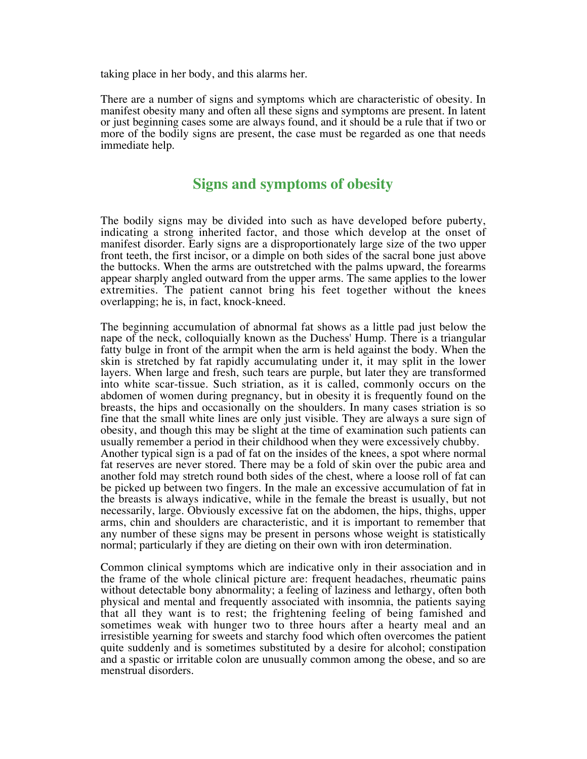taking place in her body, and this alarms her.

There are a number of signs and symptoms which are characteristic of obesity. In manifest obesity many and often all these signs and symptoms are present. In latent or just beginning cases some are always found, and it should be a rule that if two or more of the bodily signs are present, the case must be regarded as one that needs immediate help.

## Signs and symptoms of obesity

The bodily signs may be divided into such as have developed before puberty, indicating a strong inherited factor, and those which develop at the onset of manifest disorder. Early signs are a disproportionately large size of the two upper front teeth, the first incisor, or a dimple on both sides of the sacral bone just above the buttocks. When the arms are outstretched with the palms upward, the forearms appear sharply angled outward from the upper arms. The same applies to the lower extremities. The patient cannot bring his feet together without the knees overlapping; he is, in fact, knock-kneed.

The beginning accumulation of abnormal fat shows as a little pad just below the nape of the neck, colloquially known as the Duchess' Hump. There is a triangular fatty bulge in front of the armpit when the arm is held against the body. When the skin is stretched by fat rapidly accumulating under it, it may split in the lower layers. When large and fresh, such tears are purple, but later they are transformed into white scar-tissue. Such striation, as it is called, commonly occurs on the abdomen of women during pregnancy, but in obesity it is frequently found on the breasts, the hips and occasionally on the shoulders. In many cases striation is so fine that the small white lines are only just visible. They are always a sure sign of obesity, and though this may be slight at the time of examination such patients can usually remember a period in their childhood when they were excessively chubby. Another typical sign is a pad of fat on the insides of the knees, a spot where normal fat reserves are never stored. There may be a fold of skin over the pubic area and another fold may stretch round both sides of the chest, where a loose roll of fat can be picked up between two fingers. In the male an excessive accumulation of fat in the breasts is always indicative, while in the female the breast is usually, but not necessarily, large. Obviously excessive fat on the abdomen, the hips, thighs, upper arms, chin and shoulders are characteristic, and it is important to remember that any number of these signs may be present in persons whose weight is statistically normal; particularly if they are dieting on their own with iron determination.

Common clinical symptoms which are indicative only in their association and in the frame of the whole clinical picture are: frequent headaches, rheumatic pains without detectable bony abnormality; a feeling of laziness and lethargy, often both physical and mental and frequently associated with insomnia, the patients saying that all they want is to rest; the frightening feeling of being famished and sometimes weak with hunger two to three hours after a hearty meal and an irresistible yearning for sweets and starchy food which often overcomes the patient quite suddenly and is sometimes substituted by a desire for alcohol; constipation and a spastic or irritable colon are unusually common among the obese, and so are menstrual disorders.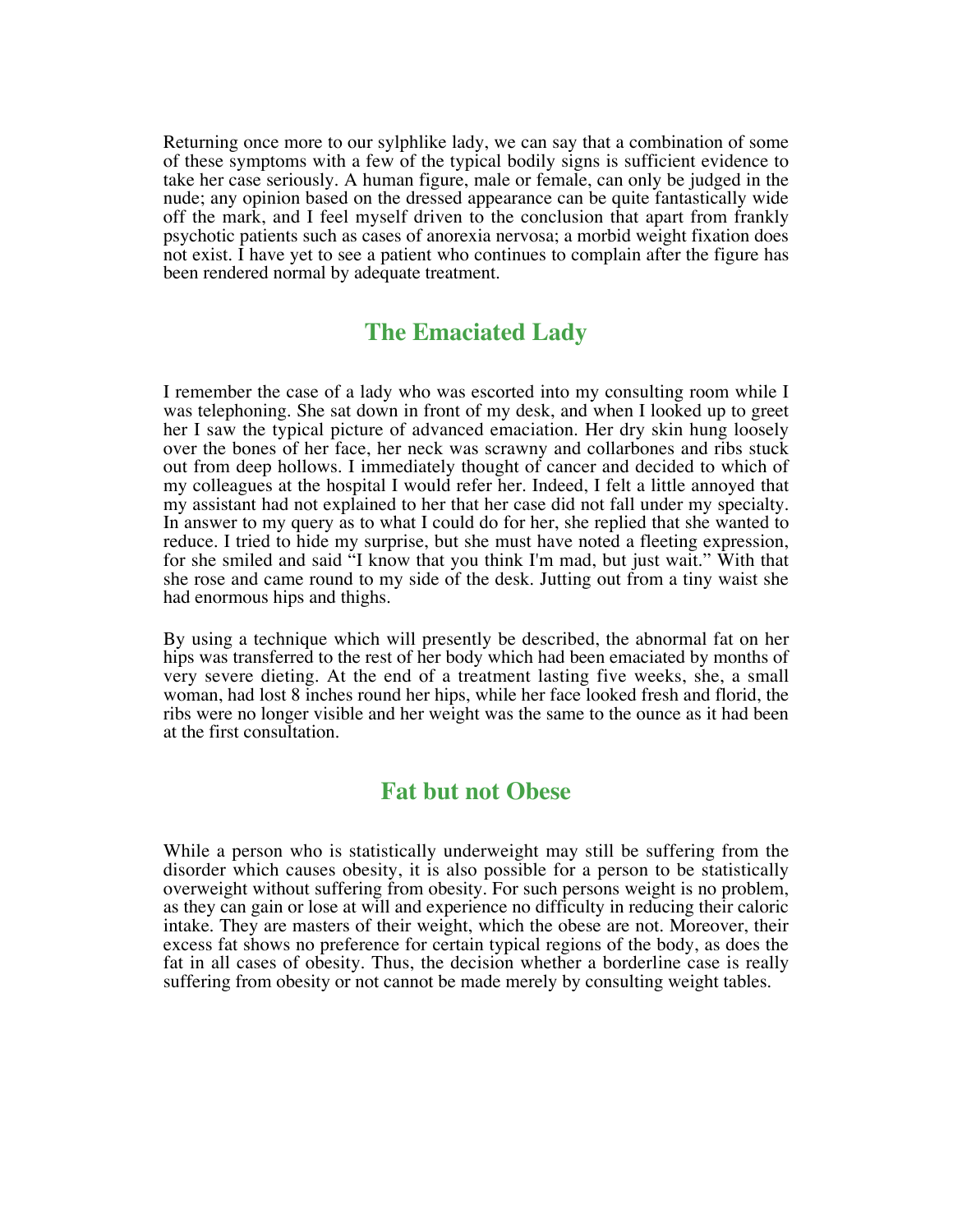Returning once more to our sylphlike lady, we can say that a combination of some of these symptoms with a few of the typical bodily signs is sufficient evidence to take her case seriously. A human figure, male or female, can only be judged in the nude; any opinion based on the dressed appearance can be quite fantastically wide off the mark, and I feel myself driven to the conclusion that apart from frankly psychotic patients such as cases of anorexia nervosa; a morbid weight fixation does not exist. I have yet to see a patient who continues to complain after the figure has been rendered normal by adequate treatment.

## The Emaciated Lady

I remember the case of a lady who was escorted into my consulting room while I was telephoning. She sat down in front of my desk, and when I looked up to greet her I saw the typical picture of advanced emaciation. Her dry skin hung loosely over the bones of her face, her neck was scrawny and collarbones and ribs stuck out from deep hollows. I immediately thought of cancer and decided to which of my colleagues at the hospital I would refer her. Indeed, I felt a little annoyed that my assistant had not explained to her that her case did not fall under my specialty. In answer to my query as to what I could do for her, she replied that she wanted to reduce. I tried to hide my surprise, but she must have noted a fleeting expression, for she smiled and said "I know that you think I'm mad, but just wait." With that she rose and came round to my side of the desk. Jutting out from a tiny waist she had enormous hips and thighs.

By using a technique which will presently be described, the abnormal fat on her hips was transferred to the rest of her body which had been emaciated by months of very severe dieting. At the end of a treatment lasting five weeks, she, a small woman, had lost 8 inches round her hips, while her face looked fresh and florid, the ribs were no longer visible and her weight was the same to the ounce as it had been at the first consultation.

## Fat but not Obese

While a person who is statistically underweight may still be suffering from the disorder which causes obesity, it is also possible for a person to be statistically overweight without suffering from obesity. For such persons weight is no problem, as they can gain or lose at will and experience no difficulty in reducing their caloric intake. They are masters of their weight, which the obese are not. Moreover, their excess fat shows no preference for certain typical regions of the body, as does the fat in all cases of obesity. Thus, the decision whether a borderline case is really suffering from obesity or not cannot be made merely by consulting weight tables.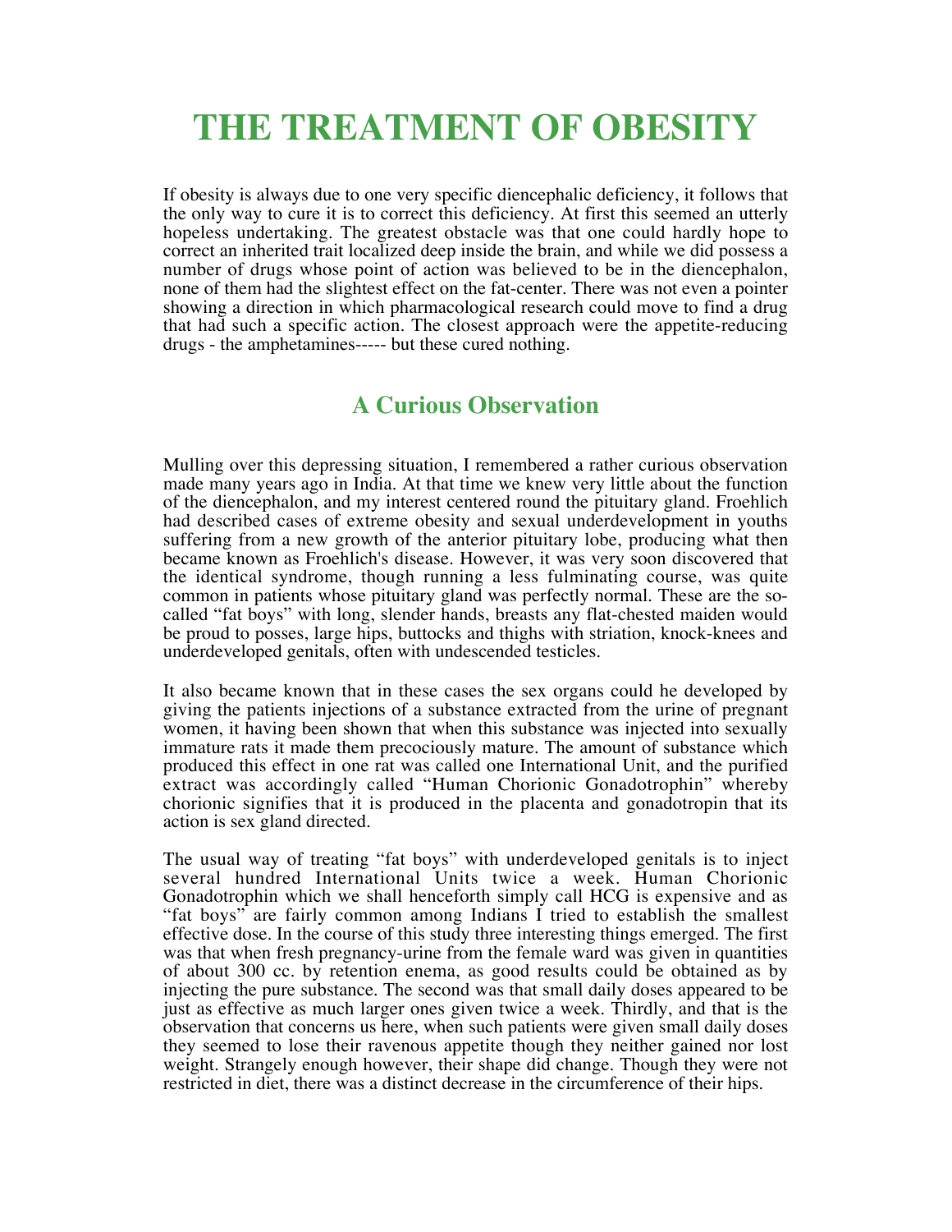# THE TREATMENT OF OBESITY

If obesity is always due to one very specific diencephalic deficiency, it follows that the only way to cure it is to correct this deficiency. At first this seemed an utterly hopeless undertaking. The greatest obstacle was that one could hardly hope to correct an inherited trait localized deep inside the brain, and while we did possess a number of drugs whose point of action was believed to be in the diencephalon, none of them had the slightest effect on the fat-center. There was not even a pointer showing a direction in which pharmacological research could move to find a drug that had such a specific action. The closest approach were the appetite-reducing drugs - the amphetamines----- but these cured nothing.

## A Curious Observation

Mulling over this depressing situation, I remembered a rather curious observation made many years ago in India. At that time we knew very little about the function of the diencephalon, and my interest centered round the pituitary gland. Froehlich had described cases of extreme obesity and sexual underdevelopment in youths suffering from a new growth of the anterior pituitary lobe, producing what then became known as Froehlich's disease. However, it was very soon discovered that the identical syndrome, though running a less fulminating course, was quite common in patients whose pituitary gland was perfectly normal. These are the so-called "fat boys" with long, slender hands, breasts any flat-chested maiden would be proud to posses, large hips, buttocks and thighs with striation, knock-knees and underdeveloped genitals, often with undescended testicles.

It also became known that in these cases the sex organs could he developed by giving the patients injections of a substance extracted from the urine of pregnant women, it having been shown that when this substance was injected into sexually immature rats it made them precociously mature. The amount of substance which produced this effect in one rat was called one International Unit, and the purified extract was accordingly called "Human Chorionic Gonadotrophin" whereby chorionic signifies that it is produced in the placenta and gonadotropin that its action is sex gland directed.

The usual way of treating "fat boys" with underdeveloped genitals is to inject several hundred International Units twice a week. Human Chorionic Gonadotrophin which we shall henceforth simply call HCG is expensive and as "fat boys" are fairly common among Indians I tried to establish the smallest effective dose. In the course of this study three interesting things emerged. The first was that when fresh pregnancy-urine from the female ward was given in quantities of about 300 cc. by retention enema, as good results could be obtained as by injecting the pure substance. The second was that small daily doses appeared to be just as effective as much larger ones given twice a week. Thirdly, and that is the observation that concerns us here, when such patients were given small daily doses they seemed to lose their ravenous appetite though they neither gained nor lost weight. Strangely enough however, their shape did change. Though they were not restricted in diet, there was a distinct decrease in the circumference of their hips.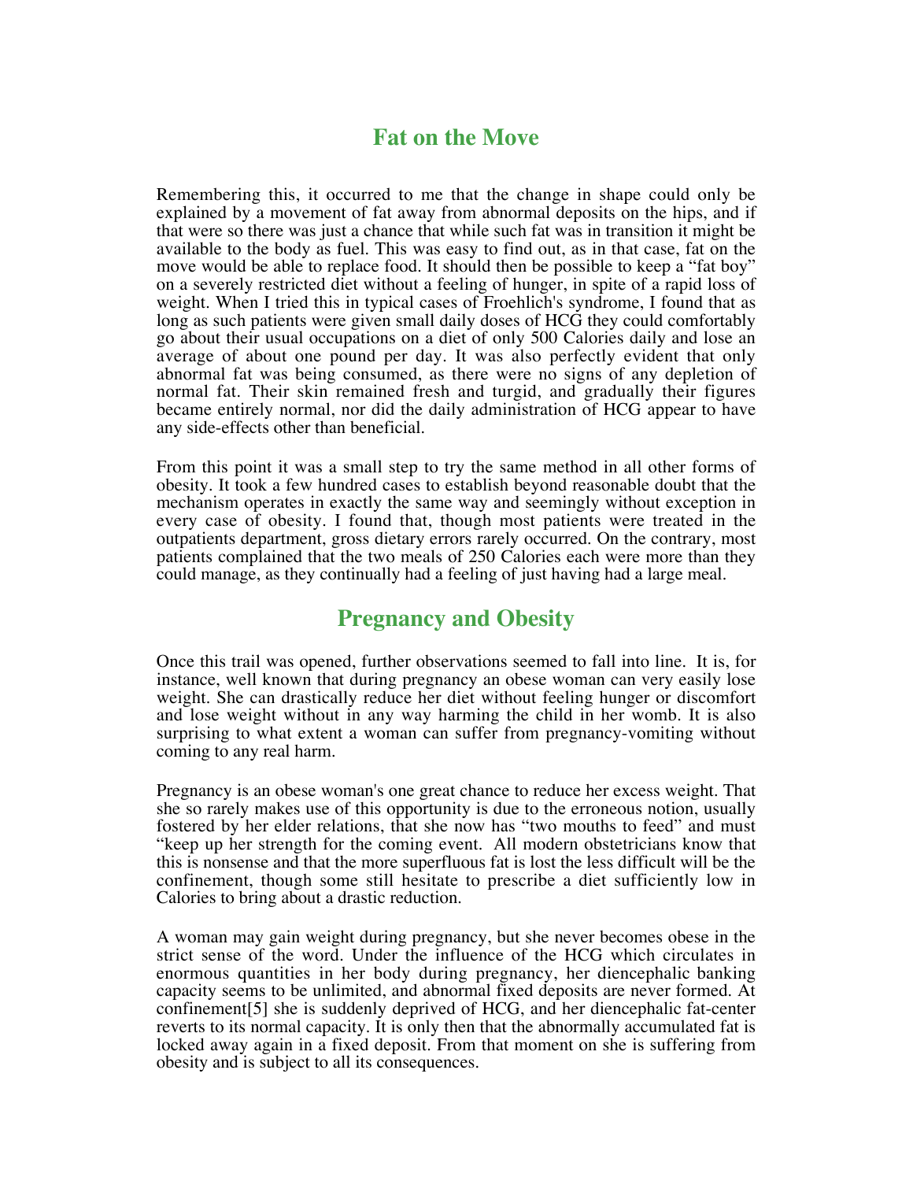## Fat on the Move

Remembering this, it occurred to me that the change in shape could only be explained by a movement of fat away from abnormal deposits on the hips, and if that were so there was just a chance that while such fat was in transition it might be available to the body as fuel. This was easy to find out, as in that case, fat on the move would be able to replace food. It should then be possible to keep a “fat boy” on a severely restricted diet without a feeling of hunger, in spite of a rapid loss of weight. When I tried this in typical cases of Froehlich's syndrome, I found that as long as such patients were given small daily doses of HCG they could comfortably go about their usual occupations on a diet of only 500 Calories daily and lose an average of about one pound per day. It was also perfectly evident that only abnormal fat was being consumed, as there were no signs of any depletion of normal fat. Their skin remained fresh and turgid, and gradually their figures became entirely normal, nor did the daily administration of HCG appear to have any side-effects other than beneficial.

From this point it was a small step to try the same method in all other forms of obesity. It took a few hundred cases to establish beyond reasonable doubt that the mechanism operates in exactly the same way and seemingly without exception in every case of obesity. I found that, though most patients were treated in the outpatients department, gross dietary errors rarely occurred. On the contrary, most patients complained that the two meals of 250 Calories each were more than they could manage, as they continually had a feeling of just having had a large meal.

## Pregnancy and Obesity

Once this trail was opened, further observations seemed to fall into line. It is, for instance, well known that during pregnancy an obese woman can very easily lose weight. She can drastically reduce her diet without feeling hunger or discomfort and lose weight without in any way harming the child in her womb. It is also surprising to what extent a woman can suffer from pregnancy-vomiting without coming to any real harm.

Pregnancy is an obese woman's one great chance to reduce her excess weight. That she so rarely makes use of this opportunity is due to the erroneous notion, usually fostered by her elder relations, that she now has “two mouths to feed” and must “keep up her strength for the coming event. All modern obstetricians know that this is nonsense and that the more superfluous fat is lost the less difficult will be the confinement, though some still hesitate to prescribe a diet sufficiently low in Calories to bring about a drastic reduction.

A woman may gain weight during pregnancy, but she never becomes obese in the strict sense of the word. Under the influence of the HCG which circulates in enormous quantities in her body during pregnancy, her diencephalic banking capacity seems to be unlimited, and abnormal fixed deposits are never formed. At confinement[5] she is suddenly deprived of HCG, and her diencephalic fat-center reverts to its normal capacity. It is only then that the abnormally accumulated fat is locked away again in a fixed deposit. From that moment on she is suffering from obesity and is subject to all its consequences.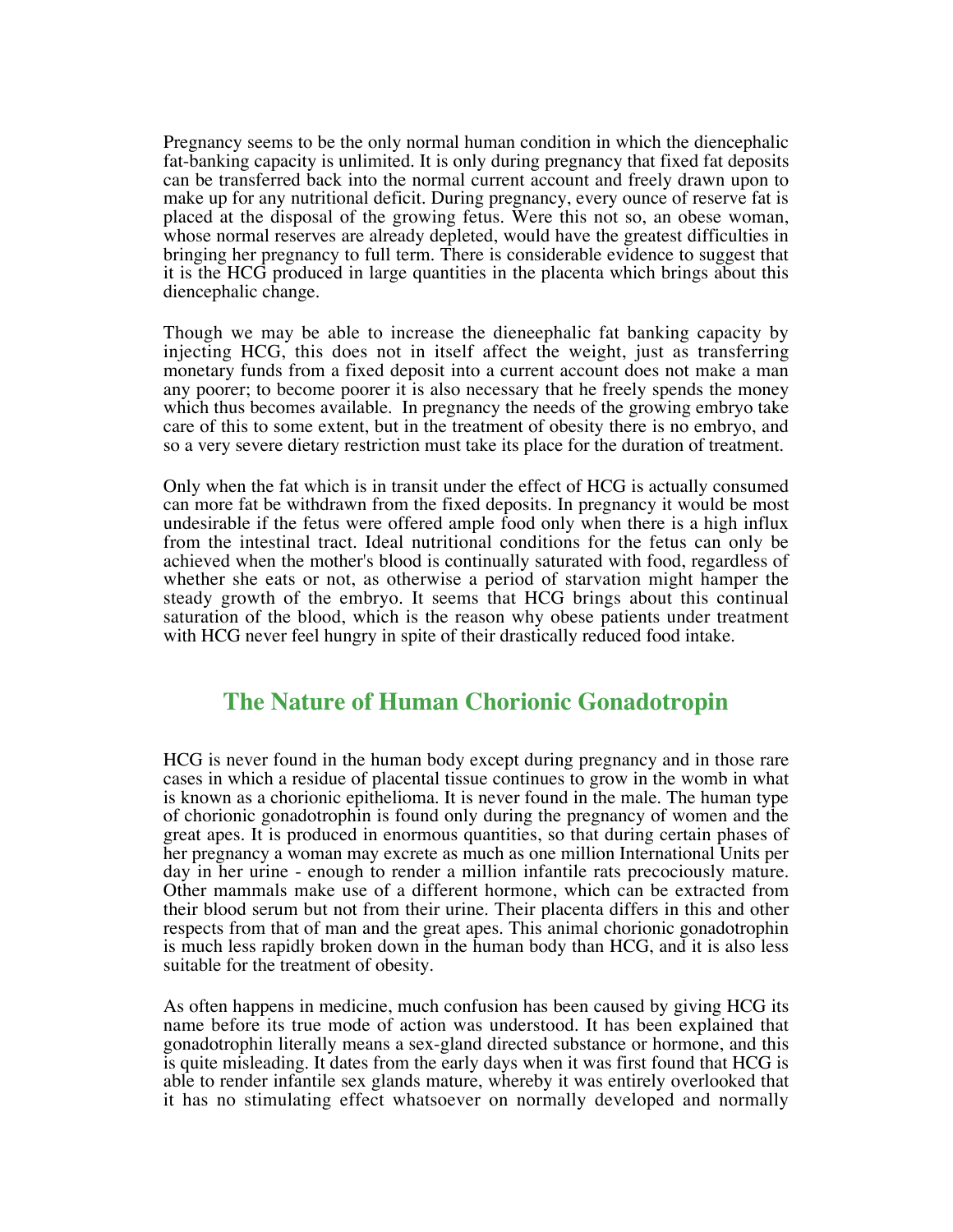Pregnancy seems to be the only normal human condition in which the diencephalic fat-banking capacity is unlimited. It is only during pregnancy that fixed fat deposits can be transferred back into the normal current account and freely drawn upon to make up for any nutritional deficit. During pregnancy, every ounce of reserve fat is placed at the disposal of the growing fetus. Were this not so, an obese woman, whose normal reserves are already depleted, would have the greatest difficulties in bringing her pregnancy to full term. There is considerable evidence to suggest that it is the HCG produced in large quantities in the placenta which brings about this diencephalic change.

Though we may be able to increase the dieneephalic fat banking capacity by injecting HCG, this does not in itself affect the weight, just as transferring monetary funds from a fixed deposit into a current account does not make a man any poorer; to become poorer it is also necessary that he freely spends the money which thus becomes available. In pregnancy the needs of the growing embryo take care of this to some extent, but in the treatment of obesity there is no embryo, and so a very severe dietary restriction must take its place for the duration of treatment.

Only when the fat which is in transit under the effect of HCG is actually consumed can more fat be withdrawn from the fixed deposits. In pregnancy it would be most undesirable if the fetus were offered ample food only when there is a high influx from the intestinal tract. Ideal nutritional conditions for the fetus can only be achieved when the mother's blood is continually saturated with food, regardless of whether she eats or not, as otherwise a period of starvation might hamper the steady growth of the embryo. It seems that HCG brings about this continual saturation of the blood, which is the reason why obese patients under treatment with HCG never feel hungry in spite of their drastically reduced food intake.

## The Nature of Human Chorionic Gonadotropin

HCG is never found in the human body except during pregnancy and in those rare cases in which a residue of placental tissue continues to grow in the womb in what is known as a chorionic epithelioma. It is never found in the male. The human type of chorionic gonadotrophin is found only during the pregnancy of women and the great apes. It is produced in enormous quantities, so that during certain phases of her pregnancy a woman may excrete as much as one million International Units per day in her urine - enough to render a million infantile rats precociously mature. Other mammals make use of a different hormone, which can be extracted from their blood serum but not from their urine. Their placenta differs in this and other respects from that of man and the great apes. This animal chorionic gonadotrophin is much less rapidly broken down in the human body than HCG, and it is also less suitable for the treatment of obesity.

As often happens in medicine, much confusion has been caused by giving HCG its name before its true mode of action was understood. It has been explained that gonadotrophin literally means a sex-gland directed substance or hormone, and this is quite misleading. It dates from the early days when it was first found that HCG is able to render infantile sex glands mature, whereby it was entirely overlooked that it has no stimulating effect whatsoever on normally developed and normally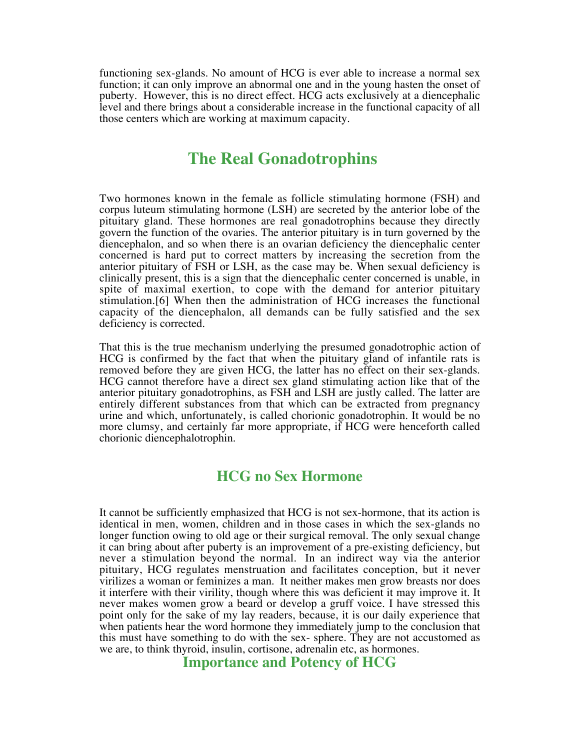functioning sex-glands. No amount of HCG is ever able to increase a normal sex function; it can only improve an abnormal one and in the young hasten the onset of puberty. However, this is no direct effect. HCG acts exclusively at a diencephalic level and there brings about a considerable increase in the functional capacity of all those centers which are working at maximum capacity.

## The Real Gonadotrophins

Two hormones known in the female as follicle stimulating hormone (FSH) and corpus luteum stimulating hormone (LSH) are secreted by the anterior lobe of the pituitary gland. These hormones are real gonadotrophins because they directly govern the function of the ovaries. The anterior pituitary is in turn governed by the diencephalon, and so when there is an ovarian deficiency the diencephalic center concerned is hard put to correct matters by increasing the secretion from the anterior pituitary of FSH or LSH, as the case may be. When sexual deficiency is clinically present, this is a sign that the diencephalic center concerned is unable, in spite of maximal exertion, to cope with the demand for anterior pituitary stimulation.[6] When then the administration of HCG increases the functional capacity of the diencephalon, all demands can be fully satisfied and the sex deficiency is corrected.

That this is the true mechanism underlying the presumed gonadotrophic action of HCG is confirmed by the fact that when the pituitary gland of infantile rats is removed before they are given HCG, the latter has no effect on their sex-glands. HCG cannot therefore have a direct sex gland stimulating action like that of the anterior pituitary gonadotrophins, as FSH and LSH are justly called. The latter are entirely different substances from that which can be extracted from pregnancy urine and which, unfortunately, is called chorionic gonadotrophin. It would be no more clumsy, and certainly far more appropriate, if HCG were henceforth called chorionic diencephalotrophin.

## HCG no Sex Hormone

It cannot be sufficiently emphasized that HCG is not sex-hormone, that its action is identical in men, women, children and in those cases in which the sex-glands no longer function owing to old age or their surgical removal. The only sexual change it can bring about after puberty is an improvement of a pre-existing deficiency, but never a stimulation beyond the normal. In an indirect way via the anterior pituitary, HCG regulates menstruation and facilitates conception, but it never virilizes a woman or feminizes a man. It neither makes men grow breasts nor does it interfere with their virility, though where this was deficient it may improve it. It never makes women grow a beard or develop a gruff voice. I have stressed this point only for the sake of my lay readers, because, it is our daily experience that when patients hear the word hormone they immediately jump to the conclusion that this must have something to do with the sex- sphere. They are not accustomed as we are, to think thyroid, insulin, cortisone, adrenalin etc, as hormones.

## Importance and Potency of HCG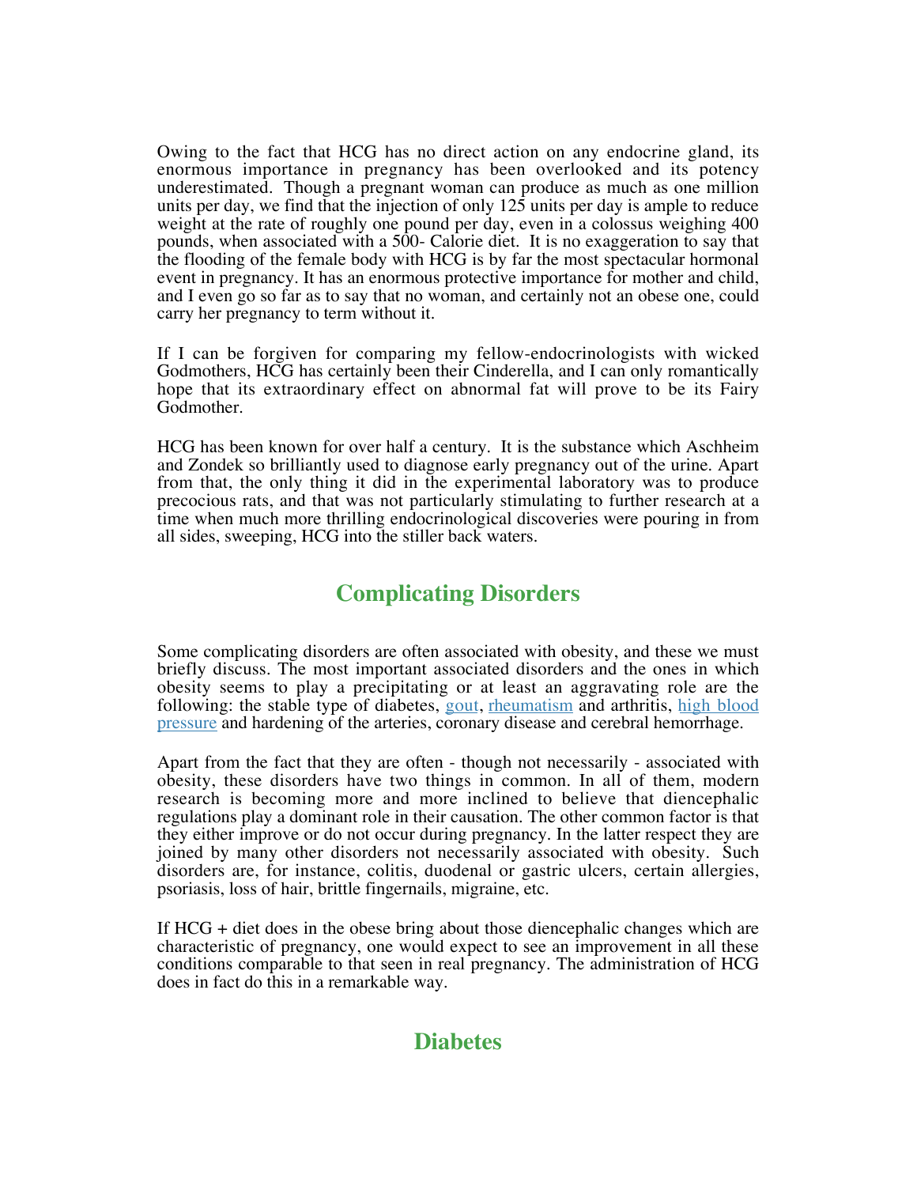Owing to the fact that HCG has no direct action on any endocrine gland, its enormous importance in pregnancy has been overlooked and its potency underestimated. Though a pregnant woman can produce as much as one million units per day, we find that the injection of only 125 units per day is ample to reduce weight at the rate of roughly one pound per day, even in a colossus weighing 400 pounds, when associated with a 500- Calorie diet. It is no exaggeration to say that the flooding of the female body with HCG is by far the most spectacular hormonal event in pregnancy. It has an enormous protective importance for mother and child, and I even go so far as to say that no woman, and certainly not an obese one, could carry her pregnancy to term without it.

If I can be forgiven for comparing my fellow-endocrinologists with wicked Godmothers, HCG has certainly been their Cinderella, and I can only romantically hope that its extraordinary effect on abnormal fat will prove to be its Fairy Godmother.

HCG has been known for over half a century. It is the substance which Aschheim and Zondek so brilliantly used to diagnose early pregnancy out of the urine. Apart from that, the only thing it did in the experimental laboratory was to produce precocious rats, and that was not particularly stimulating to further research at a time when much more thrilling endocrinological discoveries were pouring in from all sides, sweeping, HCG into the stiller back waters.

## Complicating Disorders

Some complicating disorders are often associated with obesity, and these we must briefly discuss. The most important associated disorders and the ones in which obesity seems to play a precipitating or at least an aggravating role are the following: the stable type of diabetes, gout, rheumatism and arthritis, high blood pressure and hardening of the arteries, coronary disease and cerebral hemorrhage.

Apart from the fact that they are often - though not necessarily - associated with obesity, these disorders have two things in common. In all of them, modern research is becoming more and more inclined to believe that diencephalic regulations play a dominant role in their causation. The other common factor is that they either improve or do not occur during pregnancy. In the latter respect they are joined by many other disorders not necessarily associated with obesity. Such disorders are, for instance, colitis, duodenal or gastric ulcers, certain allergies, psoriasis, loss of hair, brittle fingernails, migraine, etc.

If HCG + diet does in the obese bring about those diencephalic changes which are characteristic of pregnancy, one would expect to see an improvement in all these conditions comparable to that seen in real pregnancy. The administration of HCG does in fact do this in a remarkable way.

## Diabetes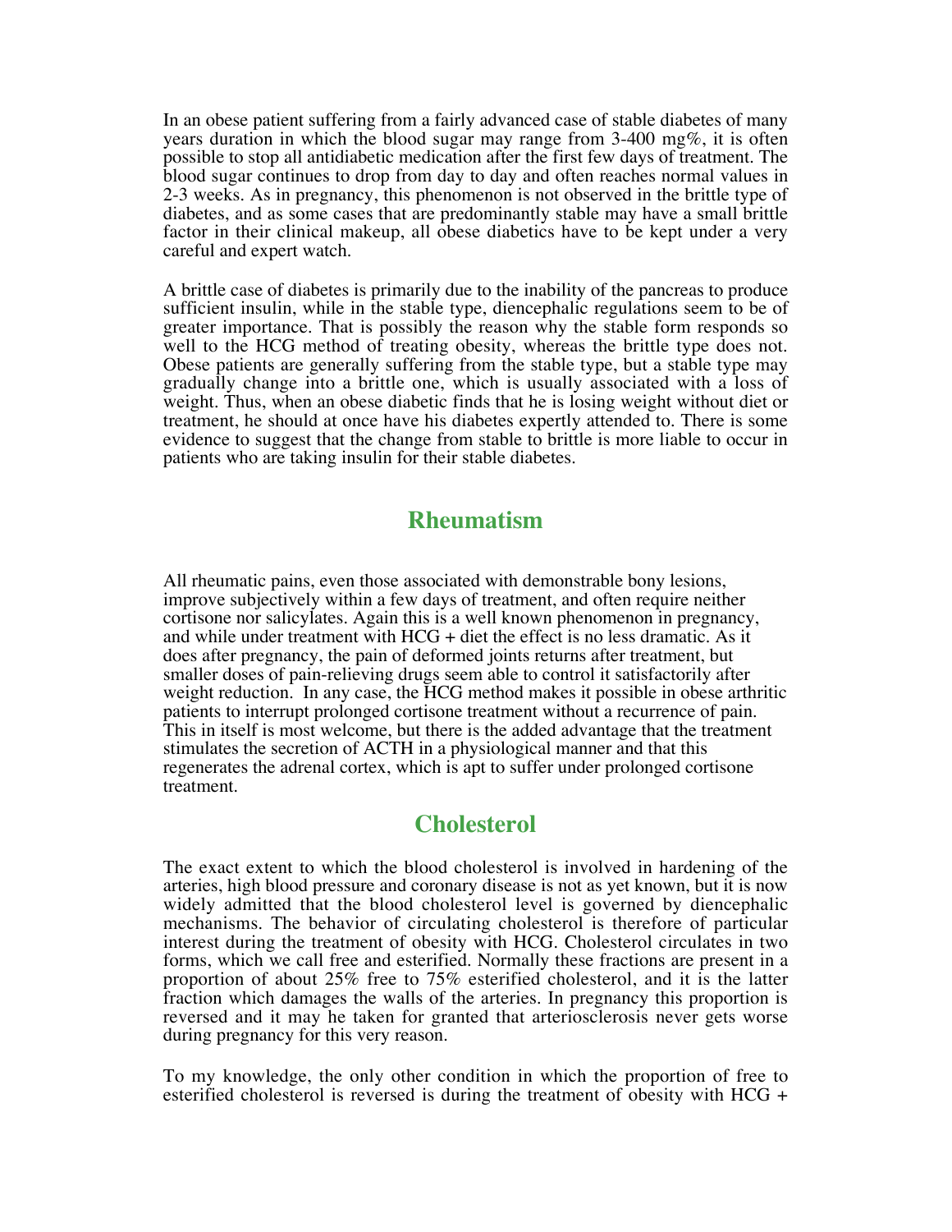In an obese patient suffering from a fairly advanced case of stable diabetes of many years duration in which the blood sugar may range from 3-400 mg%, it is often possible to stop all antidiabetic medication after the first few days of treatment. The blood sugar continues to drop from day to day and often reaches normal values in 2-3 weeks. As in pregnancy, this phenomenon is not observed in the brittle type of diabetes, and as some cases that are predominantly stable may have a small brittle factor in their clinical makeup, all obese diabetics have to be kept under a very careful and expert watch.

A brittle case of diabetes is primarily due to the inability of the pancreas to produce sufficient insulin, while in the stable type, diencephalic regulations seem to be of greater importance. That is possibly the reason why the stable form responds so well to the HCG method of treating obesity, whereas the brittle type does not. Obese patients are generally suffering from the stable type, but a stable type may gradually change into a brittle one, which is usually associated with a loss of weight. Thus, when an obese diabetic finds that he is losing weight without diet or treatment, he should at once have his diabetes expertly attended to. There is some evidence to suggest that the change from stable to brittle is more liable to occur in patients who are taking insulin for their stable diabetes.

## Rheumatism

All rheumatic pains, even those associated with demonstrable bony lesions, improve subjectively within a few days of treatment, and often require neither cortisone nor salicylates. Again this is a well known phenomenon in pregnancy, and while under treatment with HCG + diet the effect is no less dramatic. As it does after pregnancy, the pain of deformed joints returns after treatment, but smaller doses of pain-relieving drugs seem able to control it satisfactorily after weight reduction. In any case, the HCG method makes it possible in obese arthritic patients to interrupt prolonged cortisone treatment without a recurrence of pain. This in itself is most welcome, but there is the added advantage that the treatment stimulates the secretion of ACTH in a physiological manner and that this regenerates the adrenal cortex, which is apt to suffer under prolonged cortisone treatment.

## Cholesterol

The exact extent to which the blood cholesterol is involved in hardening of the arteries, high blood pressure and coronary disease is not as yet known, but it is now widely admitted that the blood cholesterol level is governed by diencephalic mechanisms. The behavior of circulating cholesterol is therefore of particular interest during the treatment of obesity with HCG. Cholesterol circulates in two forms, which we call free and esterified. Normally these fractions are present in a proportion of about 25% free to 75% esterified cholesterol, and it is the latter fraction which damages the walls of the arteries. In pregnancy this proportion is reversed and it may he taken for granted that arteriosclerosis never gets worse during pregnancy for this very reason.

To my knowledge, the only other condition in which the proportion of free to esterified cholesterol is reversed is during the treatment of obesity with HCG +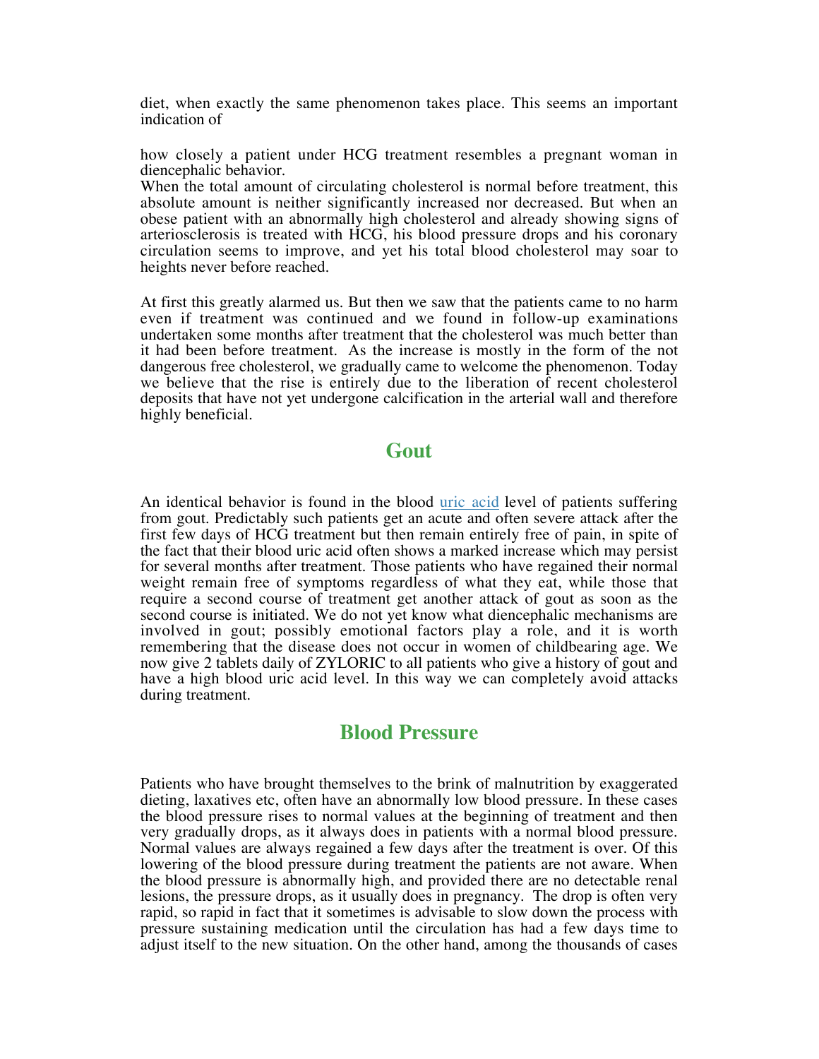diet, when exactly the same phenomenon takes place. This seems an important indication of

how closely a patient under HCG treatment resembles a pregnant woman in diencephalic behavior.
When the total amount of circulating cholesterol is normal before treatment, this absolute amount is neither significantly increased nor decreased. But when an obese patient with an abnormally high cholesterol and already showing signs of arteriosclerosis is treated with HCG, his blood pressure drops and his coronary circulation seems to improve, and yet his total blood cholesterol may soar to heights never before reached.

At first this greatly alarmed us. But then we saw that the patients came to no harm even if treatment was continued and we found in follow-up examinations undertaken some months after treatment that the cholesterol was much better than it had been before treatment. As the increase is mostly in the form of the not dangerous free cholesterol, we gradually came to welcome the phenomenon. Today we believe that the rise is entirely due to the liberation of recent cholesterol deposits that have not yet undergone calcification in the arterial wall and therefore highly beneficial.

## Gout

An identical behavior is found in the blood uric acid level of patients suffering from gout. Predictably such patients get an acute and often severe attack after the first few days of HCG treatment but then remain entirely free of pain, in spite of the fact that their blood uric acid often shows a marked increase which may persist for several months after treatment. Those patients who have regained their normal weight remain free of symptoms regardless of what they eat, while those that require a second course of treatment get another attack of gout as soon as the second course is initiated. We do not yet know what diencephalic mechanisms are involved in gout; possibly emotional factors play a role, and it is worth remembering that the disease does not occur in women of childbearing age. We now give 2 tablets daily of ZYLORIC to all patients who give a history of gout and have a high blood uric acid level. In this way we can completely avoid attacks during treatment.

## Blood Pressure

Patients who have brought themselves to the brink of malnutrition by exaggerated dieting, laxatives etc, often have an abnormally low blood pressure. In these cases the blood pressure rises to normal values at the beginning of treatment and then very gradually drops, as it always does in patients with a normal blood pressure. Normal values are always regained a few days after the treatment is over. Of this lowering of the blood pressure during treatment the patients are not aware. When the blood pressure is abnormally high, and provided there are no detectable renal lesions, the pressure drops, as it usually does in pregnancy. The drop is often very rapid, so rapid in fact that it sometimes is advisable to slow down the process with pressure sustaining medication until the circulation has had a few days time to adjust itself to the new situation. On the other hand, among the thousands of cases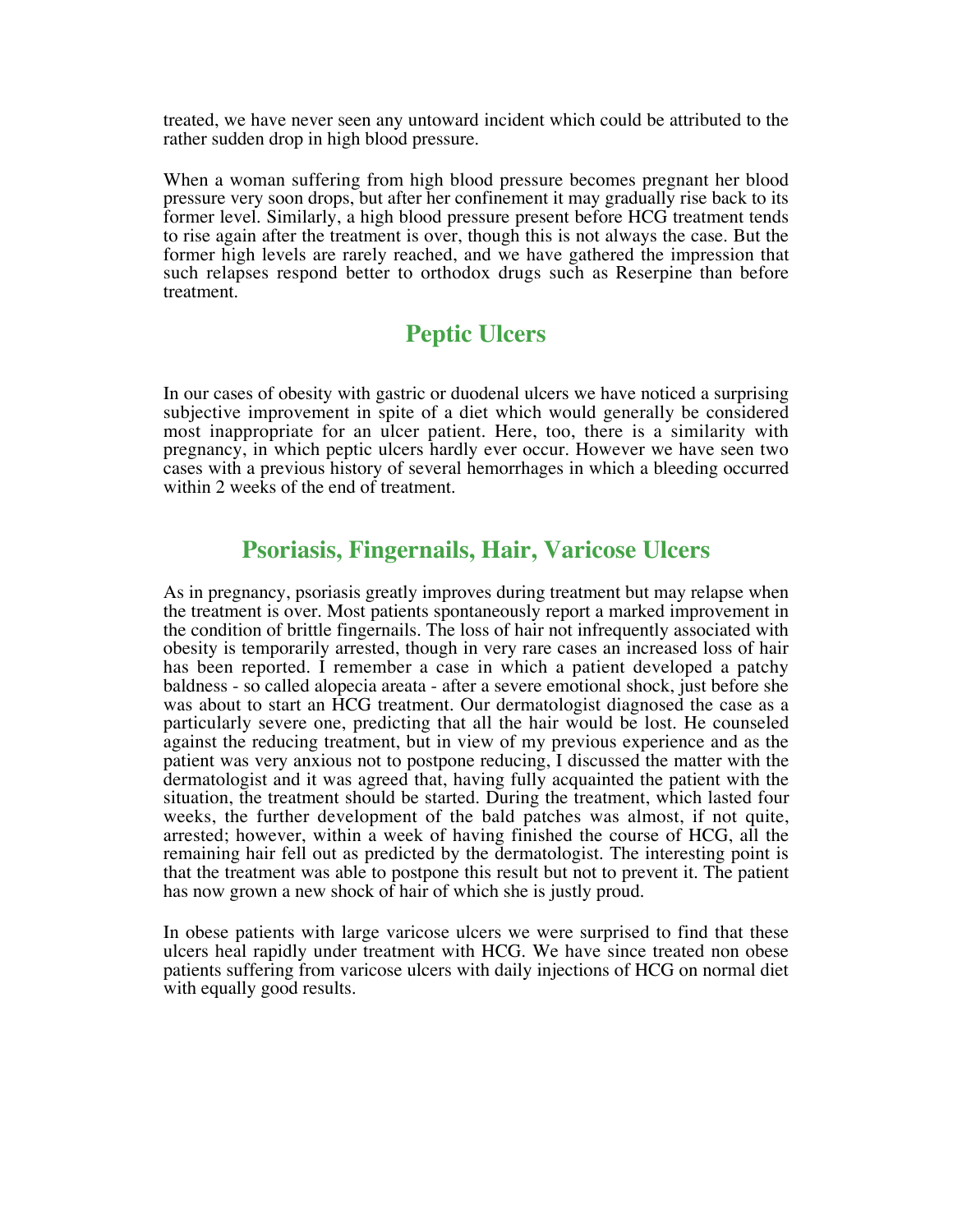treated, we have never seen any untoward incident which could be attributed to the rather sudden drop in high blood pressure.

When a woman suffering from high blood pressure becomes pregnant her blood pressure very soon drops, but after her confinement it may gradually rise back to its former level. Similarly, a high blood pressure present before HCG treatment tends to rise again after the treatment is over, though this is not always the case. But the former high levels are rarely reached, and we have gathered the impression that such relapses respond better to orthodox drugs such as Reserpine than before treatment.

## Peptic Ulcers

In our cases of obesity with gastric or duodenal ulcers we have noticed a surprising subjective improvement in spite of a diet which would generally be considered most inappropriate for an ulcer patient. Here, too, there is a similarity with pregnancy, in which peptic ulcers hardly ever occur. However we have seen two cases with a previous history of several hemorrhages in which a bleeding occurred within 2 weeks of the end of treatment.

## Psoriasis, Fingernails, Hair, Varicose Ulcers

As in pregnancy, psoriasis greatly improves during treatment but may relapse when the treatment is over. Most patients spontaneously report a marked improvement in the condition of brittle fingernails. The loss of hair not infrequently associated with obesity is temporarily arrested, though in very rare cases an increased loss of hair has been reported. I remember a case in which a patient developed a patchy baldness - so called alopecia areata - after a severe emotional shock, just before she was about to start an HCG treatment. Our dermatologist diagnosed the case as a particularly severe one, predicting that all the hair would be lost. He counseled against the reducing treatment, but in view of my previous experience and as the patient was very anxious not to postpone reducing, I discussed the matter with the dermatologist and it was agreed that, having fully acquainted the patient with the situation, the treatment should be started. During the treatment, which lasted four weeks, the further development of the bald patches was almost, if not quite, arrested; however, within a week of having finished the course of HCG, all the remaining hair fell out as predicted by the dermatologist. The interesting point is that the treatment was able to postpone this result but not to prevent it. The patient has now grown a new shock of hair of which she is justly proud.

In obese patients with large varicose ulcers we were surprised to find that these ulcers heal rapidly under treatment with HCG. We have since treated non obese patients suffering from varicose ulcers with daily injections of HCG on normal diet with equally good results.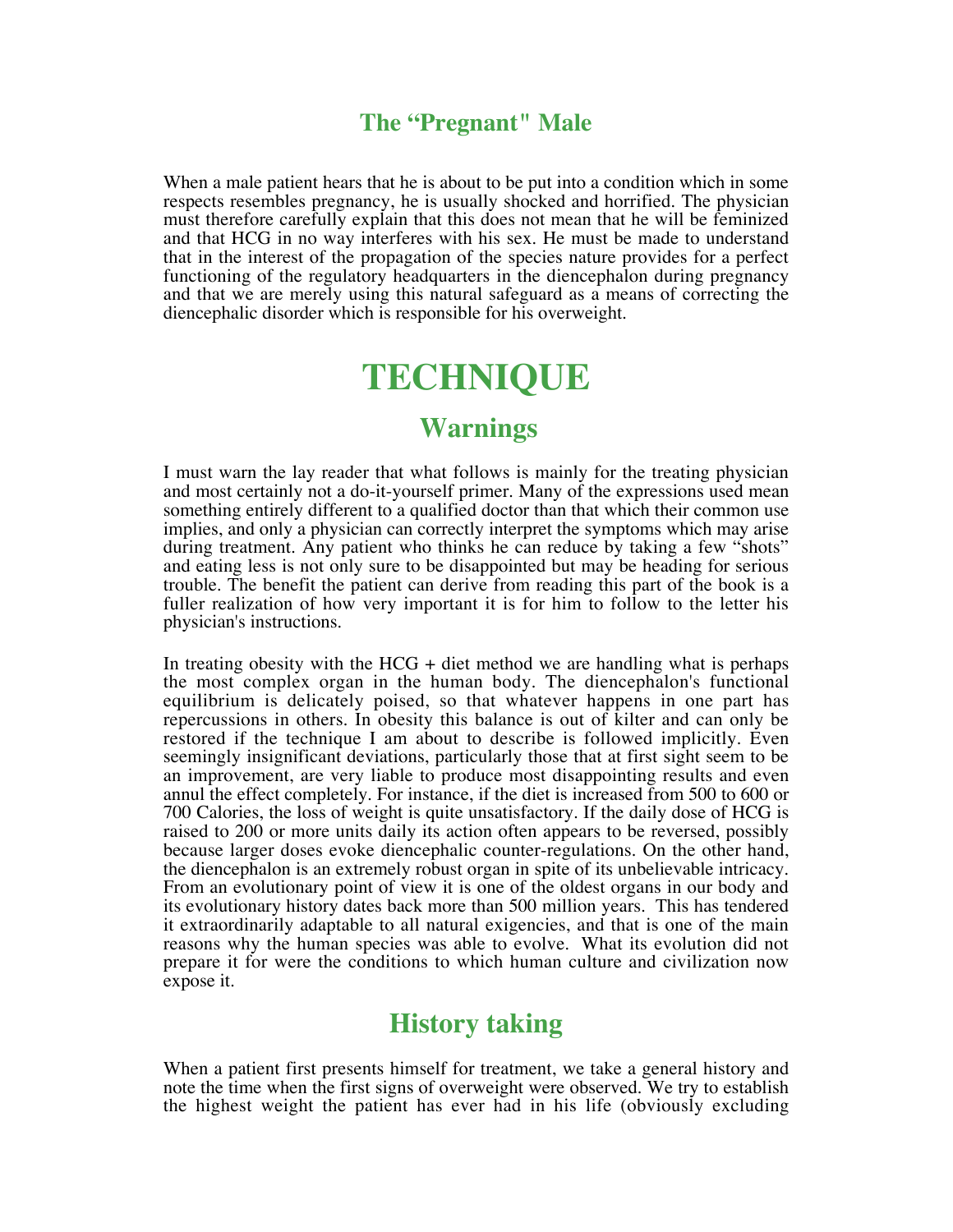### The "Pregnant" Male

When a male patient hears that he is about to be put into a condition which in some respects resembles pregnancy, he is usually shocked and horrified. The physician must therefore carefully explain that this does not mean that he will be feminized and that HCG in no way interferes with his sex. He must be made to understand that in the interest of the propagation of the species nature provides for a perfect functioning of the regulatory headquarters in the diencephalon during pregnancy and that we are merely using this natural safeguard as a means of correcting the diencephalic disorder which is responsible for his overweight.

# TECHNIQUE

## Warnings

I must warn the lay reader that what follows is mainly for the treating physician and most certainly not a do-it-yourself primer. Many of the expressions used mean something entirely different to a qualified doctor than that which their common use implies, and only a physician can correctly interpret the symptoms which may arise during treatment. Any patient who thinks he can reduce by taking a few "shots" and eating less is not only sure to be disappointed but may be heading for serious trouble. The benefit the patient can derive from reading this part of the book is a fuller realization of how very important it is for him to follow to the letter his physician's instructions.

In treating obesity with the HCG + diet method we are handling what is perhaps the most complex organ in the human body. The diencephalon's functional equilibrium is delicately poised, so that whatever happens in one part has repercussions in others. In obesity this balance is out of kilter and can only be restored if the technique I am about to describe is followed implicitly. Even seemingly insignificant deviations, particularly those that at first sight seem to be an improvement, are very liable to produce most disappointing results and even annul the effect completely. For instance, if the diet is increased from 500 to 600 or 700 Calories, the loss of weight is quite unsatisfactory. If the daily dose of HCG is raised to 200 or more units daily its action often appears to be reversed, possibly because larger doses evoke diencephalic counter-regulations. On the other hand, the diencephalon is an extremely robust organ in spite of its unbelievable intricacy. From an evolutionary point of view it is one of the oldest organs in our body and its evolutionary history dates back more than 500 million years. This has tendered it extraordinarily adaptable to all natural exigencies, and that is one of the main reasons why the human species was able to evolve. What its evolution did not prepare it for were the conditions to which human culture and civilization now expose it.

## History taking

When a patient first presents himself for treatment, we take a general history and note the time when the first signs of overweight were observed. We try to establish the highest weight the patient has ever had in his life (obviously excluding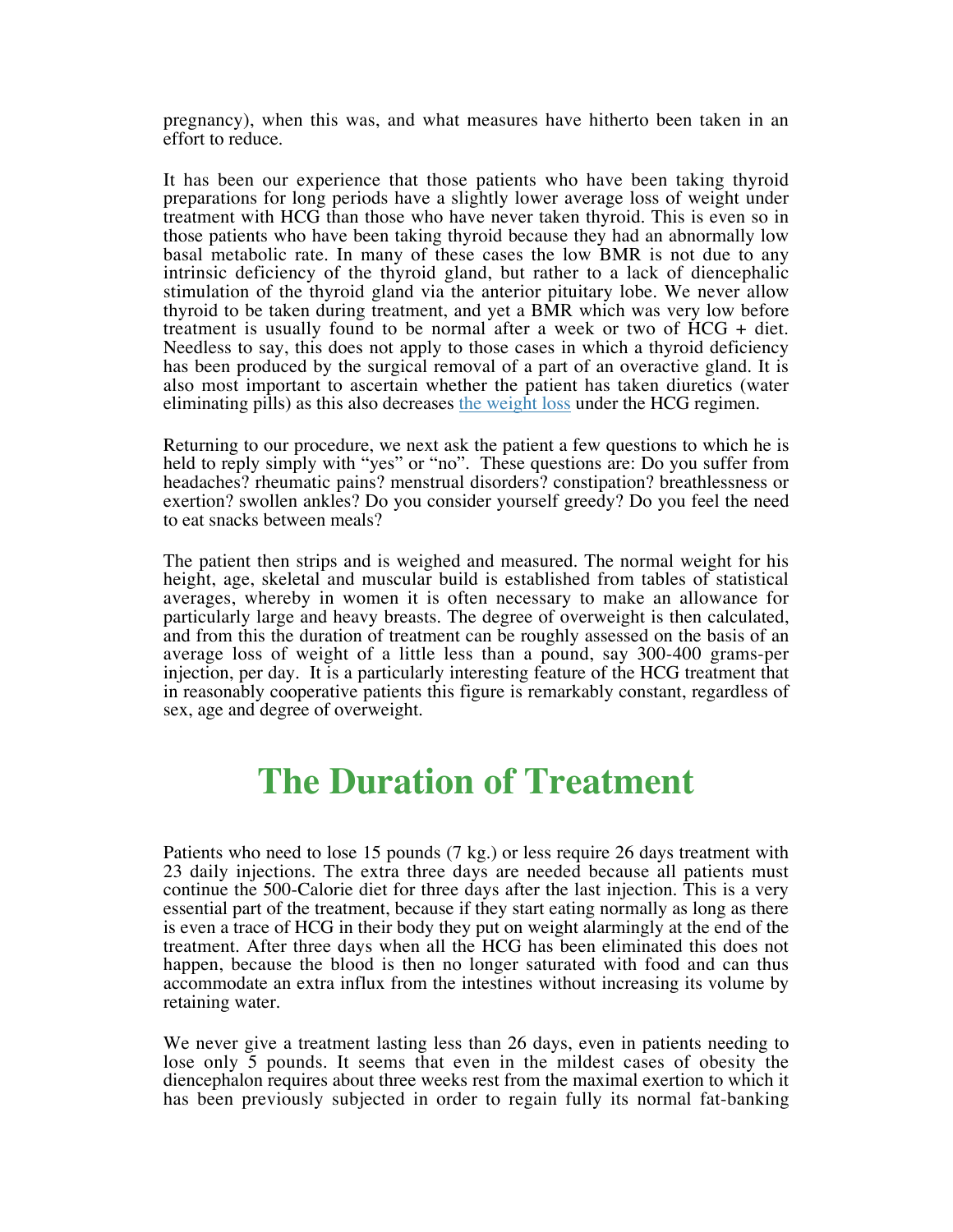pregnancy), when this was, and what measures have hitherto been taken in an effort to reduce.

It has been our experience that those patients who have been taking thyroid preparations for long periods have a slightly lower average loss of weight under treatment with HCG than those who have never taken thyroid. This is even so in those patients who have been taking thyroid because they had an abnormally low basal metabolic rate. In many of these cases the low BMR is not due to any intrinsic deficiency of the thyroid gland, but rather to a lack of diencephalic stimulation of the thyroid gland via the anterior pituitary lobe. We never allow thyroid to be taken during treatment, and yet a BMR which was very low before treatment is usually found to be normal after a week or two of HCG + diet. Needless to say, this does not apply to those cases in which a thyroid deficiency has been produced by the surgical removal of a part of an overactive gland. It is also most important to ascertain whether the patient has taken diuretics (water eliminating pills) as this also decreases the weight loss under the HCG regimen.

Returning to our procedure, we next ask the patient a few questions to which he is held to reply simply with "yes" or "no". These questions are: Do you suffer from headaches? rheumatic pains? menstrual disorders? constipation? breathlessness or exertion? swollen ankles? Do you consider yourself greedy? Do you feel the need to eat snacks between meals?

The patient then strips and is weighed and measured. The normal weight for his height, age, skeletal and muscular build is established from tables of statistical averages, whereby in women it is often necessary to make an allowance for particularly large and heavy breasts. The degree of overweight is then calculated, and from this the duration of treatment can be roughly assessed on the basis of an average loss of weight of a little less than a pound, say 300-400 grams-per injection, per day. It is a particularly interesting feature of the HCG treatment that in reasonably cooperative patients this figure is remarkably constant, regardless of sex, age and degree of overweight.

# The Duration of Treatment

Patients who need to lose 15 pounds (7 kg.) or less require 26 days treatment with 23 daily injections. The extra three days are needed because all patients must continue the 500-Calorie diet for three days after the last injection. This is a very essential part of the treatment, because if they start eating normally as long as there is even a trace of HCG in their body they put on weight alarmingly at the end of the treatment. After three days when all the HCG has been eliminated this does not happen, because the blood is then no longer saturated with food and can thus accommodate an extra influx from the intestines without increasing its volume by retaining water.

We never give a treatment lasting less than 26 days, even in patients needing to lose only 5 pounds. It seems that even in the mildest cases of obesity the diencephalon requires about three weeks rest from the maximal exertion to which it has been previously subjected in order to regain fully its normal fat-banking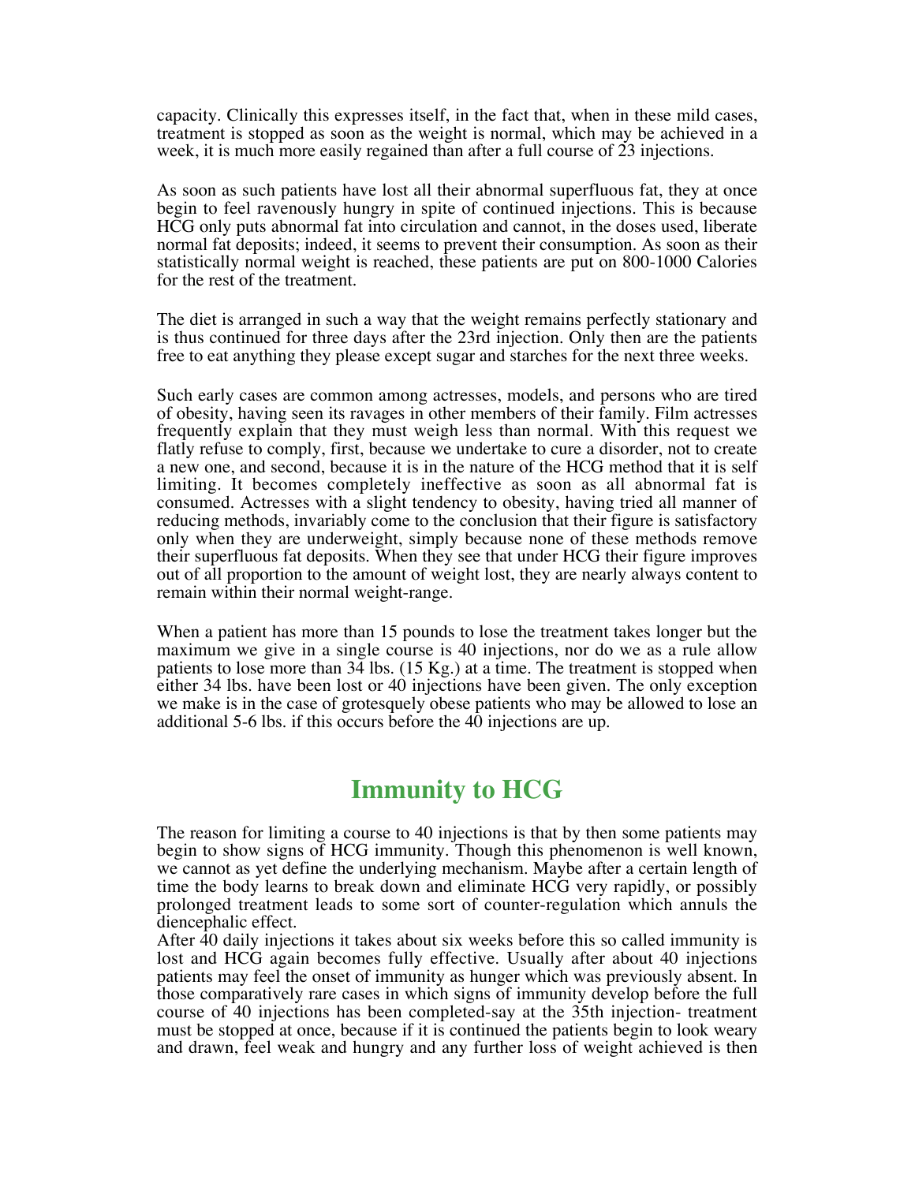capacity. Clinically this expresses itself, in the fact that, when in these mild cases, treatment is stopped as soon as the weight is normal, which may be achieved in a week, it is much more easily regained than after a full course of 23 injections.

As soon as such patients have lost all their abnormal superfluous fat, they at once begin to feel ravenously hungry in spite of continued injections. This is because HCG only puts abnormal fat into circulation and cannot, in the doses used, liberate normal fat deposits; indeed, it seems to prevent their consumption. As soon as their statistically normal weight is reached, these patients are put on 800-1000 Calories for the rest of the treatment.

The diet is arranged in such a way that the weight remains perfectly stationary and is thus continued for three days after the 23rd injection. Only then are the patients free to eat anything they please except sugar and starches for the next three weeks.

Such early cases are common among actresses, models, and persons who are tired of obesity, having seen its ravages in other members of their family. Film actresses frequently explain that they must weigh less than normal. With this request we flatly refuse to comply, first, because we undertake to cure a disorder, not to create a new one, and second, because it is in the nature of the HCG method that it is self limiting. It becomes completely ineffective as soon as all abnormal fat is consumed. Actresses with a slight tendency to obesity, having tried all manner of reducing methods, invariably come to the conclusion that their figure is satisfactory only when they are underweight, simply because none of these methods remove their superfluous fat deposits. When they see that under HCG their figure improves out of all proportion to the amount of weight lost, they are nearly always content to remain within their normal weight-range.

When a patient has more than 15 pounds to lose the treatment takes longer but the maximum we give in a single course is 40 injections, nor do we as a rule allow patients to lose more than 34 lbs. (15 Kg.) at a time. The treatment is stopped when either 34 lbs. have been lost or 40 injections have been given. The only exception we make is in the case of grotesquely obese patients who may be allowed to lose an additional 5-6 lbs. if this occurs before the 40 injections are up.

## Immunity to HCG

The reason for limiting a course to 40 injections is that by then some patients may begin to show signs of HCG immunity. Though this phenomenon is well known, we cannot as yet define the underlying mechanism. Maybe after a certain length of time the body learns to break down and eliminate HCG very rapidly, or possibly prolonged treatment leads to some sort of counter-regulation which annuls the diencephalic effect.

After 40 daily injections it takes about six weeks before this so called immunity is lost and HCG again becomes fully effective. Usually after about 40 injections patients may feel the onset of immunity as hunger which was previously absent. In those comparatively rare cases in which signs of immunity develop before the full course of 40 injections has been completed-say at the 35th injection- treatment must be stopped at once, because if it is continued the patients begin to look weary and drawn, feel weak and hungry and any further loss of weight achieved is then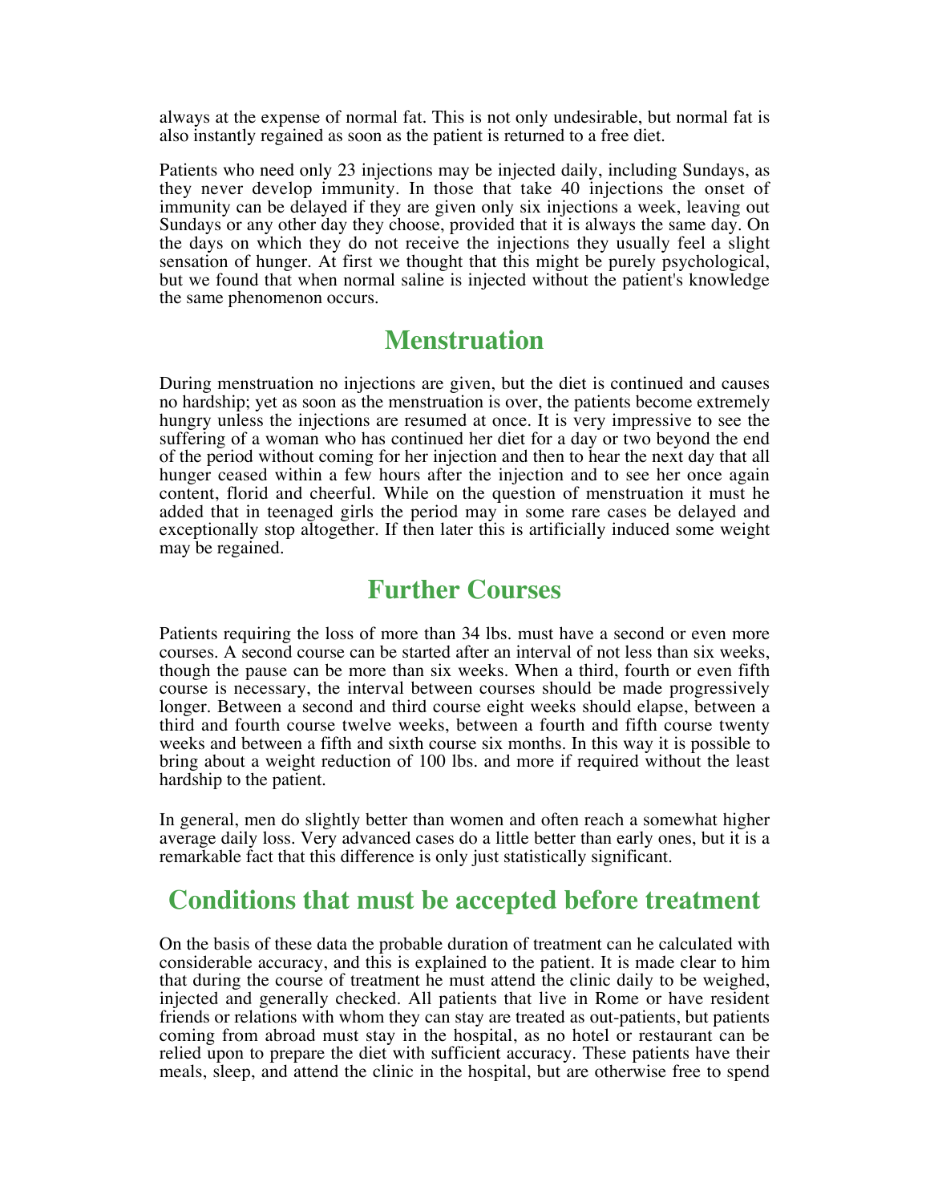always at the expense of normal fat. This is not only undesirable, but normal fat is also instantly regained as soon as the patient is returned to a free diet.

Patients who need only 23 injections may be injected daily, including Sundays, as they never develop immunity. In those that take 40 injections the onset of immunity can be delayed if they are given only six injections a week, leaving out Sundays or any other day they choose, provided that it is always the same day. On the days on which they do not receive the injections they usually feel a slight sensation of hunger. At first we thought that this might be purely psychological, but we found that when normal saline is injected without the patient's knowledge the same phenomenon occurs.

## Menstruation

During menstruation no injections are given, but the diet is continued and causes no hardship; yet as soon as the menstruation is over, the patients become extremely hungry unless the injections are resumed at once. It is very impressive to see the suffering of a woman who has continued her diet for a day or two beyond the end of the period without coming for her injection and then to hear the next day that all hunger ceased within a few hours after the injection and to see her once again content, florid and cheerful. While on the question of menstruation it must he added that in teenaged girls the period may in some rare cases be delayed and exceptionally stop altogether. If then later this is artificially induced some weight may be regained.

## Further Courses

Patients requiring the loss of more than 34 lbs. must have a second or even more courses. A second course can be started after an interval of not less than six weeks, though the pause can be more than six weeks. When a third, fourth or even fifth course is necessary, the interval between courses should be made progressively longer. Between a second and third course eight weeks should elapse, between a third and fourth course twelve weeks, between a fourth and fifth course twenty weeks and between a fifth and sixth course six months. In this way it is possible to bring about a weight reduction of 100 lbs. and more if required without the least hardship to the patient.

In general, men do slightly better than women and often reach a somewhat higher average daily loss. Very advanced cases do a little better than early ones, but it is a remarkable fact that this difference is only just statistically significant.

## Conditions that must be accepted before treatment

On the basis of these data the probable duration of treatment can he calculated with considerable accuracy, and this is explained to the patient. It is made clear to him that during the course of treatment he must attend the clinic daily to be weighed, injected and generally checked. All patients that live in Rome or have resident friends or relations with whom they can stay are treated as out-patients, but patients coming from abroad must stay in the hospital, as no hotel or restaurant can be relied upon to prepare the diet with sufficient accuracy. These patients have their meals, sleep, and attend the clinic in the hospital, but are otherwise free to spend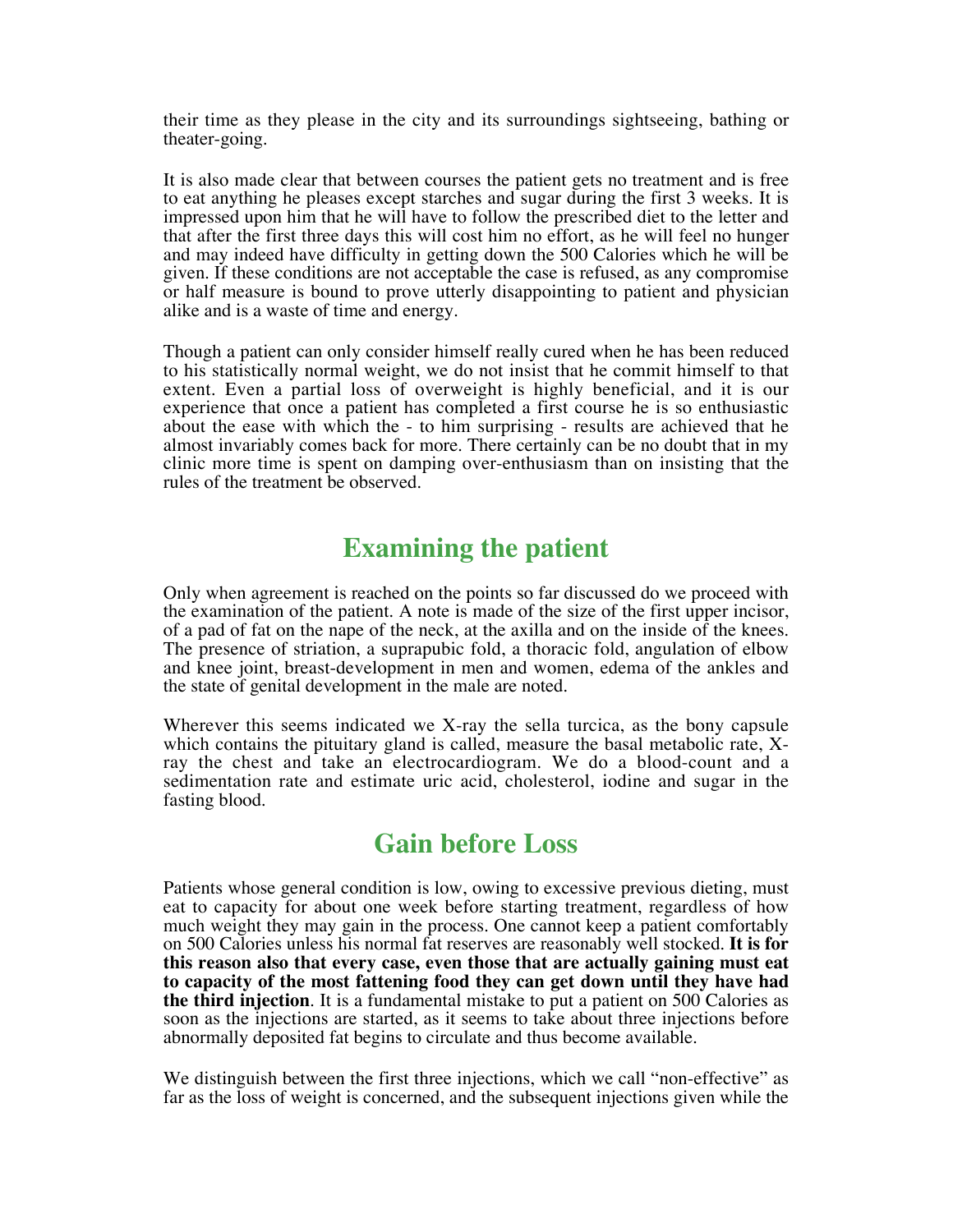their time as they please in the city and its surroundings sightseeing, bathing or theater-going.

It is also made clear that between courses the patient gets no treatment and is free to eat anything he pleases except starches and sugar during the first 3 weeks. It is impressed upon him that he will have to follow the prescribed diet to the letter and that after the first three days this will cost him no effort, as he will feel no hunger and may indeed have difficulty in getting down the 500 Calories which he will be given. If these conditions are not acceptable the case is refused, as any compromise or half measure is bound to prove utterly disappointing to patient and physician alike and is a waste of time and energy.

Though a patient can only consider himself really cured when he has been reduced to his statistically normal weight, we do not insist that he commit himself to that extent. Even a partial loss of overweight is highly beneficial, and it is our experience that once a patient has completed a first course he is so enthusiastic about the ease with which the - to him surprising - results are achieved that he almost invariably comes back for more. There certainly can be no doubt that in my clinic more time is spent on damping over-enthusiasm than on insisting that the rules of the treatment be observed.

## Examining the patient

Only when agreement is reached on the points so far discussed do we proceed with the examination of the patient. A note is made of the size of the first upper incisor, of a pad of fat on the nape of the neck, at the axilla and on the inside of the knees. The presence of striation, a suprapubic fold, a thoracic fold, angulation of elbow and knee joint, breast-development in men and women, edema of the ankles and the state of genital development in the male are noted.

Wherever this seems indicated we X-ray the sella turcica, as the bony capsule which contains the pituitary gland is called, measure the basal metabolic rate, X-ray the chest and take an electrocardiogram. We do a blood-count and a sedimentation rate and estimate uric acid, cholesterol, iodine and sugar in the fasting blood.

## Gain before Loss

Patients whose general condition is low, owing to excessive previous dieting, must eat to capacity for about one week before starting treatment, regardless of how much weight they may gain in the process. One cannot keep a patient comfortably on 500 Calories unless his normal fat reserves are reasonably well stocked. **It is for this reason also that every case, even those that are actually gaining must eat to capacity of the most fattening food they can get down until they have had the third injection**. It is a fundamental mistake to put a patient on 500 Calories as soon as the injections are started, as it seems to take about three injections before abnormally deposited fat begins to circulate and thus become available.

We distinguish between the first three injections, which we call "non-effective" as far as the loss of weight is concerned, and the subsequent injections given while the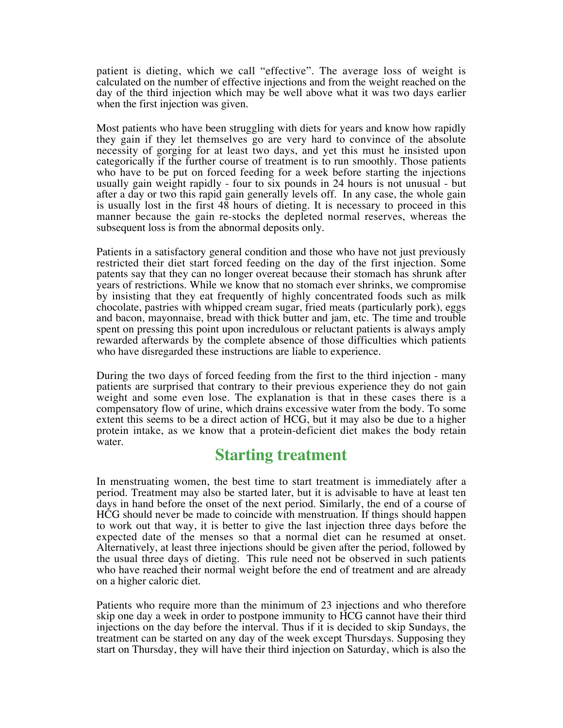patient is dieting, which we call "effective". The average loss of weight is calculated on the number of effective injections and from the weight reached on the day of the third injection which may be well above what it was two days earlier when the first injection was given.

Most patients who have been struggling with diets for years and know how rapidly they gain if they let themselves go are very hard to convince of the absolute necessity of gorging for at least two days, and yet this must he insisted upon categorically if the further course of treatment is to run smoothly. Those patients who have to be put on forced feeding for a week before starting the injections usually gain weight rapidly - four to six pounds in 24 hours is not unusual - but after a day or two this rapid gain generally levels off. In any case, the whole gain is usually lost in the first 48 hours of dieting. It is necessary to proceed in this manner because the gain re-stocks the depleted normal reserves, whereas the subsequent loss is from the abnormal deposits only.

Patients in a satisfactory general condition and those who have not just previously restricted their diet start forced feeding on the day of the first injection. Some patents say that they can no longer overeat because their stomach has shrunk after years of restrictions. While we know that no stomach ever shrinks, we compromise by insisting that they eat frequently of highly concentrated foods such as milk chocolate, pastries with whipped cream sugar, fried meats (particularly pork), eggs and bacon, mayonnaise, bread with thick butter and jam, etc. The time and trouble spent on pressing this point upon incredulous or reluctant patients is always amply rewarded afterwards by the complete absence of those difficulties which patients who have disregarded these instructions are liable to experience.

During the two days of forced feeding from the first to the third injection - many patients are surprised that contrary to their previous experience they do not gain weight and some even lose. The explanation is that in these cases there is a compensatory flow of urine, which drains excessive water from the body. To some extent this seems to be a direct action of HCG, but it may also be due to a higher protein intake, as we know that a protein-deficient diet makes the body retain water.

## Starting treatment

In menstruating women, the best time to start treatment is immediately after a period. Treatment may also be started later, but it is advisable to have at least ten days in hand before the onset of the next period. Similarly, the end of a course of HCG should never be made to coincide with menstruation. If things should happen to work out that way, it is better to give the last injection three days before the expected date of the menses so that a normal diet can he resumed at onset. Alternatively, at least three injections should be given after the period, followed by the usual three days of dieting. This rule need not be observed in such patients who have reached their normal weight before the end of treatment and are already on a higher caloric diet.

Patients who require more than the minimum of 23 injections and who therefore skip one day a week in order to postpone immunity to HCG cannot have their third injections on the day before the interval. Thus if it is decided to skip Sundays, the treatment can be started on any day of the week except Thursdays. Supposing they start on Thursday, they will have their third injection on Saturday, which is also the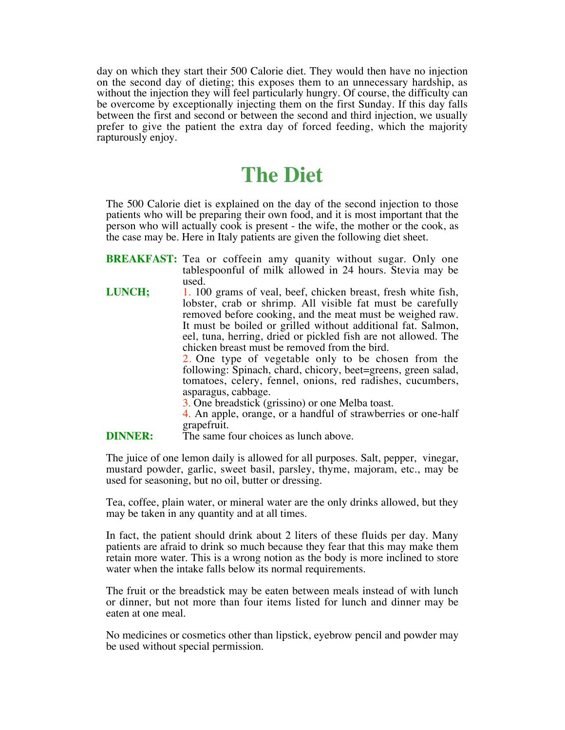day on which they start their 500 Calorie diet. They would then have no injection on the second day of dieting; this exposes them to an unnecessary hardship, as without the injection they will feel particularly hungry. Of course, the difficulty can be overcome by exceptionally injecting them on the first Sunday. If this day falls between the first and second or between the second and third injection, we usually prefer to give the patient the extra day of forced feeding, which the majority rapturously enjoy.

# The Diet

The 500 Calorie diet is explained on the day of the second injection to those patients who will be preparing their own food, and it is most important that the person who will actually cook is present - the wife, the mother or the cook, as the case may be. Here in Italy patients are given the following diet sheet.

**BREAKFAST:** Tea or coffeein amy quanity without sugar. Only one tablespoonful of milk allowed in 24 hours. Stevia may be used.

**LUNCH;**

1. 100 grams of veal, beef, chicken breast, fresh white fish, lobster, crab or shrimp. All visible fat must be carefully removed before cooking, and the meat must be weighed raw. It must be boiled or grilled without additional fat. Salmon, eel, tuna, herring, dried or pickled fish are not allowed. The chicken breast must be removed from the bird.
2. One type of vegetable only to be chosen from the following: Spinach, chard, chicory, beet=greens, green salad, tomatoes, celery, fennel, onions, red radishes, cucumbers, asparagus, cabbage.
3. One breadstick (grissino) or one Melba toast.
4. An apple, orange, or a handful of strawberries or one-half grapefruit.

**DINNER:** The same four choices as lunch above.

The juice of one lemon daily is allowed for all purposes. Salt, pepper, vinegar, mustard powder, garlic, sweet basil, parsley, thyme, majoram, etc., may be used for seasoning, but no oil, butter or dressing.

Tea, coffee, plain water, or mineral water are the only drinks allowed, but they may be taken in any quantity and at all times.

In fact, the patient should drink about 2 liters of these fluids per day. Many patients are afraid to drink so much because they fear that this may make them retain more water. This is a wrong notion as the body is more inclined to store water when the intake falls below its normal requirements.

The fruit or the breadstick may be eaten between meals instead of with lunch or dinner, but not more than four items listed for lunch and dinner may be eaten at one meal.

No medicines or cosmetics other than lipstick, eyebrow pencil and powder may be used without special permission.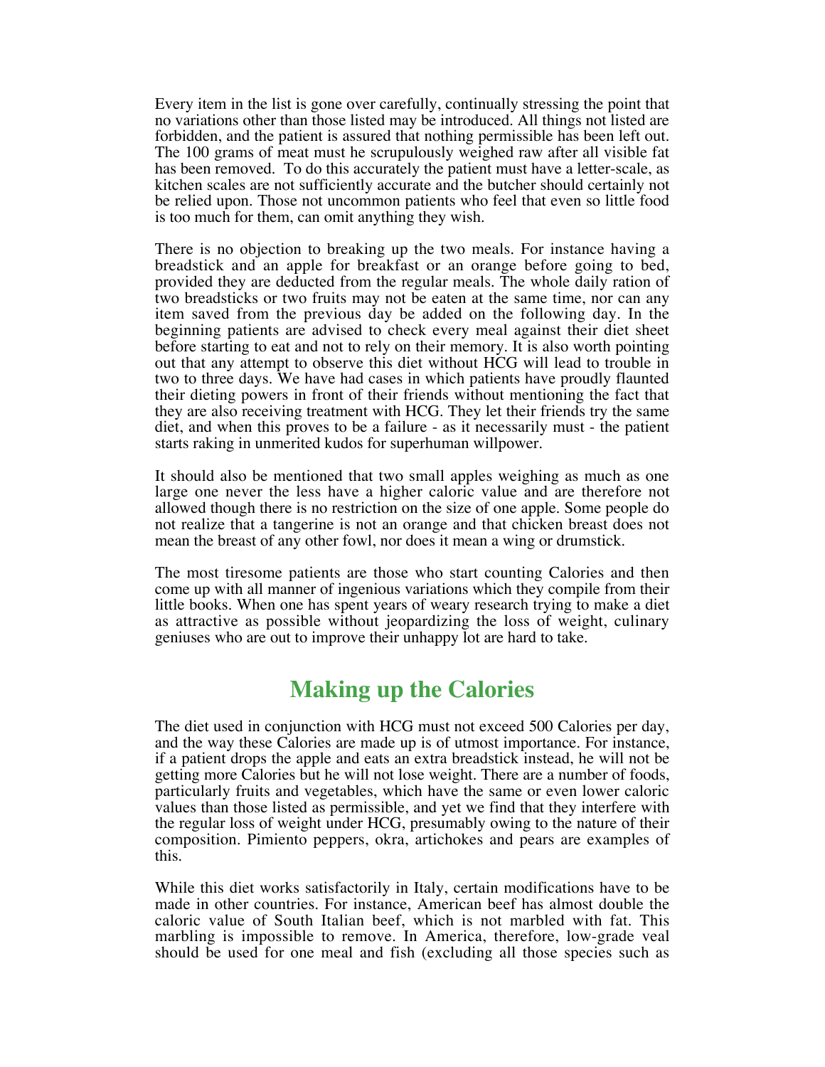Every item in the list is gone over carefully, continually stressing the point that no variations other than those listed may be introduced. All things not listed are forbidden, and the patient is assured that nothing permissible has been left out. The 100 grams of meat must he scrupulously weighed raw after all visible fat has been removed. To do this accurately the patient must have a letter-scale, as kitchen scales are not sufficiently accurate and the butcher should certainly not be relied upon. Those not uncommon patients who feel that even so little food is too much for them, can omit anything they wish.

There is no objection to breaking up the two meals. For instance having a breadstick and an apple for breakfast or an orange before going to bed, provided they are deducted from the regular meals. The whole daily ration of two breadsticks or two fruits may not be eaten at the same time, nor can any item saved from the previous day be added on the following day. In the beginning patients are advised to check every meal against their diet sheet before starting to eat and not to rely on their memory. It is also worth pointing out that any attempt to observe this diet without HCG will lead to trouble in two to three days. We have had cases in which patients have proudly flaunted their dieting powers in front of their friends without mentioning the fact that they are also receiving treatment with HCG. They let their friends try the same diet, and when this proves to be a failure - as it necessarily must - the patient starts raking in unmerited kudos for superhuman willpower.

It should also be mentioned that two small apples weighing as much as one large one never the less have a higher caloric value and are therefore not allowed though there is no restriction on the size of one apple. Some people do not realize that a tangerine is not an orange and that chicken breast does not mean the breast of any other fowl, nor does it mean a wing or drumstick.

The most tiresome patients are those who start counting Calories and then come up with all manner of ingenious variations which they compile from their little books. When one has spent years of weary research trying to make a diet as attractive as possible without jeopardizing the loss of weight, culinary geniuses who are out to improve their unhappy lot are hard to take.

## Making up the Calories

The diet used in conjunction with HCG must not exceed 500 Calories per day, and the way these Calories are made up is of utmost importance. For instance, if a patient drops the apple and eats an extra breadstick instead, he will not be getting more Calories but he will not lose weight. There are a number of foods, particularly fruits and vegetables, which have the same or even lower caloric values than those listed as permissible, and yet we find that they interfere with the regular loss of weight under HCG, presumably owing to the nature of their composition. Pimiento peppers, okra, artichokes and pears are examples of this.

While this diet works satisfactorily in Italy, certain modifications have to be made in other countries. For instance, American beef has almost double the caloric value of South Italian beef, which is not marbled with fat. This marbling is impossible to remove. In America, therefore, low-grade veal should be used for one meal and fish (excluding all those species such as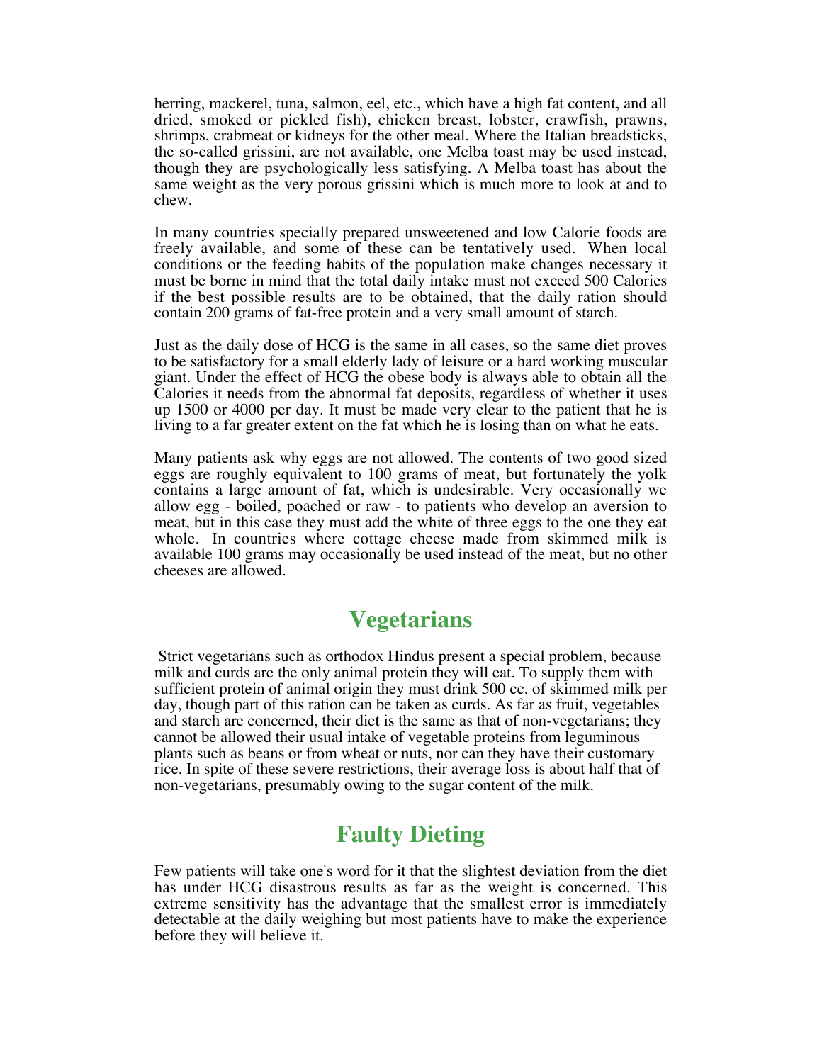herring, mackerel, tuna, salmon, eel, etc., which have a high fat content, and all dried, smoked or pickled fish), chicken breast, lobster, crawfish, prawns, shrimps, crabmeat or kidneys for the other meal. Where the Italian breadsticks, the so-called grissini, are not available, one Melba toast may be used instead, though they are psychologically less satisfying. A Melba toast has about the same weight as the very porous grissini which is much more to look at and to chew.

In many countries specially prepared unsweetened and low Calorie foods are freely available, and some of these can be tentatively used. When local conditions or the feeding habits of the population make changes necessary it must be borne in mind that the total daily intake must not exceed 500 Calories if the best possible results are to be obtained, that the daily ration should contain 200 grams of fat-free protein and a very small amount of starch.

Just as the daily dose of HCG is the same in all cases, so the same diet proves to be satisfactory for a small elderly lady of leisure or a hard working muscular giant. Under the effect of HCG the obese body is always able to obtain all the Calories it needs from the abnormal fat deposits, regardless of whether it uses up 1500 or 4000 per day. It must be made very clear to the patient that he is living to a far greater extent on the fat which he is losing than on what he eats.

Many patients ask why eggs are not allowed. The contents of two good sized eggs are roughly equivalent to 100 grams of meat, but fortunately the yolk contains a large amount of fat, which is undesirable. Very occasionally we allow egg - boiled, poached or raw - to patients who develop an aversion to meat, but in this case they must add the white of three eggs to the one they eat whole. In countries where cottage cheese made from skimmed milk is available 100 grams may occasionally be used instead of the meat, but no other cheeses are allowed.

## Vegetarians

Strict vegetarians such as orthodox Hindus present a special problem, because milk and curds are the only animal protein they will eat. To supply them with sufficient protein of animal origin they must drink 500 cc. of skimmed milk per day, though part of this ration can be taken as curds. As far as fruit, vegetables and starch are concerned, their diet is the same as that of non-vegetarians; they cannot be allowed their usual intake of vegetable proteins from leguminous plants such as beans or from wheat or nuts, nor can they have their customary rice. In spite of these severe restrictions, their average loss is about half that of non-vegetarians, presumably owing to the sugar content of the milk.

## Faulty Dieting

Few patients will take one's word for it that the slightest deviation from the diet has under HCG disastrous results as far as the weight is concerned. This extreme sensitivity has the advantage that the smallest error is immediately detectable at the daily weighing but most patients have to make the experience before they will believe it.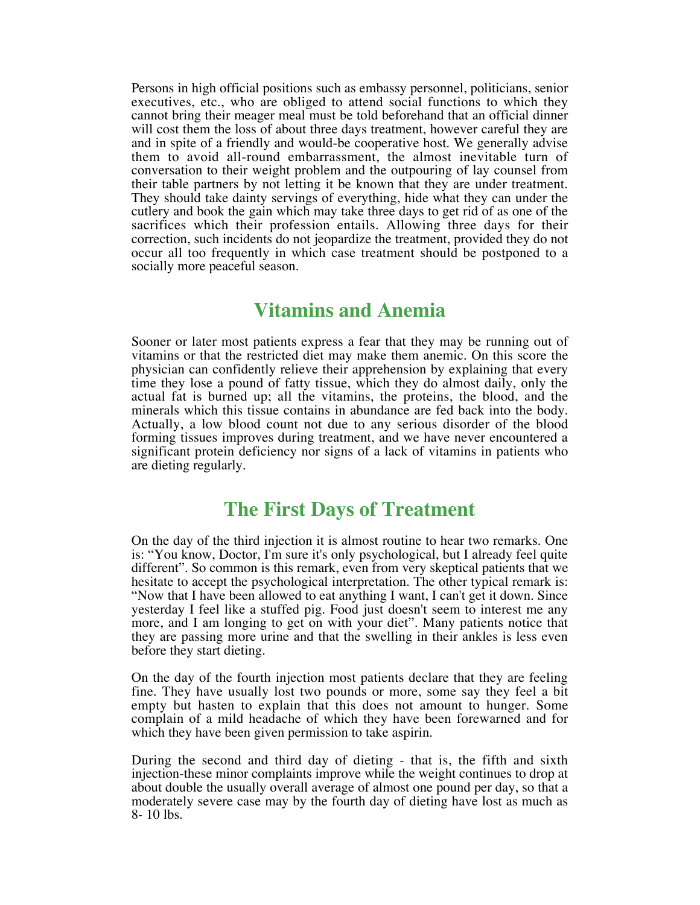Persons in high official positions such as embassy personnel, politicians, senior executives, etc., who are obliged to attend social functions to which they cannot bring their meager meal must be told beforehand that an official dinner will cost them the loss of about three days treatment, however careful they are and in spite of a friendly and would-be cooperative host. We generally advise them to avoid all-round embarrassment, the almost inevitable turn of conversation to their weight problem and the outpouring of lay counsel from their table partners by not letting it be known that they are under treatment. They should take dainty servings of everything, hide what they can under the cutlery and book the gain which may take three days to get rid of as one of the sacrifices which their profession entails. Allowing three days for their correction, such incidents do not jeopardize the treatment, provided they do not occur all too frequently in which case treatment should be postponed to a socially more peaceful season.

## Vitamins and Anemia

Sooner or later most patients express a fear that they may be running out of vitamins or that the restricted diet may make them anemic. On this score the physician can confidently relieve their apprehension by explaining that every time they lose a pound of fatty tissue, which they do almost daily, only the actual fat is burned up; all the vitamins, the proteins, the blood, and the minerals which this tissue contains in abundance are fed back into the body. Actually, a low blood count not due to any serious disorder of the blood forming tissues improves during treatment, and we have never encountered a significant protein deficiency nor signs of a lack of vitamins in patients who are dieting regularly.

## The First Days of Treatment

On the day of the third injection it is almost routine to hear two remarks. One is: "You know, Doctor, I'm sure it's only psychological, but I already feel quite different". So common is this remark, even from very skeptical patients that we hesitate to accept the psychological interpretation. The other typical remark is: "Now that I have been allowed to eat anything I want, I can't get it down. Since yesterday I feel like a stuffed pig. Food just doesn't seem to interest me any more, and I am longing to get on with your diet". Many patients notice that they are passing more urine and that the swelling in their ankles is less even before they start dieting.

On the day of the fourth injection most patients declare that they are feeling fine. They have usually lost two pounds or more, some say they feel a bit empty but hasten to explain that this does not amount to hunger. Some complain of a mild headache of which they have been forewarned and for which they have been given permission to take aspirin.

During the second and third day of dieting - that is, the fifth and sixth injection-these minor complaints improve while the weight continues to drop at about double the usually overall average of almost one pound per day, so that a moderately severe case may by the fourth day of dieting have lost as much as 8- 10 lbs.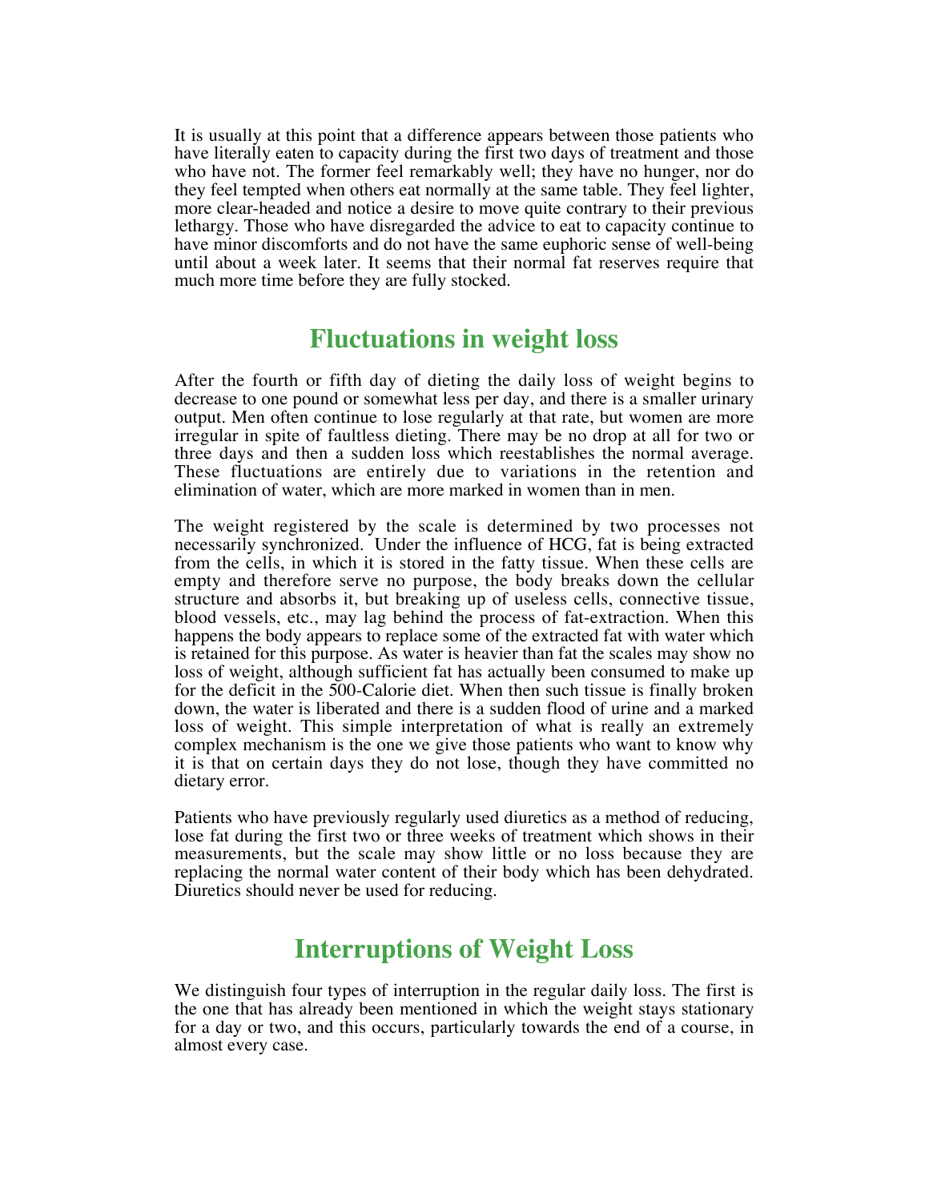It is usually at this point that a difference appears between those patients who have literally eaten to capacity during the first two days of treatment and those who have not. The former feel remarkably well; they have no hunger, nor do they feel tempted when others eat normally at the same table. They feel lighter, more clear-headed and notice a desire to move quite contrary to their previous lethargy. Those who have disregarded the advice to eat to capacity continue to have minor discomforts and do not have the same euphoric sense of well-being until about a week later. It seems that their normal fat reserves require that much more time before they are fully stocked.

## Fluctuations in weight loss

After the fourth or fifth day of dieting the daily loss of weight begins to decrease to one pound or somewhat less per day, and there is a smaller urinary output. Men often continue to lose regularly at that rate, but women are more irregular in spite of faultless dieting. There may be no drop at all for two or three days and then a sudden loss which reestablishes the normal average. These fluctuations are entirely due to variations in the retention and elimination of water, which are more marked in women than in men.

The weight registered by the scale is determined by two processes not necessarily synchronized. Under the influence of HCG, fat is being extracted from the cells, in which it is stored in the fatty tissue. When these cells are empty and therefore serve no purpose, the body breaks down the cellular structure and absorbs it, but breaking up of useless cells, connective tissue, blood vessels, etc., may lag behind the process of fat-extraction. When this happens the body appears to replace some of the extracted fat with water which is retained for this purpose. As water is heavier than fat the scales may show no loss of weight, although sufficient fat has actually been consumed to make up for the deficit in the 500-Calorie diet. When then such tissue is finally broken down, the water is liberated and there is a sudden flood of urine and a marked loss of weight. This simple interpretation of what is really an extremely complex mechanism is the one we give those patients who want to know why it is that on certain days they do not lose, though they have committed no dietary error.

Patients who have previously regularly used diuretics as a method of reducing, lose fat during the first two or three weeks of treatment which shows in their measurements, but the scale may show little or no loss because they are replacing the normal water content of their body which has been dehydrated. Diuretics should never be used for reducing.

## Interruptions of Weight Loss

We distinguish four types of interruption in the regular daily loss. The first is the one that has already been mentioned in which the weight stays stationary for a day or two, and this occurs, particularly towards the end of a course, in almost every case.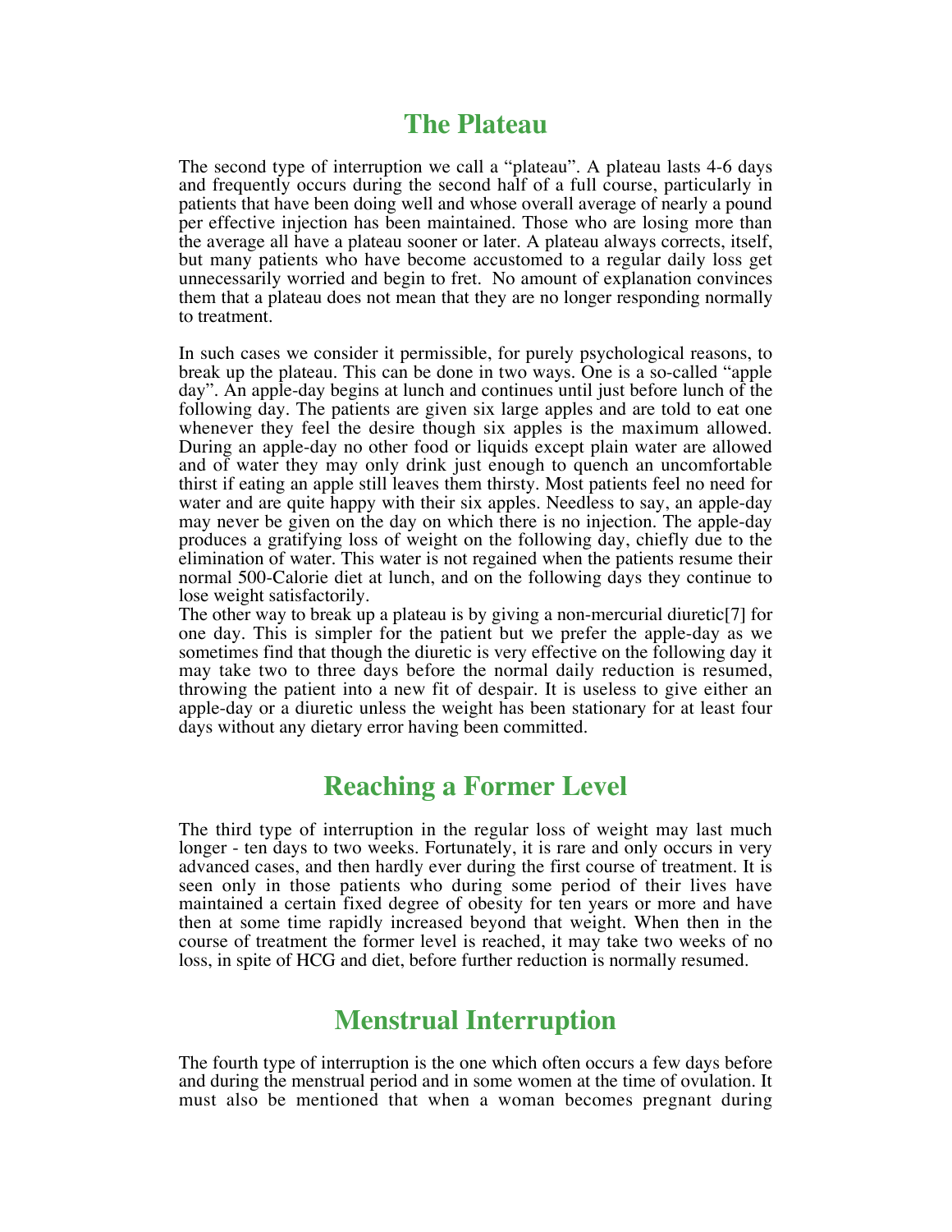## The Plateau

The second type of interruption we call a "plateau". A plateau lasts 4-6 days and frequently occurs during the second half of a full course, particularly in patients that have been doing well and whose overall average of nearly a pound per effective injection has been maintained. Those who are losing more than the average all have a plateau sooner or later. A plateau always corrects, itself, but many patients who have become accustomed to a regular daily loss get unnecessarily worried and begin to fret. No amount of explanation convinces them that a plateau does not mean that they are no longer responding normally to treatment.

In such cases we consider it permissible, for purely psychological reasons, to break up the plateau. This can be done in two ways. One is a so-called "apple day". An apple-day begins at lunch and continues until just before lunch of the following day. The patients are given six large apples and are told to eat one whenever they feel the desire though six apples is the maximum allowed. During an apple-day no other food or liquids except plain water are allowed and of water they may only drink just enough to quench an uncomfortable thirst if eating an apple still leaves them thirsty. Most patients feel no need for water and are quite happy with their six apples. Needless to say, an apple-day may never be given on the day on which there is no injection. The apple-day produces a gratifying loss of weight on the following day, chiefly due to the elimination of water. This water is not regained when the patients resume their normal 500-Calorie diet at lunch, and on the following days they continue to lose weight satisfactorily.

The other way to break up a plateau is by giving a non-mercurial diuretic[7] for one day. This is simpler for the patient but we prefer the apple-day as we sometimes find that though the diuretic is very effective on the following day it may take two to three days before the normal daily reduction is resumed, throwing the patient into a new fit of despair. It is useless to give either an apple-day or a diuretic unless the weight has been stationary for at least four days without any dietary error having been committed.

## Reaching a Former Level

The third type of interruption in the regular loss of weight may last much longer - ten days to two weeks. Fortunately, it is rare and only occurs in very advanced cases, and then hardly ever during the first course of treatment. It is seen only in those patients who during some period of their lives have maintained a certain fixed degree of obesity for ten years or more and have then at some time rapidly increased beyond that weight. When then in the course of treatment the former level is reached, it may take two weeks of no loss, in spite of HCG and diet, before further reduction is normally resumed.

## Menstrual Interruption

The fourth type of interruption is the one which often occurs a few days before and during the menstrual period and in some women at the time of ovulation. It must also be mentioned that when a woman becomes pregnant during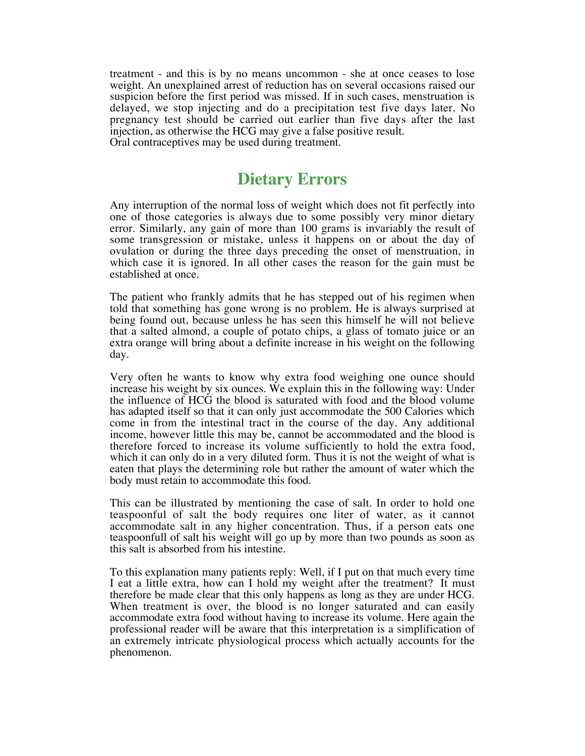treatment - and this is by no means uncommon - she at once ceases to lose weight. An unexplained arrest of reduction has on several occasions raised our suspicion before the first period was missed. If in such cases, menstruation is delayed, we stop injecting and do a precipitation test five days later. No pregnancy test should be carried out earlier than five days after the last injection, as otherwise the HCG may give a false positive result.
Oral contraceptives may be used during treatment.

## Dietary Errors

Any interruption of the normal loss of weight which does not fit perfectly into one of those categories is always due to some possibly very minor dietary error. Similarly, any gain of more than 100 grams is invariably the result of some transgression or mistake, unless it happens on or about the day of ovulation or during the three days preceding the onset of menstruation, in which case it is ignored. In all other cases the reason for the gain must be established at once.

The patient who frankly admits that he has stepped out of his regimen when told that something has gone wrong is no problem. He is always surprised at being found out, because unless he has seen this himself he will not believe that a salted almond, a couple of potato chips, a glass of tomato juice or an extra orange will bring about a definite increase in his weight on the following day.

Very often he wants to know why extra food weighing one ounce should increase his weight by six ounces. We explain this in the following way: Under the influence of HCG the blood is saturated with food and the blood volume has adapted itself so that it can only just accommodate the 500 Calories which come in from the intestinal tract in the course of the day. Any additional income, however little this may be, cannot be accommodated and the blood is therefore forced to increase its volume sufficiently to hold the extra food, which it can only do in a very diluted form. Thus it is not the weight of what is eaten that plays the determining role but rather the amount of water which the body must retain to accommodate this food.

This can be illustrated by mentioning the case of salt. In order to hold one teaspoonful of salt the body requires one liter of water, as it cannot accommodate salt in any higher concentration. Thus, if a person eats one teaspoonfull of salt his weight will go up by more than two pounds as soon as this salt is absorbed from his intestine.

To this explanation many patients reply: Well, if I put on that much every time I eat a little extra, how can I hold my weight after the treatment? It must therefore be made clear that this only happens as long as they are under HCG. When treatment is over, the blood is no longer saturated and can easily accommodate extra food without having to increase its volume. Here again the professional reader will be aware that this interpretation is a simplification of an extremely intricate physiological process which actually accounts for the phenomenon.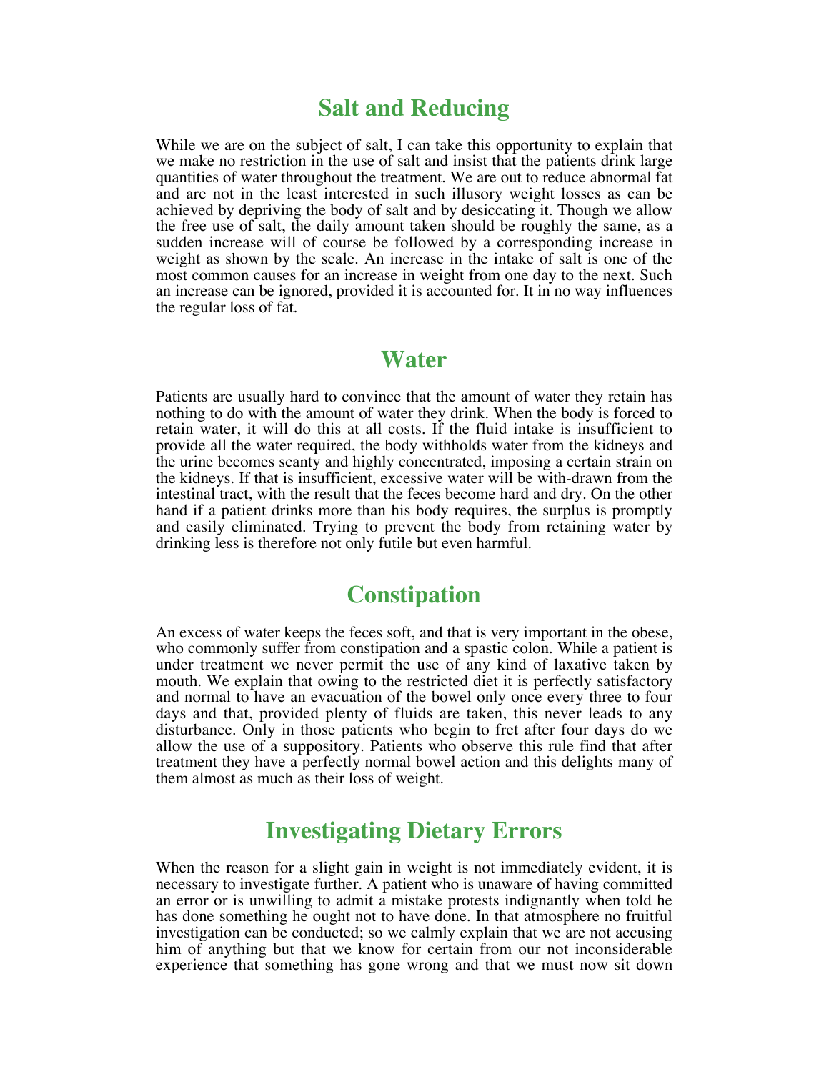## Salt and Reducing

While we are on the subject of salt, I can take this opportunity to explain that we make no restriction in the use of salt and insist that the patients drink large quantities of water throughout the treatment. We are out to reduce abnormal fat and are not in the least interested in such illusory weight losses as can be achieved by depriving the body of salt and by desiccating it. Though we allow the free use of salt, the daily amount taken should be roughly the same, as a sudden increase will of course be followed by a corresponding increase in weight as shown by the scale. An increase in the intake of salt is one of the most common causes for an increase in weight from one day to the next. Such an increase can be ignored, provided it is accounted for. It in no way influences the regular loss of fat.

## Water

Patients are usually hard to convince that the amount of water they retain has nothing to do with the amount of water they drink. When the body is forced to retain water, it will do this at all costs. If the fluid intake is insufficient to provide all the water required, the body withholds water from the kidneys and the urine becomes scanty and highly concentrated, imposing a certain strain on the kidneys. If that is insufficient, excessive water will be with-drawn from the intestinal tract, with the result that the feces become hard and dry. On the other hand if a patient drinks more than his body requires, the surplus is promptly and easily eliminated. Trying to prevent the body from retaining water by drinking less is therefore not only futile but even harmful.

## Constipation

An excess of water keeps the feces soft, and that is very important in the obese, who commonly suffer from constipation and a spastic colon. While a patient is under treatment we never permit the use of any kind of laxative taken by mouth. We explain that owing to the restricted diet it is perfectly satisfactory and normal to have an evacuation of the bowel only once every three to four days and that, provided plenty of fluids are taken, this never leads to any disturbance. Only in those patients who begin to fret after four days do we allow the use of a suppository. Patients who observe this rule find that after treatment they have a perfectly normal bowel action and this delights many of them almost as much as their loss of weight.

## Investigating Dietary Errors

When the reason for a slight gain in weight is not immediately evident, it is necessary to investigate further. A patient who is unaware of having committed an error or is unwilling to admit a mistake protests indignantly when told he has done something he ought not to have done. In that atmosphere no fruitful investigation can be conducted; so we calmly explain that we are not accusing him of anything but that we know for certain from our not inconsiderable experience that something has gone wrong and that we must now sit down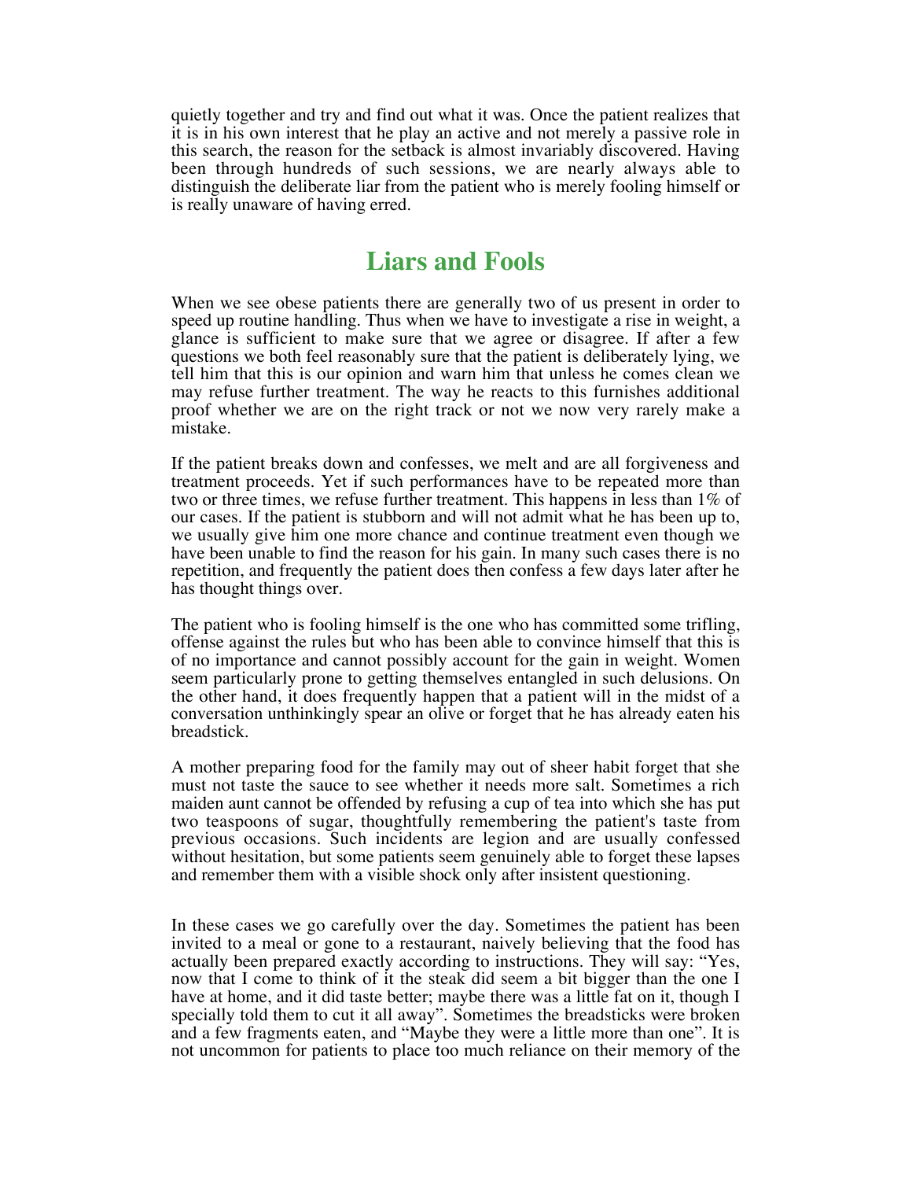quietly together and try and find out what it was. Once the patient realizes that it is in his own interest that he play an active and not merely a passive role in this search, the reason for the setback is almost invariably discovered. Having been through hundreds of such sessions, we are nearly always able to distinguish the deliberate liar from the patient who is merely fooling himself or is really unaware of having erred.

## Liars and Fools

When we see obese patients there are generally two of us present in order to speed up routine handling. Thus when we have to investigate a rise in weight, a glance is sufficient to make sure that we agree or disagree. If after a few questions we both feel reasonably sure that the patient is deliberately lying, we tell him that this is our opinion and warn him that unless he comes clean we may refuse further treatment. The way he reacts to this furnishes additional proof whether we are on the right track or not we now very rarely make a mistake.

If the patient breaks down and confesses, we melt and are all forgiveness and treatment proceeds. Yet if such performances have to be repeated more than two or three times, we refuse further treatment. This happens in less than 1% of our cases. If the patient is stubborn and will not admit what he has been up to, we usually give him one more chance and continue treatment even though we have been unable to find the reason for his gain. In many such cases there is no repetition, and frequently the patient does then confess a few days later after he has thought things over.

The patient who is fooling himself is the one who has committed some trifling, offense against the rules but who has been able to convince himself that this is of no importance and cannot possibly account for the gain in weight. Women seem particularly prone to getting themselves entangled in such delusions. On the other hand, it does frequently happen that a patient will in the midst of a conversation unthinkingly spear an olive or forget that he has already eaten his breadstick.

A mother preparing food for the family may out of sheer habit forget that she must not taste the sauce to see whether it needs more salt. Sometimes a rich maiden aunt cannot be offended by refusing a cup of tea into which she has put two teaspoons of sugar, thoughtfully remembering the patient's taste from previous occasions. Such incidents are legion and are usually confessed without hesitation, but some patients seem genuinely able to forget these lapses and remember them with a visible shock only after insistent questioning.

In these cases we go carefully over the day. Sometimes the patient has been invited to a meal or gone to a restaurant, naively believing that the food has actually been prepared exactly according to instructions. They will say: "Yes, now that I come to think of it the steak did seem a bit bigger than the one I have at home, and it did taste better; maybe there was a little fat on it, though I specially told them to cut it all away". Sometimes the breadsticks were broken and a few fragments eaten, and "Maybe they were a little more than one". It is not uncommon for patients to place too much reliance on their memory of the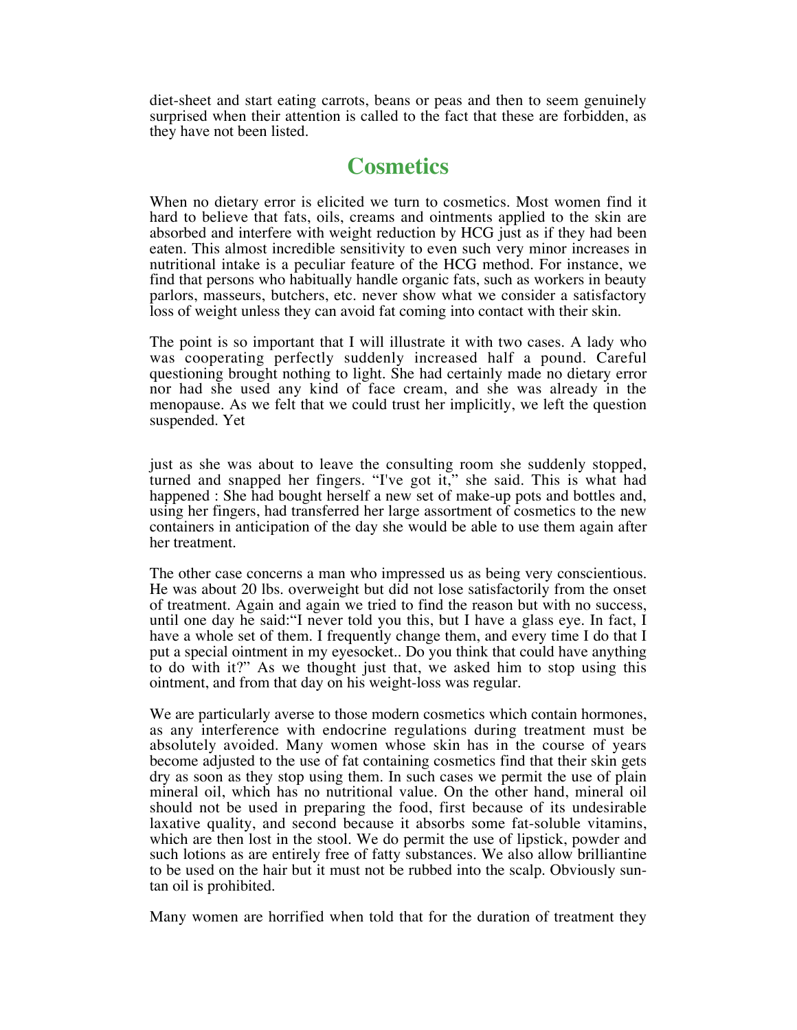diet-sheet and start eating carrots, beans or peas and then to seem genuinely surprised when their attention is called to the fact that these are forbidden, as they have not been listed.

## Cosmetics

When no dietary error is elicited we turn to cosmetics. Most women find it hard to believe that fats, oils, creams and ointments applied to the skin are absorbed and interfere with weight reduction by HCG just as if they had been eaten. This almost incredible sensitivity to even such very minor increases in nutritional intake is a peculiar feature of the HCG method. For instance, we find that persons who habitually handle organic fats, such as workers in beauty parlors, masseurs, butchers, etc. never show what we consider a satisfactory loss of weight unless they can avoid fat coming into contact with their skin.

The point is so important that I will illustrate it with two cases. A lady who was cooperating perfectly suddenly increased half a pound. Careful questioning brought nothing to light. She had certainly made no dietary error nor had she used any kind of face cream, and she was already in the menopause. As we felt that we could trust her implicitly, we left the question suspended. Yet

just as she was about to leave the consulting room she suddenly stopped, turned and snapped her fingers. "I've got it," she said. This is what had happened : She had bought herself a new set of make-up pots and bottles and, using her fingers, had transferred her large assortment of cosmetics to the new containers in anticipation of the day she would be able to use them again after her treatment.

The other case concerns a man who impressed us as being very conscientious. He was about 20 lbs. overweight but did not lose satisfactorily from the onset of treatment. Again and again we tried to find the reason but with no success, until one day he said:"I never told you this, but I have a glass eye. In fact, I have a whole set of them. I frequently change them, and every time I do that I put a special ointment in my eyesocket.. Do you think that could have anything to do with it?" As we thought just that, we asked him to stop using this ointment, and from that day on his weight-loss was regular.

We are particularly averse to those modern cosmetics which contain hormones, as any interference with endocrine regulations during treatment must be absolutely avoided. Many women whose skin has in the course of years become adjusted to the use of fat containing cosmetics find that their skin gets dry as soon as they stop using them. In such cases we permit the use of plain mineral oil, which has no nutritional value. On the other hand, mineral oil should not be used in preparing the food, first because of its undesirable laxative quality, and second because it absorbs some fat-soluble vitamins, which are then lost in the stool. We do permit the use of lipstick, powder and such lotions as are entirely free of fatty substances. We also allow brilliantine to be used on the hair but it must not be rubbed into the scalp. Obviously sun-tan oil is prohibited.

Many women are horrified when told that for the duration of treatment they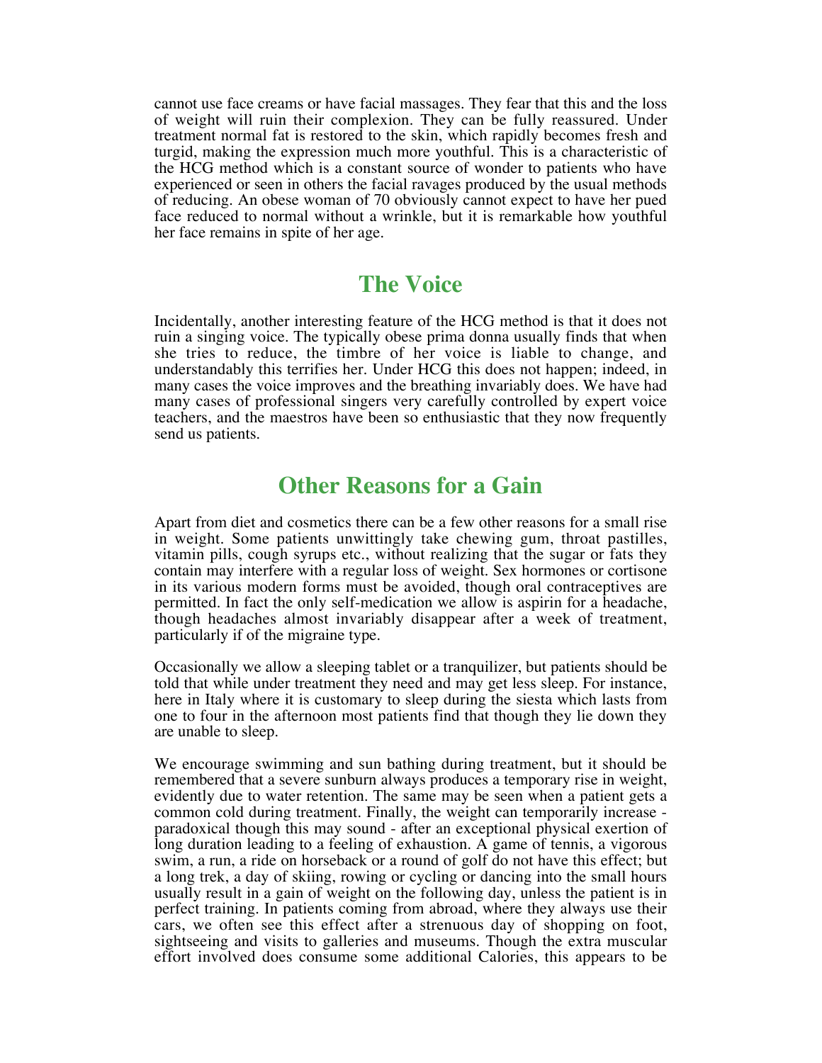cannot use face creams or have facial massages. They fear that this and the loss of weight will ruin their complexion. They can be fully reassured. Under treatment normal fat is restored to the skin, which rapidly becomes fresh and turgid, making the expression much more youthful. This is a characteristic of the HCG method which is a constant source of wonder to patients who have experienced or seen in others the facial ravages produced by the usual methods of reducing. An obese woman of 70 obviously cannot expect to have her pued face reduced to normal without a wrinkle, but it is remarkable how youthful her face remains in spite of her age.

## The Voice

Incidentally, another interesting feature of the HCG method is that it does not ruin a singing voice. The typically obese prima donna usually finds that when she tries to reduce, the timbre of her voice is liable to change, and understandably this terrifies her. Under HCG this does not happen; indeed, in many cases the voice improves and the breathing invariably does. We have had many cases of professional singers very carefully controlled by expert voice teachers, and the maestros have been so enthusiastic that they now frequently send us patients.

## Other Reasons for a Gain

Apart from diet and cosmetics there can be a few other reasons for a small rise in weight. Some patients unwittingly take chewing gum, throat pastilles, vitamin pills, cough syrups etc., without realizing that the sugar or fats they contain may interfere with a regular loss of weight. Sex hormones or cortisone in its various modern forms must be avoided, though oral contraceptives are permitted. In fact the only self-medication we allow is aspirin for a headache, though headaches almost invariably disappear after a week of treatment, particularly if of the migraine type.

Occasionally we allow a sleeping tablet or a tranquilizer, but patients should be told that while under treatment they need and may get less sleep. For instance, here in Italy where it is customary to sleep during the siesta which lasts from one to four in the afternoon most patients find that though they lie down they are unable to sleep.

We encourage swimming and sun bathing during treatment, but it should be remembered that a severe sunburn always produces a temporary rise in weight, evidently due to water retention. The same may be seen when a patient gets a common cold during treatment. Finally, the weight can temporarily increase - paradoxical though this may sound - after an exceptional physical exertion of long duration leading to a feeling of exhaustion. A game of tennis, a vigorous swim, a run, a ride on horseback or a round of golf do not have this effect; but a long trek, a day of skiing, rowing or cycling or dancing into the small hours usually result in a gain of weight on the following day, unless the patient is in perfect training. In patients coming from abroad, where they always use their cars, we often see this effect after a strenuous day of shopping on foot, sightseeing and visits to galleries and museums. Though the extra muscular effort involved does consume some additional Calories, this appears to be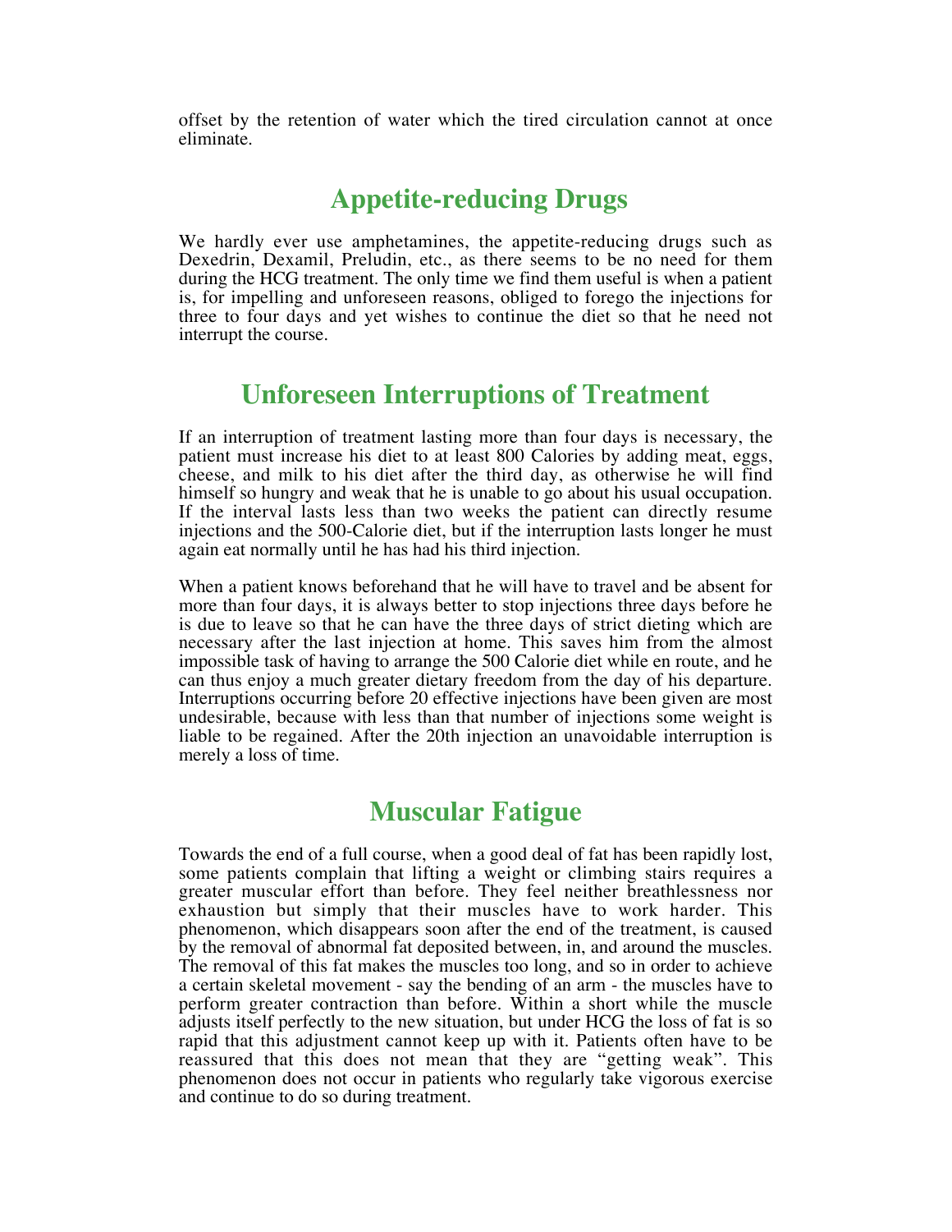offset by the retention of water which the tired circulation cannot at once eliminate.

## Appetite-reducing Drugs

We hardly ever use amphetamines, the appetite-reducing drugs such as Dexedrin, Dexamil, Preludin, etc., as there seems to be no need for them during the HCG treatment. The only time we find them useful is when a patient is, for impelling and unforeseen reasons, obliged to forego the injections for three to four days and yet wishes to continue the diet so that he need not interrupt the course.

## Unforeseen Interruptions of Treatment

If an interruption of treatment lasting more than four days is necessary, the patient must increase his diet to at least 800 Calories by adding meat, eggs, cheese, and milk to his diet after the third day, as otherwise he will find himself so hungry and weak that he is unable to go about his usual occupation. If the interval lasts less than two weeks the patient can directly resume injections and the 500-Calorie diet, but if the interruption lasts longer he must again eat normally until he has had his third injection.

When a patient knows beforehand that he will have to travel and be absent for more than four days, it is always better to stop injections three days before he is due to leave so that he can have the three days of strict dieting which are necessary after the last injection at home. This saves him from the almost impossible task of having to arrange the 500 Calorie diet while en route, and he can thus enjoy a much greater dietary freedom from the day of his departure. Interruptions occurring before 20 effective injections have been given are most undesirable, because with less than that number of injections some weight is liable to be regained. After the 20th injection an unavoidable interruption is merely a loss of time.

## Muscular Fatigue

Towards the end of a full course, when a good deal of fat has been rapidly lost, some patients complain that lifting a weight or climbing stairs requires a greater muscular effort than before. They feel neither breathlessness nor exhaustion but simply that their muscles have to work harder. This phenomenon, which disappears soon after the end of the treatment, is caused by the removal of abnormal fat deposited between, in, and around the muscles. The removal of this fat makes the muscles too long, and so in order to achieve a certain skeletal movement - say the bending of an arm - the muscles have to perform greater contraction than before. Within a short while the muscle adjusts itself perfectly to the new situation, but under HCG the loss of fat is so rapid that this adjustment cannot keep up with it. Patients often have to be reassured that this does not mean that they are "getting weak". This phenomenon does not occur in patients who regularly take vigorous exercise and continue to do so during treatment.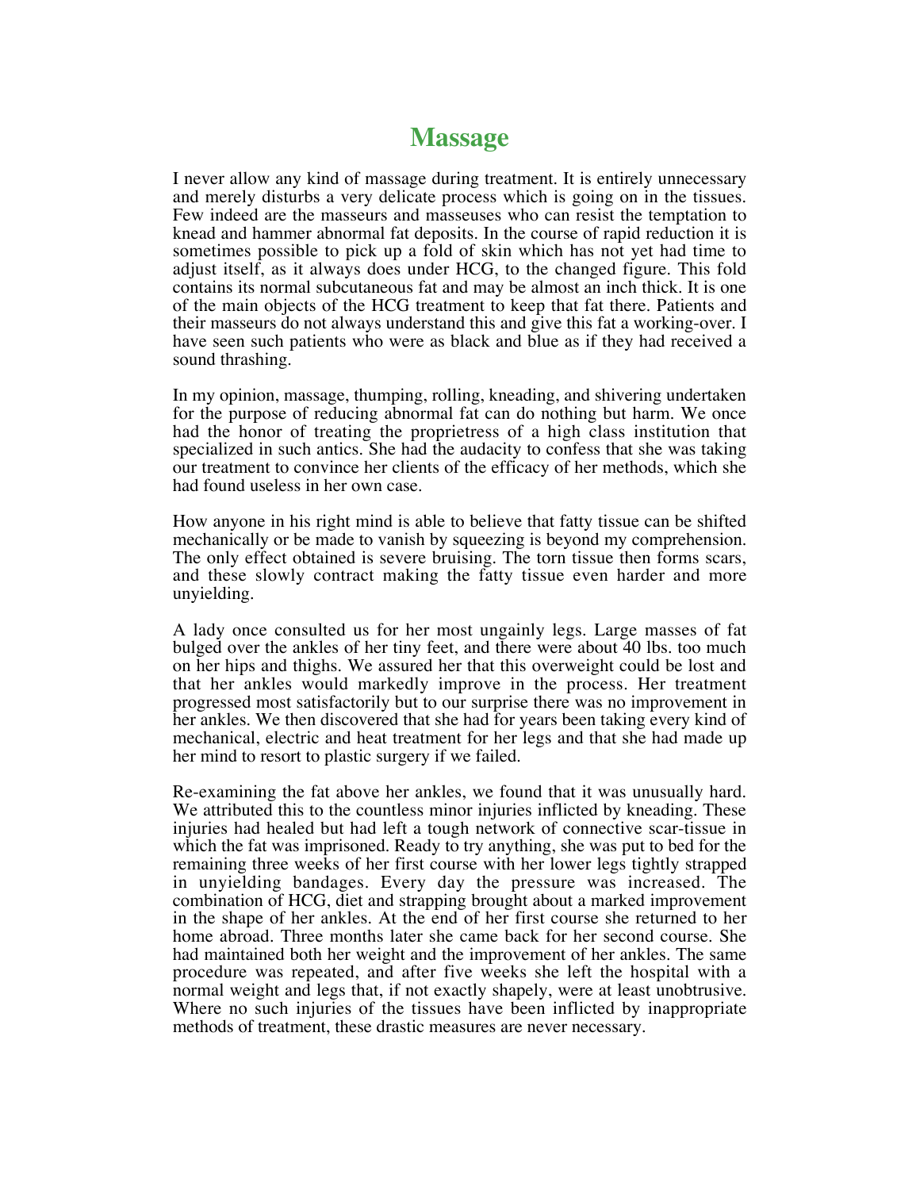# Massage

I never allow any kind of massage during treatment. It is entirely unnecessary and merely disturbs a very delicate process which is going on in the tissues. Few indeed are the masseurs and masseuses who can resist the temptation to knead and hammer abnormal fat deposits. In the course of rapid reduction it is sometimes possible to pick up a fold of skin which has not yet had time to adjust itself, as it always does under HCG, to the changed figure. This fold contains its normal subcutaneous fat and may be almost an inch thick. It is one of the main objects of the HCG treatment to keep that fat there. Patients and their masseurs do not always understand this and give this fat a working-over. I have seen such patients who were as black and blue as if they had received a sound thrashing.

In my opinion, massage, thumping, rolling, kneading, and shivering undertaken for the purpose of reducing abnormal fat can do nothing but harm. We once had the honor of treating the proprietress of a high class institution that specialized in such antics. She had the audacity to confess that she was taking our treatment to convince her clients of the efficacy of her methods, which she had found useless in her own case.

How anyone in his right mind is able to believe that fatty tissue can be shifted mechanically or be made to vanish by squeezing is beyond my comprehension. The only effect obtained is severe bruising. The torn tissue then forms scars, and these slowly contract making the fatty tissue even harder and more unyielding.

A lady once consulted us for her most ungainly legs. Large masses of fat bulged over the ankles of her tiny feet, and there were about 40 lbs. too much on her hips and thighs. We assured her that this overweight could be lost and that her ankles would markedly improve in the process. Her treatment progressed most satisfactorily but to our surprise there was no improvement in her ankles. We then discovered that she had for years been taking every kind of mechanical, electric and heat treatment for her legs and that she had made up her mind to resort to plastic surgery if we failed.

Re-examining the fat above her ankles, we found that it was unusually hard. We attributed this to the countless minor injuries inflicted by kneading. These injuries had healed but had left a tough network of connective scar-tissue in which the fat was imprisoned. Ready to try anything, she was put to bed for the remaining three weeks of her first course with her lower legs tightly strapped in unyielding bandages. Every day the pressure was increased. The combination of HCG, diet and strapping brought about a marked improvement in the shape of her ankles. At the end of her first course she returned to her home abroad. Three months later she came back for her second course. She had maintained both her weight and the improvement of her ankles. The same procedure was repeated, and after five weeks she left the hospital with a normal weight and legs that, if not exactly shapely, were at least unobtrusive. Where no such injuries of the tissues have been inflicted by inappropriate methods of treatment, these drastic measures are never necessary.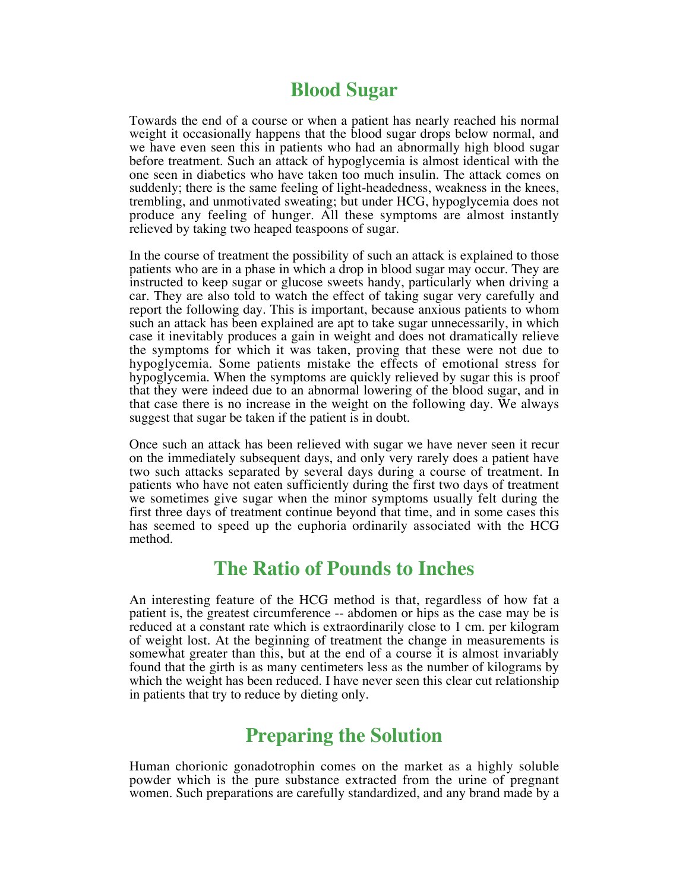## Blood Sugar

Towards the end of a course or when a patient has nearly reached his normal weight it occasionally happens that the blood sugar drops below normal, and we have even seen this in patients who had an abnormally high blood sugar before treatment. Such an attack of hypoglycemia is almost identical with the one seen in diabetics who have taken too much insulin. The attack comes on suddenly; there is the same feeling of light-headedness, weakness in the knees, trembling, and unmotivated sweating; but under HCG, hypoglycemia does not produce any feeling of hunger. All these symptoms are almost instantly relieved by taking two heaped teaspoons of sugar.

In the course of treatment the possibility of such an attack is explained to those patients who are in a phase in which a drop in blood sugar may occur. They are instructed to keep sugar or glucose sweets handy, particularly when driving a car. They are also told to watch the effect of taking sugar very carefully and report the following day. This is important, because anxious patients to whom such an attack has been explained are apt to take sugar unnecessarily, in which case it inevitably produces a gain in weight and does not dramatically relieve the symptoms for which it was taken, proving that these were not due to hypoglycemia. Some patients mistake the effects of emotional stress for hypoglycemia. When the symptoms are quickly relieved by sugar this is proof that they were indeed due to an abnormal lowering of the blood sugar, and in that case there is no increase in the weight on the following day. We always suggest that sugar be taken if the patient is in doubt.

Once such an attack has been relieved with sugar we have never seen it recur on the immediately subsequent days, and only very rarely does a patient have two such attacks separated by several days during a course of treatment. In patients who have not eaten sufficiently during the first two days of treatment we sometimes give sugar when the minor symptoms usually felt during the first three days of treatment continue beyond that time, and in some cases this has seemed to speed up the euphoria ordinarily associated with the HCG method.

## The Ratio of Pounds to Inches

An interesting feature of the HCG method is that, regardless of how fat a patient is, the greatest circumference -- abdomen or hips as the case may be is reduced at a constant rate which is extraordinarily close to 1 cm. per kilogram of weight lost. At the beginning of treatment the change in measurements is somewhat greater than this, but at the end of a course it is almost invariably found that the girth is as many centimeters less as the number of kilograms by which the weight has been reduced. I have never seen this clear cut relationship in patients that try to reduce by dieting only.

## Preparing the Solution

Human chorionic gonadotrophin comes on the market as a highly soluble powder which is the pure substance extracted from the urine of pregnant women. Such preparations are carefully standardized, and any brand made by a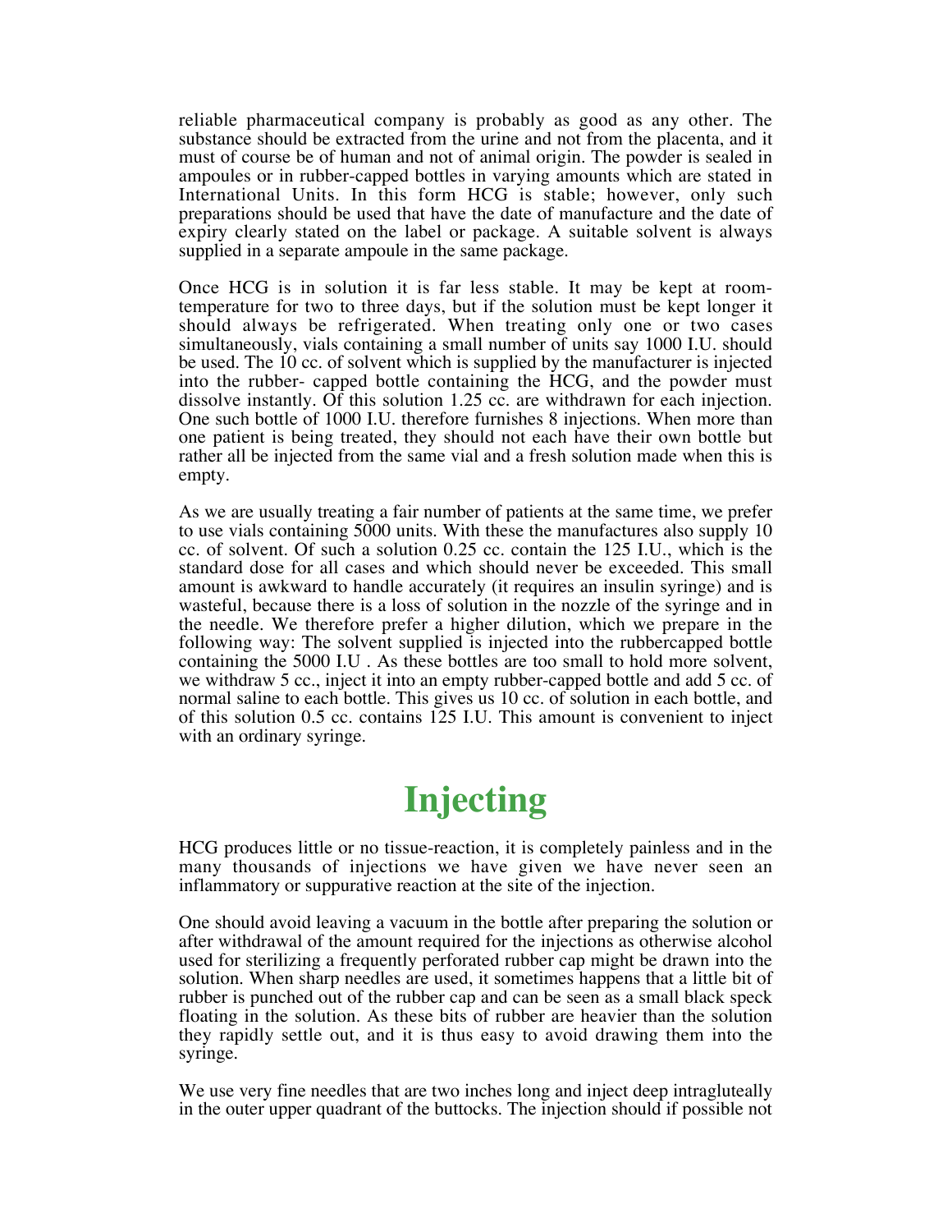reliable pharmaceutical company is probably as good as any other. The substance should be extracted from the urine and not from the placenta, and it must of course be of human and not of animal origin. The powder is sealed in ampoules or in rubber-capped bottles in varying amounts which are stated in International Units. In this form HCG is stable; however, only such preparations should be used that have the date of manufacture and the date of expiry clearly stated on the label or package. A suitable solvent is always supplied in a separate ampoule in the same package.

Once HCG is in solution it is far less stable. It may be kept at room-temperature for two to three days, but if the solution must be kept longer it should always be refrigerated. When treating only one or two cases simultaneously, vials containing a small number of units say 1000 I.U. should be used. The 10 cc. of solvent which is supplied by the manufacturer is injected into the rubber- capped bottle containing the HCG, and the powder must dissolve instantly. Of this solution 1.25 cc. are withdrawn for each injection. One such bottle of 1000 I.U. therefore furnishes 8 injections. When more than one patient is being treated, they should not each have their own bottle but rather all be injected from the same vial and a fresh solution made when this is empty.

As we are usually treating a fair number of patients at the same time, we prefer to use vials containing 5000 units. With these the manufactures also supply 10 cc. of solvent. Of such a solution 0.25 cc. contain the 125 I.U., which is the standard dose for all cases and which should never be exceeded. This small amount is awkward to handle accurately (it requires an insulin syringe) and is wasteful, because there is a loss of solution in the nozzle of the syringe and in the needle. We therefore prefer a higher dilution, which we prepare in the following way: The solvent supplied is injected into the rubbercapped bottle containing the 5000 I.U . As these bottles are too small to hold more solvent, we withdraw 5 cc., inject it into an empty rubber-capped bottle and add 5 cc. of normal saline to each bottle. This gives us 10 cc. of solution in each bottle, and of this solution 0.5 cc. contains 125 I.U. This amount is convenient to inject with an ordinary syringe.

# Injecting

HCG produces little or no tissue-reaction, it is completely painless and in the many thousands of injections we have given we have never seen an inflammatory or suppurative reaction at the site of the injection.

One should avoid leaving a vacuum in the bottle after preparing the solution or after withdrawal of the amount required for the injections as otherwise alcohol used for sterilizing a frequently perforated rubber cap might be drawn into the solution. When sharp needles are used, it sometimes happens that a little bit of rubber is punched out of the rubber cap and can be seen as a small black speck floating in the solution. As these bits of rubber are heavier than the solution they rapidly settle out, and it is thus easy to avoid drawing them into the syringe.

We use very fine needles that are two inches long and inject deep intragluteally in the outer upper quadrant of the buttocks. The injection should if possible not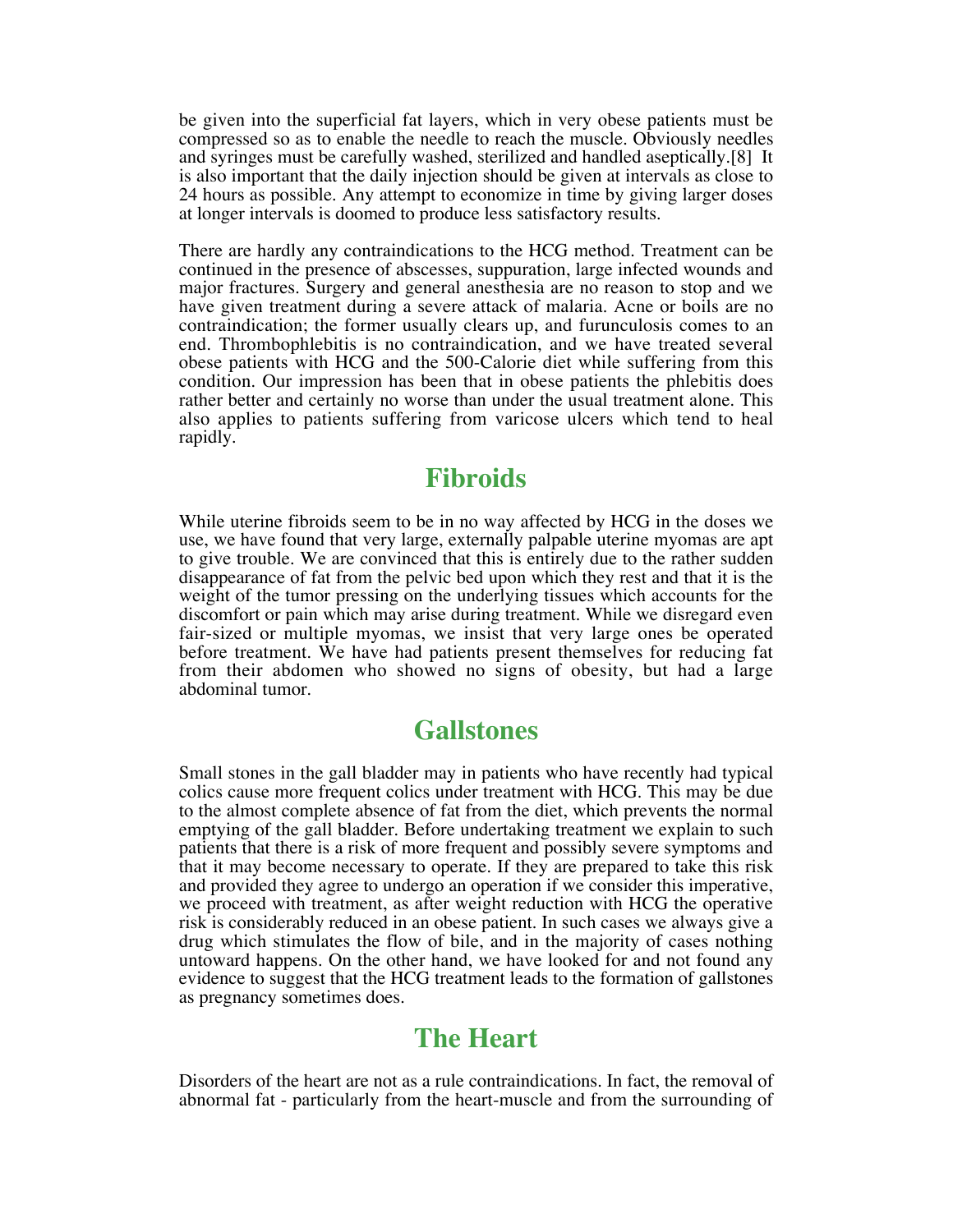be given into the superficial fat layers, which in very obese patients must be compressed so as to enable the needle to reach the muscle. Obviously needles and syringes must be carefully washed, sterilized and handled aseptically.[8] It is also important that the daily injection should be given at intervals as close to 24 hours as possible. Any attempt to economize in time by giving larger doses at longer intervals is doomed to produce less satisfactory results.

There are hardly any contraindications to the HCG method. Treatment can be continued in the presence of abscesses, suppuration, large infected wounds and major fractures. Surgery and general anesthesia are no reason to stop and we have given treatment during a severe attack of malaria. Acne or boils are no contraindication; the former usually clears up, and furunculosis comes to an end. Thrombophlebitis is no contraindication, and we have treated several obese patients with HCG and the 500-Calorie diet while suffering from this condition. Our impression has been that in obese patients the phlebitis does rather better and certainly no worse than under the usual treatment alone. This also applies to patients suffering from varicose ulcers which tend to heal rapidly.

## Fibroids

While uterine fibroids seem to be in no way affected by HCG in the doses we use, we have found that very large, externally palpable uterine myomas are apt to give trouble. We are convinced that this is entirely due to the rather sudden disappearance of fat from the pelvic bed upon which they rest and that it is the weight of the tumor pressing on the underlying tissues which accounts for the discomfort or pain which may arise during treatment. While we disregard even fair-sized or multiple myomas, we insist that very large ones be operated before treatment. We have had patients present themselves for reducing fat from their abdomen who showed no signs of obesity, but had a large abdominal tumor.

## Gallstones

Small stones in the gall bladder may in patients who have recently had typical colics cause more frequent colics under treatment with HCG. This may be due to the almost complete absence of fat from the diet, which prevents the normal emptying of the gall bladder. Before undertaking treatment we explain to such patients that there is a risk of more frequent and possibly severe symptoms and that it may become necessary to operate. If they are prepared to take this risk and provided they agree to undergo an operation if we consider this imperative, we proceed with treatment, as after weight reduction with HCG the operative risk is considerably reduced in an obese patient. In such cases we always give a drug which stimulates the flow of bile, and in the majority of cases nothing untoward happens. On the other hand, we have looked for and not found any evidence to suggest that the HCG treatment leads to the formation of gallstones as pregnancy sometimes does.

## The Heart

Disorders of the heart are not as a rule contraindications. In fact, the removal of abnormal fat - particularly from the heart-muscle and from the surrounding of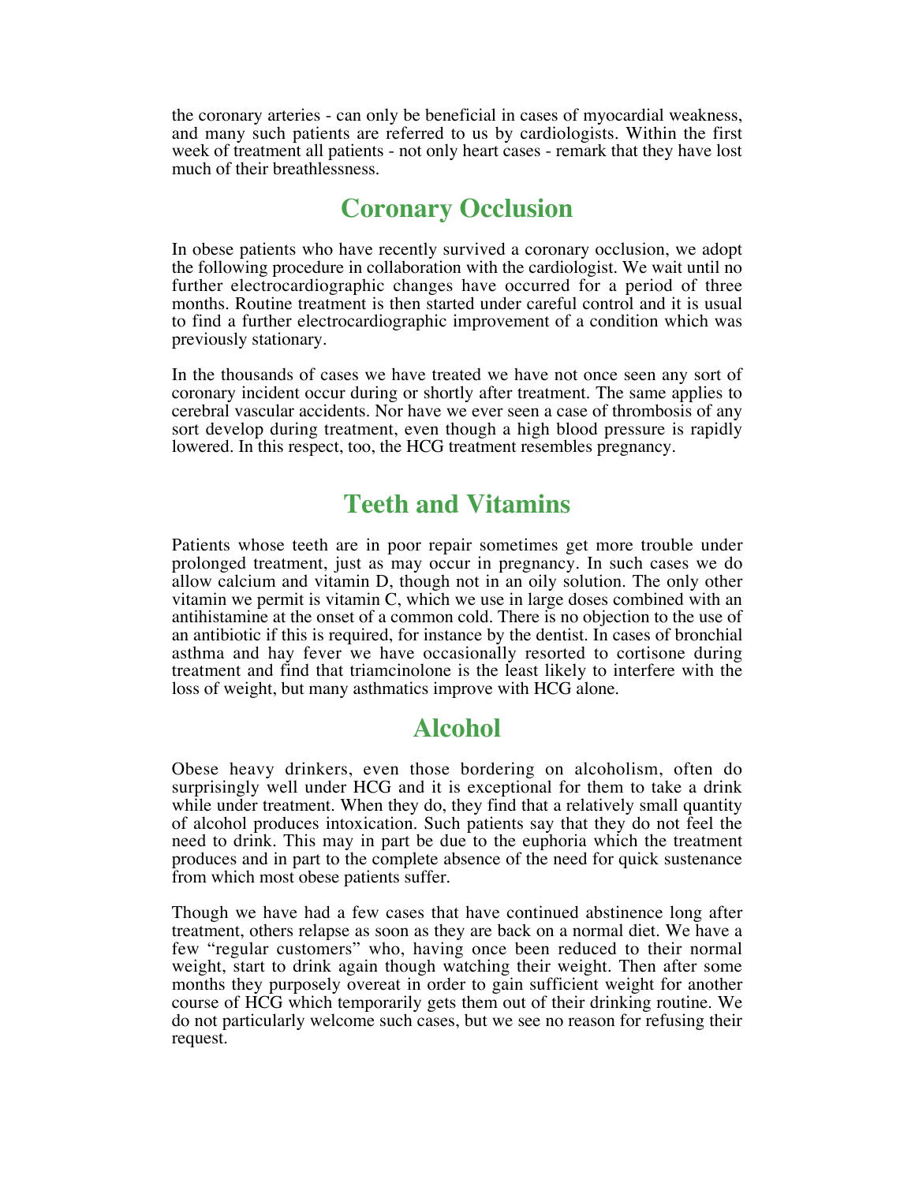the coronary arteries - can only be beneficial in cases of myocardial weakness, and many such patients are referred to us by cardiologists. Within the first week of treatment all patients - not only heart cases - remark that they have lost much of their breathlessness.

## Coronary Occlusion

In obese patients who have recently survived a coronary occlusion, we adopt the following procedure in collaboration with the cardiologist. We wait until no further electrocardiographic changes have occurred for a period of three months. Routine treatment is then started under careful control and it is usual to find a further electrocardiographic improvement of a condition which was previously stationary.

In the thousands of cases we have treated we have not once seen any sort of coronary incident occur during or shortly after treatment. The same applies to cerebral vascular accidents. Nor have we ever seen a case of thrombosis of any sort develop during treatment, even though a high blood pressure is rapidly lowered. In this respect, too, the HCG treatment resembles pregnancy.

## Teeth and Vitamins

Patients whose teeth are in poor repair sometimes get more trouble under prolonged treatment, just as may occur in pregnancy. In such cases we do allow calcium and vitamin D, though not in an oily solution. The only other vitamin we permit is vitamin C, which we use in large doses combined with an antihistamine at the onset of a common cold. There is no objection to the use of an antibiotic if this is required, for instance by the dentist. In cases of bronchial asthma and hay fever we have occasionally resorted to cortisone during treatment and find that triamcinolone is the least likely to interfere with the loss of weight, but many asthmatics improve with HCG alone.

## Alcohol

Obese heavy drinkers, even those bordering on alcoholism, often do surprisingly well under HCG and it is exceptional for them to take a drink while under treatment. When they do, they find that a relatively small quantity of alcohol produces intoxication. Such patients say that they do not feel the need to drink. This may in part be due to the euphoria which the treatment produces and in part to the complete absence of the need for quick sustenance from which most obese patients suffer.

Though we have had a few cases that have continued abstinence long after treatment, others relapse as soon as they are back on a normal diet. We have a few "regular customers" who, having once been reduced to their normal weight, start to drink again though watching their weight. Then after some months they purposely overeat in order to gain sufficient weight for another course of HCG which temporarily gets them out of their drinking routine. We do not particularly welcome such cases, but we see no reason for refusing their request.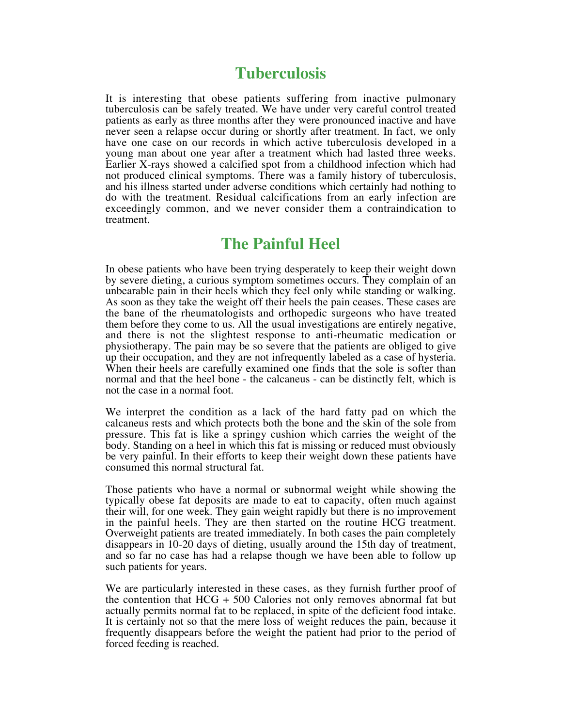## Tuberculosis

It is interesting that obese patients suffering from inactive pulmonary tuberculosis can be safely treated. We have under very careful control treated patients as early as three months after they were pronounced inactive and have never seen a relapse occur during or shortly after treatment. In fact, we only have one case on our records in which active tuberculosis developed in a young man about one year after a treatment which had lasted three weeks. Earlier X-rays showed a calcified spot from a childhood infection which had not produced clinical symptoms. There was a family history of tuberculosis, and his illness started under adverse conditions which certainly had nothing to do with the treatment. Residual calcifications from an early infection are exceedingly common, and we never consider them a contraindication to treatment.

## The Painful Heel

In obese patients who have been trying desperately to keep their weight down by severe dieting, a curious symptom sometimes occurs. They complain of an unbearable pain in their heels which they feel only while standing or walking. As soon as they take the weight off their heels the pain ceases. These cases are the bane of the rheumatologists and orthopedic surgeons who have treated them before they come to us. All the usual investigations are entirely negative, and there is not the slightest response to anti-rheumatic medication or physiotherapy. The pain may be so severe that the patients are obliged to give up their occupation, and they are not infrequently labeled as a case of hysteria. When their heels are carefully examined one finds that the sole is softer than normal and that the heel bone - the calcaneus - can be distinctly felt, which is not the case in a normal foot.

We interpret the condition as a lack of the hard fatty pad on which the calcaneus rests and which protects both the bone and the skin of the sole from pressure. This fat is like a springy cushion which carries the weight of the body. Standing on a heel in which this fat is missing or reduced must obviously be very painful. In their efforts to keep their weight down these patients have consumed this normal structural fat.

Those patients who have a normal or subnormal weight while showing the typically obese fat deposits are made to eat to capacity, often much against their will, for one week. They gain weight rapidly but there is no improvement in the painful heels. They are then started on the routine HCG treatment. Overweight patients are treated immediately. In both cases the pain completely disappears in 10-20 days of dieting, usually around the 15th day of treatment, and so far no case has had a relapse though we have been able to follow up such patients for years.

We are particularly interested in these cases, as they furnish further proof of the contention that HCG + 500 Calories not only removes abnormal fat but actually permits normal fat to be replaced, in spite of the deficient food intake. It is certainly not so that the mere loss of weight reduces the pain, because it frequently disappears before the weight the patient had prior to the period of forced feeding is reached.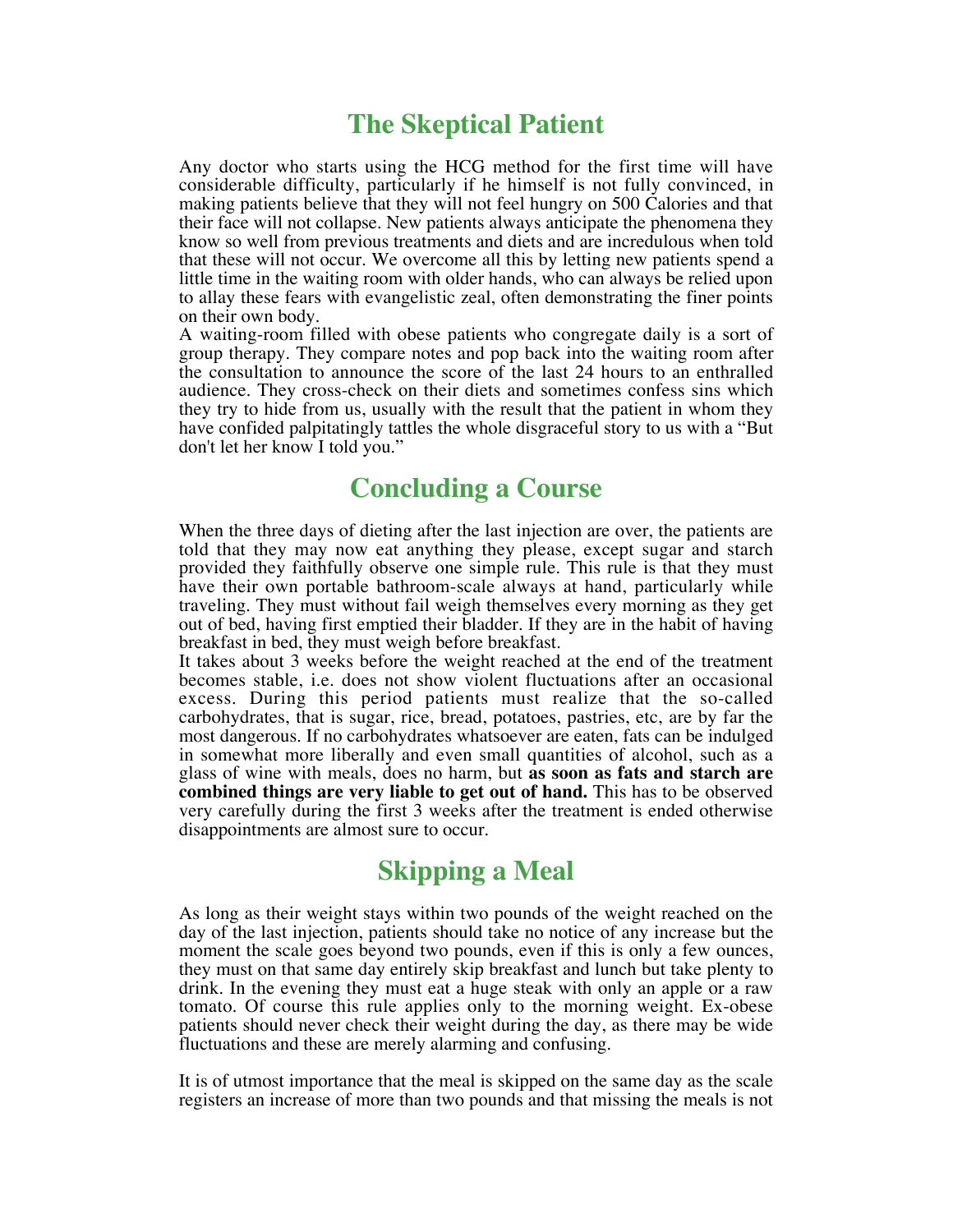## The Skeptical Patient

Any doctor who starts using the HCG method for the first time will have considerable difficulty, particularly if he himself is not fully convinced, in making patients believe that they will not feel hungry on 500 Calories and that their face will not collapse. New patients always anticipate the phenomena they know so well from previous treatments and diets and are incredulous when told that these will not occur. We overcome all this by letting new patients spend a little time in the waiting room with older hands, who can always be relied upon to allay these fears with evangelistic zeal, often demonstrating the finer points on their own body.

A waiting-room filled with obese patients who congregate daily is a sort of group therapy. They compare notes and pop back into the waiting room after the consultation to announce the score of the last 24 hours to an enthralled audience. They cross-check on their diets and sometimes confess sins which they try to hide from us, usually with the result that the patient in whom they have confided palpitatingly tattles the whole disgraceful story to us with a "But don't let her know I told you."

## Concluding a Course

When the three days of dieting after the last injection are over, the patients are told that they may now eat anything they please, except sugar and starch provided they faithfully observe one simple rule. This rule is that they must have their own portable bathroom-scale always at hand, particularly while traveling. They must without fail weigh themselves every morning as they get out of bed, having first emptied their bladder. If they are in the habit of having breakfast in bed, they must weigh before breakfast.

It takes about 3 weeks before the weight reached at the end of the treatment becomes stable, i.e. does not show violent fluctuations after an occasional excess. During this period patients must realize that the so-called carbohydrates, that is sugar, rice, bread, potatoes, pastries, etc, are by far the most dangerous. If no carbohydrates whatsoever are eaten, fats can be indulged in somewhat more liberally and even small quantities of alcohol, such as a glass of wine with meals, does no harm, but **as soon as fats and starch are combined things are very liable to get out of hand.** This has to be observed very carefully during the first 3 weeks after the treatment is ended otherwise disappointments are almost sure to occur.

## Skipping a Meal

As long as their weight stays within two pounds of the weight reached on the day of the last injection, patients should take no notice of any increase but the moment the scale goes beyond two pounds, even if this is only a few ounces, they must on that same day entirely skip breakfast and lunch but take plenty to drink. In the evening they must eat a huge steak with only an apple or a raw tomato. Of course this rule applies only to the morning weight. Ex-obese patients should never check their weight during the day, as there may be wide fluctuations and these are merely alarming and confusing.

It is of utmost importance that the meal is skipped on the same day as the scale registers an increase of more than two pounds and that missing the meals is not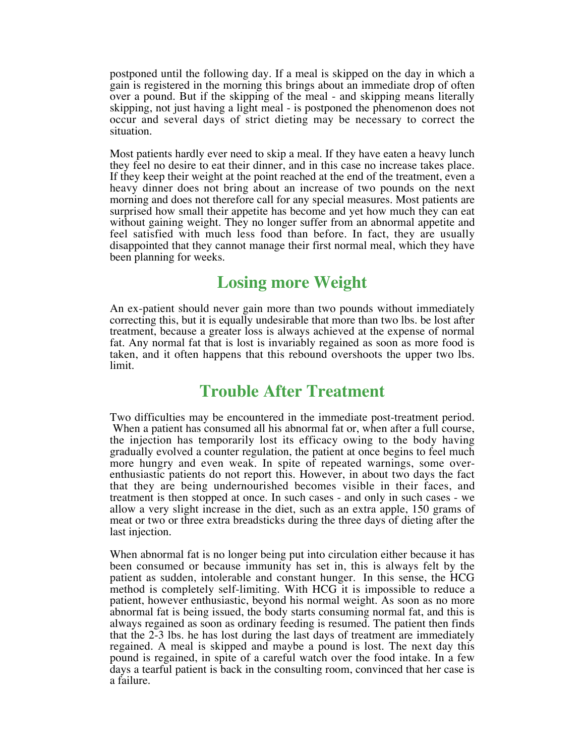postponed until the following day. If a meal is skipped on the day in which a gain is registered in the morning this brings about an immediate drop of often over a pound. But if the skipping of the meal - and skipping means literally skipping, not just having a light meal - is postponed the phenomenon does not occur and several days of strict dieting may be necessary to correct the situation.

Most patients hardly ever need to skip a meal. If they have eaten a heavy lunch they feel no desire to eat their dinner, and in this case no increase takes place. If they keep their weight at the point reached at the end of the treatment, even a heavy dinner does not bring about an increase of two pounds on the next morning and does not therefore call for any special measures. Most patients are surprised how small their appetite has become and yet how much they can eat without gaining weight. They no longer suffer from an abnormal appetite and feel satisfied with much less food than before. In fact, they are usually disappointed that they cannot manage their first normal meal, which they have been planning for weeks.

## Losing more Weight

An ex-patient should never gain more than two pounds without immediately correcting this, but it is equally undesirable that more than two lbs. be lost after treatment, because a greater loss is always achieved at the expense of normal fat. Any normal fat that is lost is invariably regained as soon as more food is taken, and it often happens that this rebound overshoots the upper two lbs. limit.

## Trouble After Treatment

Two difficulties may be encountered in the immediate post-treatment period. When a patient has consumed all his abnormal fat or, when after a full course, the injection has temporarily lost its efficacy owing to the body having gradually evolved a counter regulation, the patient at once begins to feel much more hungry and even weak. In spite of repeated warnings, some over-enthusiastic patients do not report this. However, in about two days the fact that they are being undernourished becomes visible in their faces, and treatment is then stopped at once. In such cases - and only in such cases - we allow a very slight increase in the diet, such as an extra apple, 150 grams of meat or two or three extra breadsticks during the three days of dieting after the last injection.

When abnormal fat is no longer being put into circulation either because it has been consumed or because immunity has set in, this is always felt by the patient as sudden, intolerable and constant hunger. In this sense, the HCG method is completely self-limiting. With HCG it is impossible to reduce a patient, however enthusiastic, beyond his normal weight. As soon as no more abnormal fat is being issued, the body starts consuming normal fat, and this is always regained as soon as ordinary feeding is resumed. The patient then finds that the 2-3 lbs. he has lost during the last days of treatment are immediately regained. A meal is skipped and maybe a pound is lost. The next day this pound is regained, in spite of a careful watch over the food intake. In a few days a tearful patient is back in the consulting room, convinced that her case is a failure.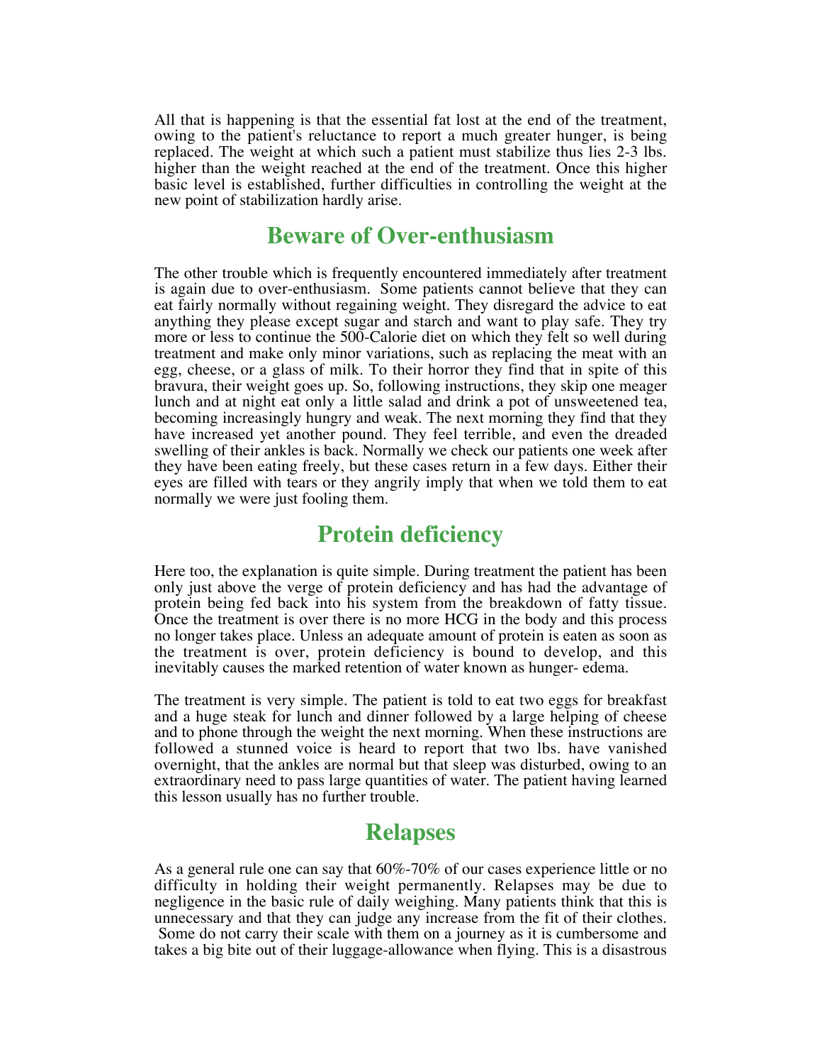All that is happening is that the essential fat lost at the end of the treatment, owing to the patient's reluctance to report a much greater hunger, is being replaced. The weight at which such a patient must stabilize thus lies 2-3 lbs. higher than the weight reached at the end of the treatment. Once this higher basic level is established, further difficulties in controlling the weight at the new point of stabilization hardly arise.

## Beware of Over-enthusiasm

The other trouble which is frequently encountered immediately after treatment is again due to over-enthusiasm. Some patients cannot believe that they can eat fairly normally without regaining weight. They disregard the advice to eat anything they please except sugar and starch and want to play safe. They try more or less to continue the 500-Calorie diet on which they felt so well during treatment and make only minor variations, such as replacing the meat with an egg, cheese, or a glass of milk. To their horror they find that in spite of this bravura, their weight goes up. So, following instructions, they skip one meager lunch and at night eat only a little salad and drink a pot of unsweetened tea, becoming increasingly hungry and weak. The next morning they find that they have increased yet another pound. They feel terrible, and even the dreaded swelling of their ankles is back. Normally we check our patients one week after they have been eating freely, but these cases return in a few days. Either their eyes are filled with tears or they angrily imply that when we told them to eat normally we were just fooling them.

## Protein deficiency

Here too, the explanation is quite simple. During treatment the patient has been only just above the verge of protein deficiency and has had the advantage of protein being fed back into his system from the breakdown of fatty tissue. Once the treatment is over there is no more HCG in the body and this process no longer takes place. Unless an adequate amount of protein is eaten as soon as the treatment is over, protein deficiency is bound to develop, and this inevitably causes the marked retention of water known as hunger- edema.

The treatment is very simple. The patient is told to eat two eggs for breakfast and a huge steak for lunch and dinner followed by a large helping of cheese and to phone through the weight the next morning. When these instructions are followed a stunned voice is heard to report that two lbs. have vanished overnight, that the ankles are normal but that sleep was disturbed, owing to an extraordinary need to pass large quantities of water. The patient having learned this lesson usually has no further trouble.

## Relapses

As a general rule one can say that 60%-70% of our cases experience little or no difficulty in holding their weight permanently. Relapses may be due to negligence in the basic rule of daily weighing. Many patients think that this is unnecessary and that they can judge any increase from the fit of their clothes. Some do not carry their scale with them on a journey as it is cumbersome and takes a big bite out of their luggage-allowance when flying. This is a disastrous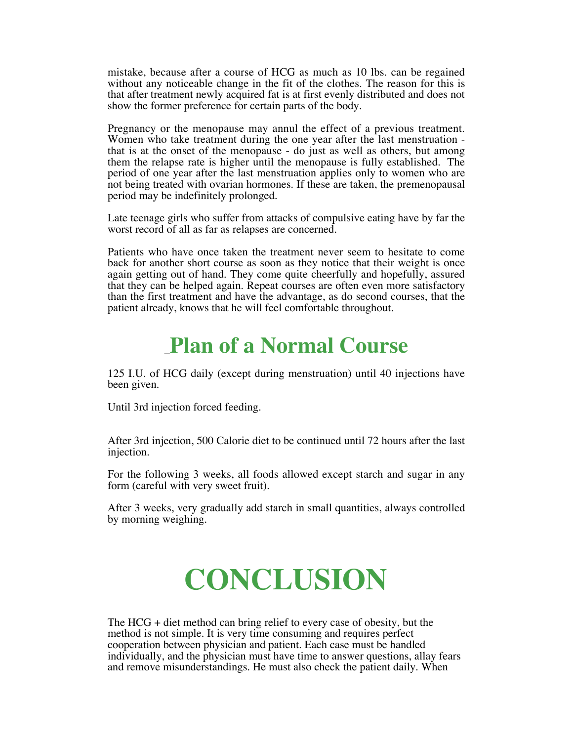mistake, because after a course of HCG as much as 10 lbs. can be regained without any noticeable change in the fit of the clothes. The reason for this is that after treatment newly acquired fat is at first evenly distributed and does not show the former preference for certain parts of the body.

Pregnancy or the menopause may annul the effect of a previous treatment. Women who take treatment during the one year after the last menstruation - that is at the onset of the menopause - do just as well as others, but among them the relapse rate is higher until the menopause is fully established. The period of one year after the last menstruation applies only to women who are not being treated with ovarian hormones. If these are taken, the premenopausal period may be indefinitely prolonged.

Late teenage girls who suffer from attacks of compulsive eating have by far the worst record of all as far as relapses are concerned.

Patients who have once taken the treatment never seem to hesitate to come back for another short course as soon as they notice that their weight is once again getting out of hand. They come quite cheerfully and hopefully, assured that they can be helped again. Repeat courses are often even more satisfactory than the first treatment and have the advantage, as do second courses, that the patient already, knows that he will feel comfortable throughout.

## Plan of a Normal Course

125 I.U. of HCG daily (except during menstruation) until 40 injections have been given.

Until 3rd injection forced feeding.

After 3rd injection, 500 Calorie diet to be continued until 72 hours after the last injection.

For the following 3 weeks, all foods allowed except starch and sugar in any form (careful with very sweet fruit).

After 3 weeks, very gradually add starch in small quantities, always controlled by morning weighing.

# CONCLUSION

The HCG + diet method can bring relief to every case of obesity, but the method is not simple. It is very time consuming and requires perfect cooperation between physician and patient. Each case must be handled individually, and the physician must have time to answer questions, allay fears and remove misunderstandings. He must also check the patient daily. When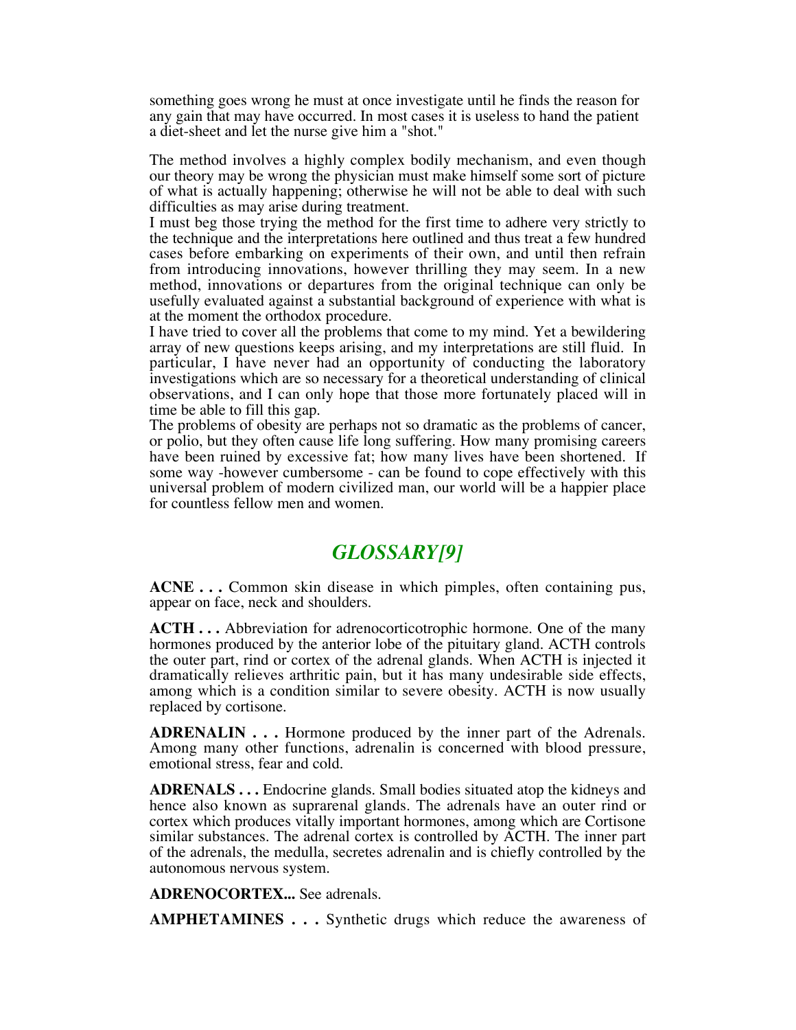something goes wrong he must at once investigate until he finds the reason for any gain that may have occurred. In most cases it is useless to hand the patient a diet-sheet and let the nurse give him a "shot."

The method involves a highly complex bodily mechanism, and even though our theory may be wrong the physician must make himself some sort of picture of what is actually happening; otherwise he will not be able to deal with such difficulties as may arise during treatment.

I must beg those trying the method for the first time to adhere very strictly to the technique and the interpretations here outlined and thus treat a few hundred cases before embarking on experiments of their own, and until then refrain from introducing innovations, however thrilling they may seem. In a new method, innovations or departures from the original technique can only be usefully evaluated against a substantial background of experience with what is at the moment the orthodox procedure.

I have tried to cover all the problems that come to my mind. Yet a bewildering array of new questions keeps arising, and my interpretations are still fluid. In particular, I have never had an opportunity of conducting the laboratory investigations which are so necessary for a theoretical understanding of clinical observations, and I can only hope that those more fortunately placed will in time be able to fill this gap.

The problems of obesity are perhaps not so dramatic as the problems of cancer, or polio, but they often cause life long suffering. How many promising careers have been ruined by excessive fat; how many lives have been shortened. If some way -however cumbersome - can be found to cope effectively with this universal problem of modern civilized man, our world will be a happier place for countless fellow men and women.

## *GLOSSARY[9]*

**ACNE . . .** Common skin disease in which pimples, often containing pus, appear on face, neck and shoulders.

**ACTH . . .** Abbreviation for adrenocorticotrophic hormone. One of the many hormones produced by the anterior lobe of the pituitary gland. ACTH controls the outer part, rind or cortex of the adrenal glands. When ACTH is injected it dramatically relieves arthritic pain, but it has many undesirable side effects, among which is a condition similar to severe obesity. ACTH is now usually replaced by cortisone.

**ADRENALIN . . .** Hormone produced by the inner part of the Adrenals. Among many other functions, adrenalin is concerned with blood pressure, emotional stress, fear and cold.

**ADRENALS . . .** Endocrine glands. Small bodies situated atop the kidneys and hence also known as suprarenal glands. The adrenals have an outer rind or cortex which produces vitally important hormones, among which are Cortisone similar substances. The adrenal cortex is controlled by ACTH. The inner part of the adrenals, the medulla, secretes adrenalin and is chiefly controlled by the autonomous nervous system.

**ADRENOCORTEX...** See adrenals.

**AMPHETAMINES . . .** Synthetic drugs which reduce the awareness of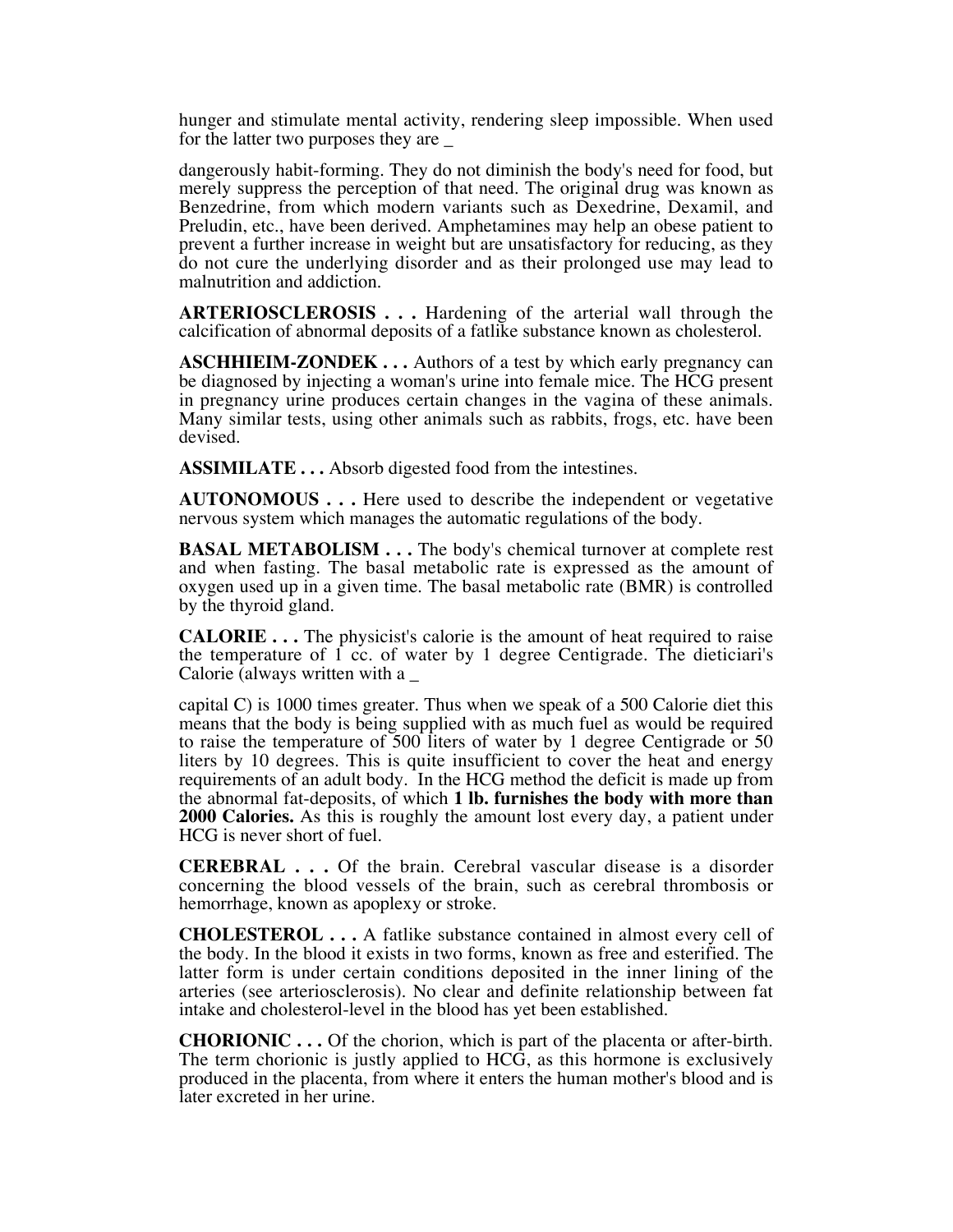hunger and stimulate mental activity, rendering sleep impossible. When used for the latter two purposes they are _

dangerously habit-forming. They do not diminish the body's need for food, but merely suppress the perception of that need. The original drug was known as Benzedrine, from which modern variants such as Dexedrine, Dexamil, and Preludin, etc., have been derived. Amphetamines may help an obese patient to prevent a further increase in weight but are unsatisfactory for reducing, as they do not cure the underlying disorder and as their prolonged use may lead to malnutrition and addiction.

**ARTERIOSCLEROSIS . . .** Hardening of the arterial wall through the calcification of abnormal deposits of a fatlike substance known as cholesterol.

**ASCHHIEIM-ZONDEK . . .** Authors of a test by which early pregnancy can be diagnosed by injecting a woman's urine into female mice. The HCG present in pregnancy urine produces certain changes in the vagina of these animals. Many similar tests, using other animals such as rabbits, frogs, etc. have been devised.

**ASSIMILATE . . .** Absorb digested food from the intestines.

**AUTONOMOUS . . .** Here used to describe the independent or vegetative nervous system which manages the automatic regulations of the body.

**BASAL METABOLISM . . .** The body's chemical turnover at complete rest and when fasting. The basal metabolic rate is expressed as the amount of oxygen used up in a given time. The basal metabolic rate (BMR) is controlled by the thyroid gland.

**CALORIE . . .** The physicist's calorie is the amount of heat required to raise the temperature of 1 cc. of water by 1 degree Centigrade. The dieticiari's Calorie (always written with a _

capital C) is 1000 times greater. Thus when we speak of a 500 Calorie diet this means that the body is being supplied with as much fuel as would be required to raise the temperature of 500 liters of water by 1 degree Centigrade or 50 liters by 10 degrees. This is quite insufficient to cover the heat and energy requirements of an adult body. In the HCG method the deficit is made up from the abnormal fat-deposits, of which **1 lb. furnishes the body with more than 2000 Calories.** As this is roughly the amount lost every day, a patient under HCG is never short of fuel.

**CEREBRAL . . .** Of the brain. Cerebral vascular disease is a disorder concerning the blood vessels of the brain, such as cerebral thrombosis or hemorrhage, known as apoplexy or stroke.

**CHOLESTEROL . . .** A fatlike substance contained in almost every cell of the body. In the blood it exists in two forms, known as free and esterified. The latter form is under certain conditions deposited in the inner lining of the arteries (see arteriosclerosis). No clear and definite relationship between fat intake and cholesterol-level in the blood has yet been established.

**CHORIONIC . . .** Of the chorion, which is part of the placenta or after-birth. The term chorionic is justly applied to HCG, as this hormone is exclusively produced in the placenta, from where it enters the human mother's blood and is later excreted in her urine.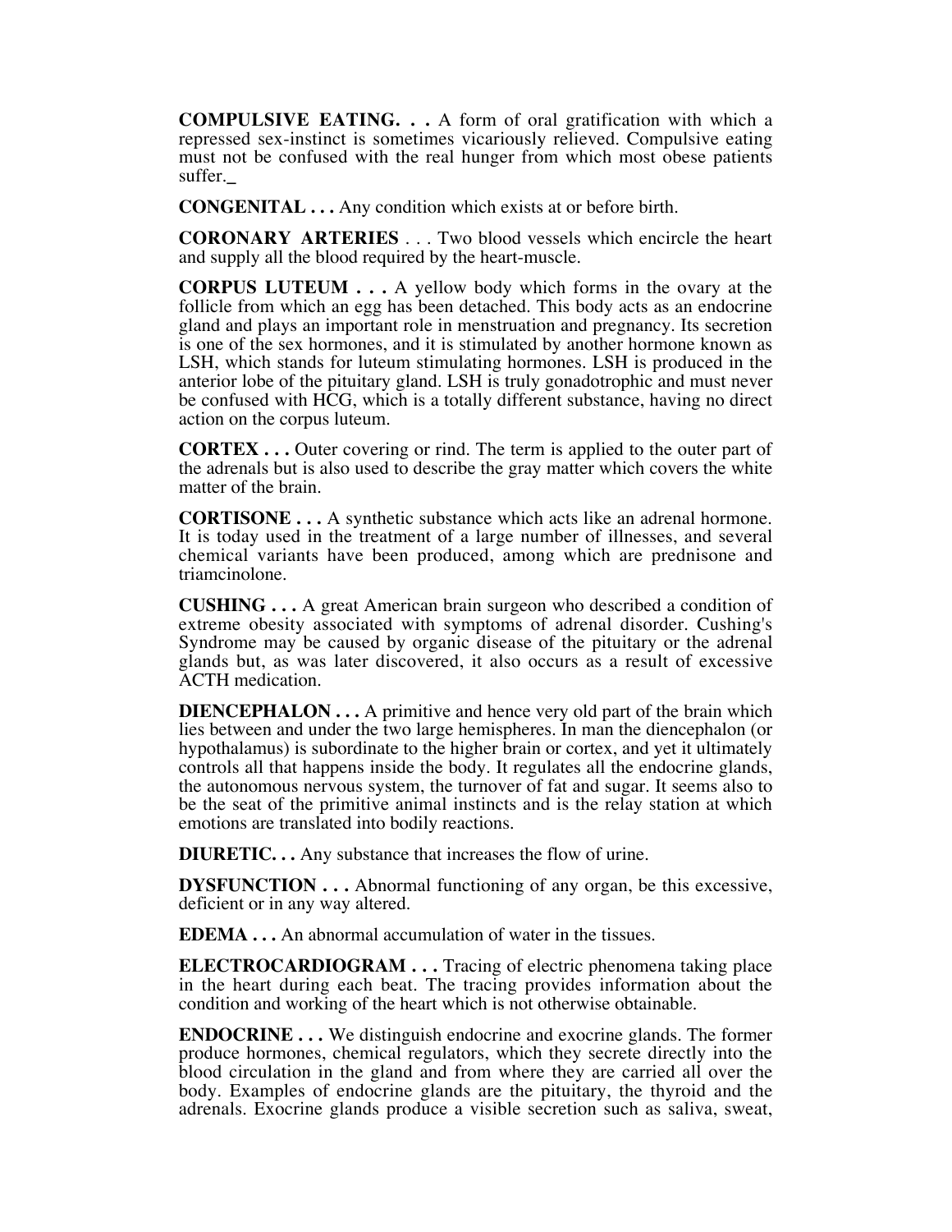**COMPULSIVE EATING. . .** A form of oral gratification with which a repressed sex-instinct is sometimes vicariously relieved. Compulsive eating must not be confused with the real hunger from which most obese patients suffer._

**CONGENITAL . . .** Any condition which exists at or before birth.

**CORONARY ARTERIES** . . . Two blood vessels which encircle the heart and supply all the blood required by the heart-muscle.

**CORPUS LUTEUM . . .** A yellow body which forms in the ovary at the follicle from which an egg has been detached. This body acts as an endocrine gland and plays an important role in menstruation and pregnancy. Its secretion is one of the sex hormones, and it is stimulated by another hormone known as LSH, which stands for luteum stimulating hormones. LSH is produced in the anterior lobe of the pituitary gland. LSH is truly gonadotrophic and must never be confused with HCG, which is a totally different substance, having no direct action on the corpus luteum.

**CORTEX . . .** Outer covering or rind. The term is applied to the outer part of the adrenals but is also used to describe the gray matter which covers the white matter of the brain.

**CORTISONE . . .** A synthetic substance which acts like an adrenal hormone. It is today used in the treatment of a large number of illnesses, and several chemical variants have been produced, among which are prednisone and triamcinolone.

**CUSHING . . .** A great American brain surgeon who described a condition of extreme obesity associated with symptoms of adrenal disorder. Cushing's Syndrome may be caused by organic disease of the pituitary or the adrenal glands but, as was later discovered, it also occurs as a result of excessive ACTH medication.

**DIENCEPHALON . . .** A primitive and hence very old part of the brain which lies between and under the two large hemispheres. In man the diencephalon (or hypothalamus) is subordinate to the higher brain or cortex, and yet it ultimately controls all that happens inside the body. It regulates all the endocrine glands, the autonomous nervous system, the turnover of fat and sugar. It seems also to be the seat of the primitive animal instincts and is the relay station at which emotions are translated into bodily reactions.

**DIURETIC. . .** Any substance that increases the flow of urine.

**DYSFUNCTION . . .** Abnormal functioning of any organ, be this excessive, deficient or in any way altered.

**EDEMA . . .** An abnormal accumulation of water in the tissues.

**ELECTROCARDIOGRAM . . .** Tracing of electric phenomena taking place in the heart during each beat. The tracing provides information about the condition and working of the heart which is not otherwise obtainable.

**ENDOCRINE . . .** We distinguish endocrine and exocrine glands. The former produce hormones, chemical regulators, which they secrete directly into the blood circulation in the gland and from where they are carried all over the body. Examples of endocrine glands are the pituitary, the thyroid and the adrenals. Exocrine glands produce a visible secretion such as saliva, sweat,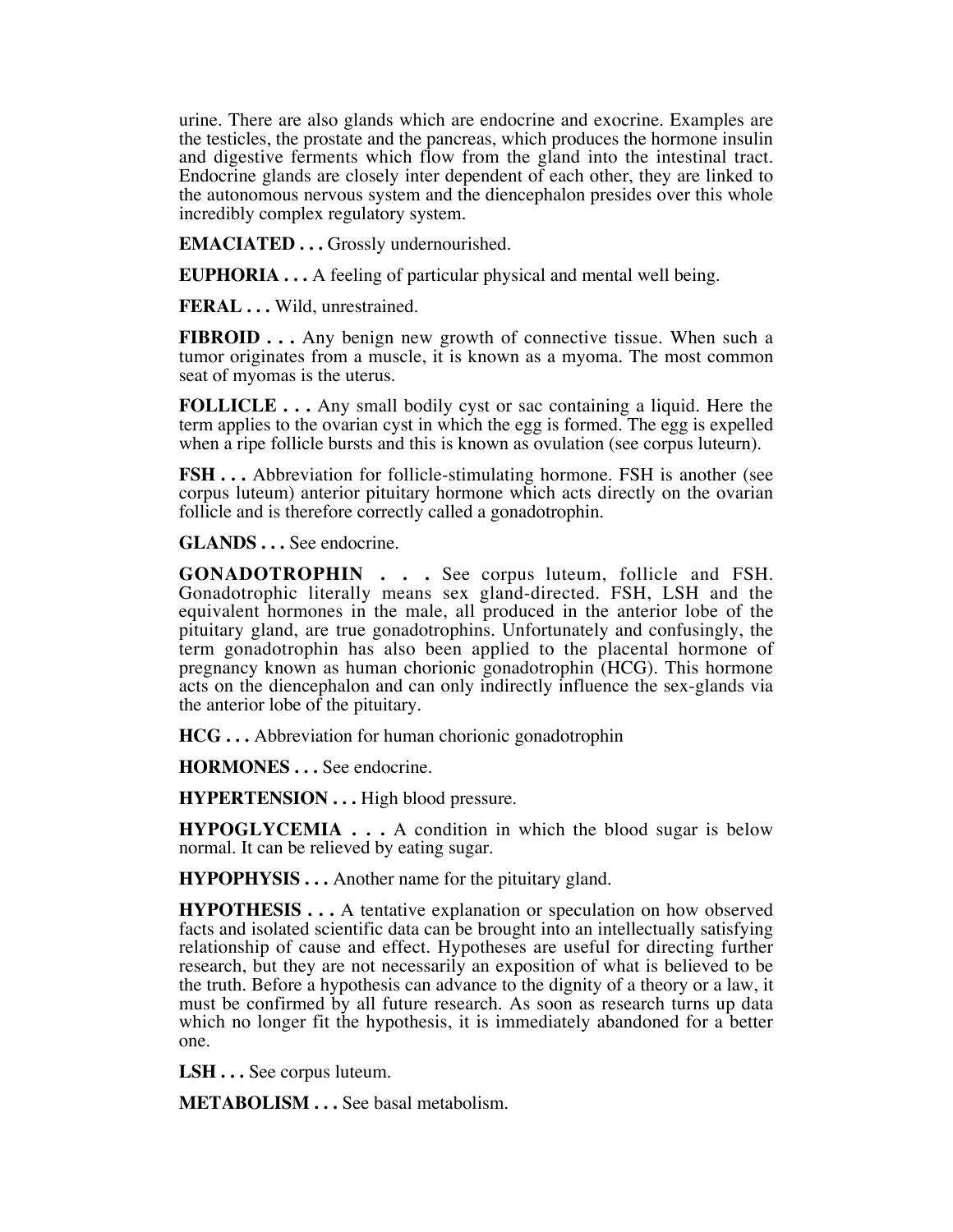urine. There are also glands which are endocrine and exocrine. Examples are the testicles, the prostate and the pancreas, which produces the hormone insulin and digestive ferments which flow from the gland into the intestinal tract. Endocrine glands are closely inter dependent of each other, they are linked to the autonomous nervous system and the diencephalon presides over this whole incredibly complex regulatory system.

**EMACIATED . . .** Grossly undernourished.

**EUPHORIA . . .** A feeling of particular physical and mental well being.

**FERAL . . .** Wild, unrestrained.

**FIBROID . . .** Any benign new growth of connective tissue. When such a tumor originates from a muscle, it is known as a myoma. The most common seat of myomas is the uterus.

**FOLLICLE . . .** Any small bodily cyst or sac containing a liquid. Here the term applies to the ovarian cyst in which the egg is formed. The egg is expelled when a ripe follicle bursts and this is known as ovulation (see corpus luteurn).

**FSH . . .** Abbreviation for follicle-stimulating hormone. FSH is another (see corpus luteum) anterior pituitary hormone which acts directly on the ovarian follicle and is therefore correctly called a gonadotrophin.

**GLANDS . . .** See endocrine.

**GONADOTROPHIN . . .** See corpus luteum, follicle and FSH. Gonadotrophic literally means sex gland-directed. FSH, LSH and the equivalent hormones in the male, all produced in the anterior lobe of the pituitary gland, are true gonadotrophins. Unfortunately and confusingly, the term gonadotrophin has also been applied to the placental hormone of pregnancy known as human chorionic gonadotrophin (HCG). This hormone acts on the diencephalon and can only indirectly influence the sex-glands via the anterior lobe of the pituitary.

**HCG . . .** Abbreviation for human chorionic gonadotrophin

**HORMONES . . .** See endocrine.

**HYPERTENSION . . .** High blood pressure.

**HYPOGLYCEMIA . . .** A condition in which the blood sugar is below normal. It can be relieved by eating sugar.

**HYPOPHYSIS . . .** Another name for the pituitary gland.

**HYPOTHESIS . . .** A tentative explanation or speculation on how observed facts and isolated scientific data can be brought into an intellectually satisfying relationship of cause and effect. Hypotheses are useful for directing further research, but they are not necessarily an exposition of what is believed to be the truth. Before a hypothesis can advance to the dignity of a theory or a law, it must be confirmed by all future research. As soon as research turns up data which no longer fit the hypothesis, it is immediately abandoned for a better one.

**LSH . . .** See corpus luteum.

**METABOLISM . . .** See basal metabolism.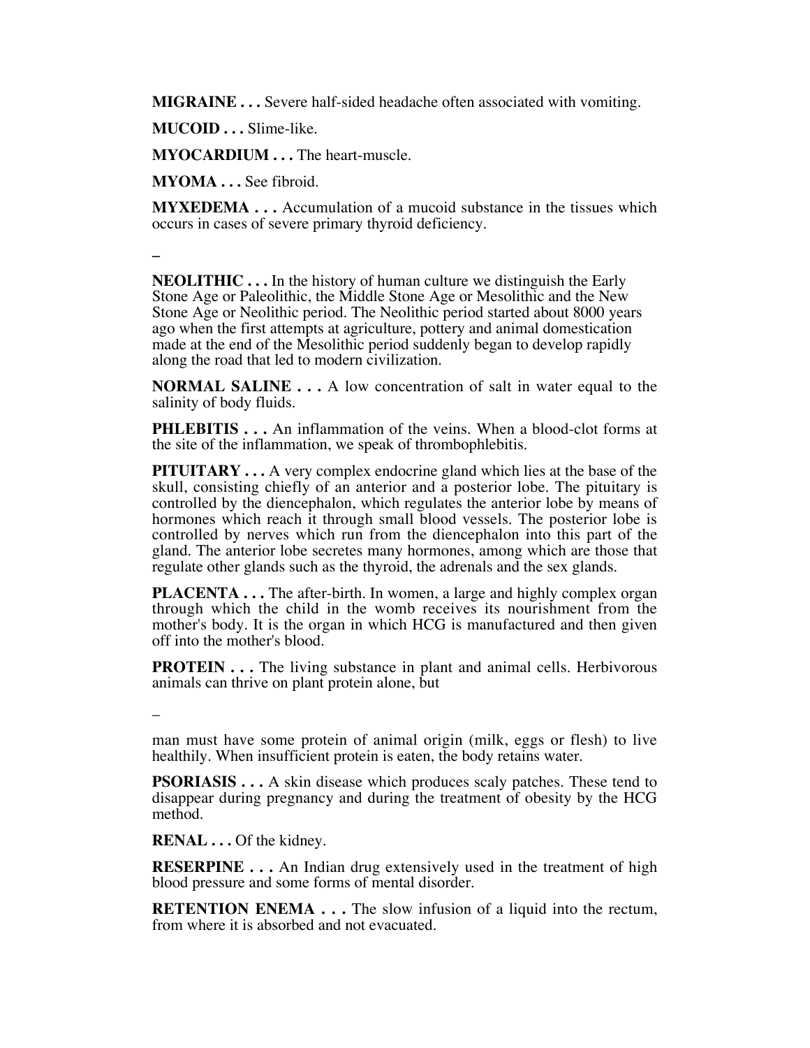**MIGRAINE . . .** Severe half-sided headache often associated with vomiting.

**MUCOID . . .** Slime-like.

**MYOCARDIUM . . .** The heart-muscle.

**MYOMA . . .** See fibroid.

**MYXEDEMA . . .** Accumulation of a mucoid substance in the tissues which occurs in cases of severe primary thyroid deficiency.

**NEOLITHIC . . .** In the history of human culture we distinguish the Early Stone Age or Paleolithic, the Middle Stone Age or Mesolithic and the New Stone Age or Neolithic period. The Neolithic period started about 8000 years ago when the first attempts at agriculture, pottery and animal domestication made at the end of the Mesolithic period suddenly began to develop rapidly along the road that led to modern civilization.

**NORMAL SALINE . . .** A low concentration of salt in water equal to the salinity of body fluids.

**PHLEBITIS . . .** An inflammation of the veins. When a blood-clot forms at the site of the inflammation, we speak of thrombophlebitis.

**PITUITARY . . .** A very complex endocrine gland which lies at the base of the skull, consisting chiefly of an anterior and a posterior lobe. The pituitary is controlled by the diencephalon, which regulates the anterior lobe by means of hormones which reach it through small blood vessels. The posterior lobe is controlled by nerves which run from the diencephalon into this part of the gland. The anterior lobe secretes many hormones, among which are those that regulate other glands such as the thyroid, the adrenals and the sex glands.

**PLACENTA . . .** The after-birth. In women, a large and highly complex organ through which the child in the womb receives its nourishment from the mother's body. It is the organ in which HCG is manufactured and then given off into the mother's blood.

**PROTEIN . . .** The living substance in plant and animal cells. Herbivorous animals can thrive on plant protein alone, but man must have some protein of animal origin (milk, eggs or flesh) to live healthily. When insufficient protein is eaten, the body retains water.

**PSORIASIS . . .** A skin disease which produces scaly patches. These tend to disappear during pregnancy and during the treatment of obesity by the HCG method.

**RENAL . . .** Of the kidney.

**RESERPINE . . .** An Indian drug extensively used in the treatment of high blood pressure and some forms of mental disorder.

**RETENTION ENEMA . . .** The slow infusion of a liquid into the rectum, from where it is absorbed and not evacuated.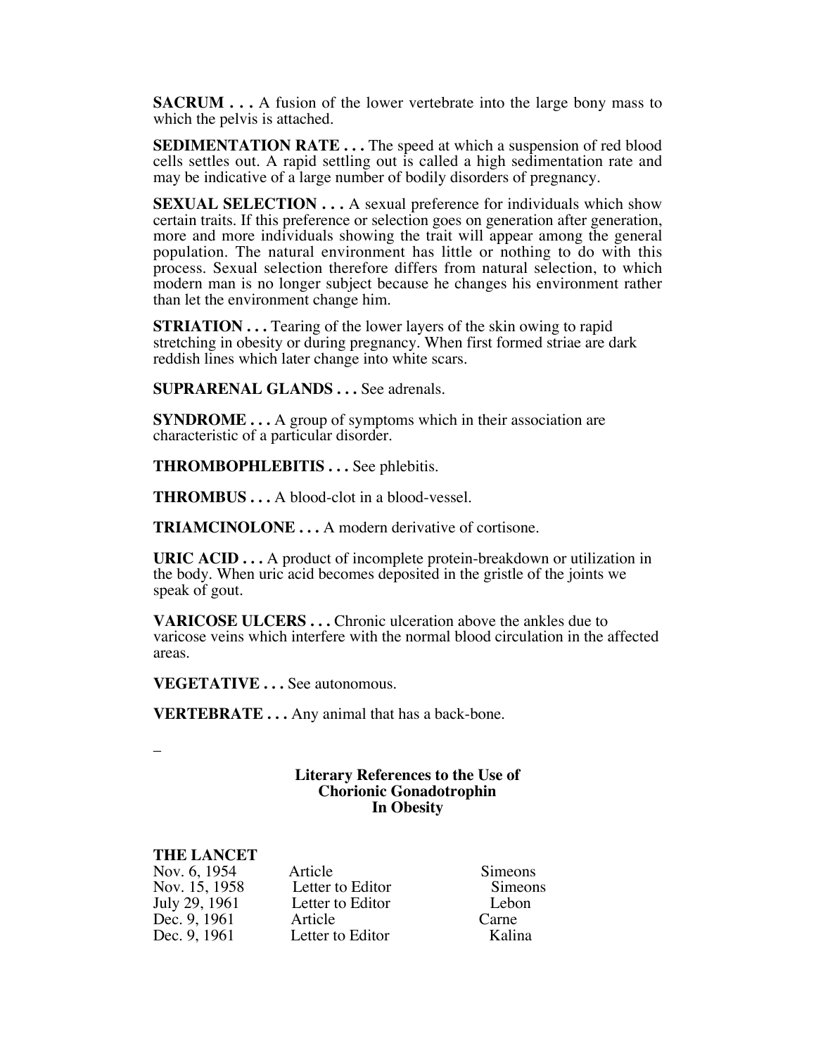**SACRUM . . .** A fusion of the lower vertebrate into the large bony mass to which the pelvis is attached.

**SEDIMENTATION RATE . . .** The speed at which a suspension of red blood cells settles out. A rapid settling out is called a high sedimentation rate and may be indicative of a large number of bodily disorders of pregnancy.

**SEXUAL SELECTION . . .** A sexual preference for individuals which show certain traits. If this preference or selection goes on generation after generation, more and more individuals showing the trait will appear among the general population. The natural environment has little or nothing to do with this process. Sexual selection therefore differs from natural selection, to which modern man is no longer subject because he changes his environment rather than let the environment change him.

**STRIATION . . .** Tearing of the lower layers of the skin owing to rapid stretching in obesity or during pregnancy. When first formed striae are dark reddish lines which later change into white scars.

**SUPRARENAL GLANDS . . .** See adrenals.

**SYNDROME . . .** A group of symptoms which in their association are characteristic of a particular disorder.

**THROMBOPHLEBITIS . . .** See phlebitis.

**THROMBUS . . .** A blood-clot in a blood-vessel.

**TRIAMCINOLONE . . .** A modern derivative of cortisone.

**URIC ACID . . .** A product of incomplete protein-breakdown or utilization in the body. When uric acid becomes deposited in the gristle of the joints we speak of gout.

**VARICOSE ULCERS . . .** Chronic ulceration above the ankles due to varicose veins which interfere with the normal blood circulation in the affected areas.

**VEGETATIVE . . .** See autonomous.

**VERTEBRATE . . .** Any animal that has a back-bone.

–

## Literary References to the Use of Chorionic Gonadotrophin In Obesity

**THE LANCET**

| | | |
|---|---|---|
| Nov. 6, 1954 | Article | Simeons |
| Nov. 15, 1958 | Letter to Editor | Simeons |
| July 29, 1961 | Letter to Editor | Lebon |
| Dec. 9, 1961 | Article | Carne |
| Dec. 9, 1961 | Letter to Editor | Kalina |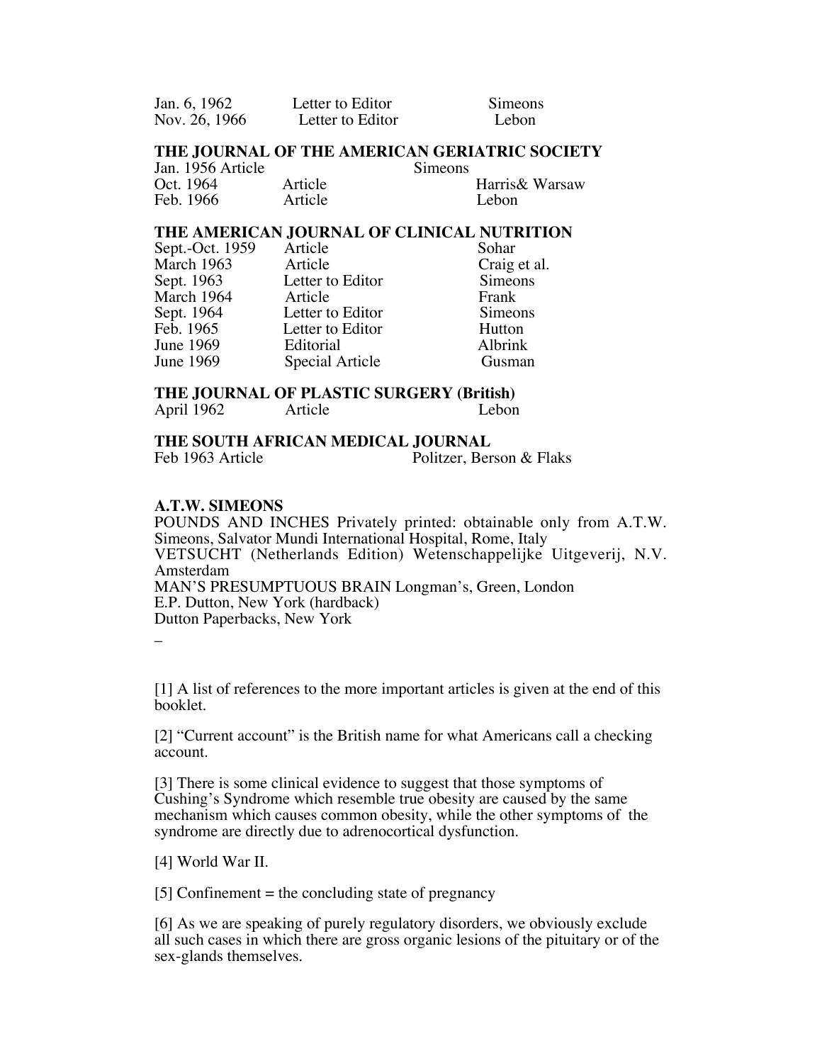| | | |
|---|---|---|
| Jan. 6, 1962 | Letter to Editor | Simeons |
| Nov. 26, 1966 | Letter to Editor | Lebon |

**THE JOURNAL OF THE AMERICAN GERIATRIC SOCIETY**

| | | |
|---|---|---|
| Jan. 1956 | Article | Simeons |
| Oct. 1964 | Article | Harris& Warsaw |
| Feb. 1966 | Article | Lebon |

**THE AMERICAN JOURNAL OF CLINICAL NUTRITION**

| | | |
|---|---|---|
| Sept.-Oct. 1959 | Article | Sohar |
| March 1963 | Article | Craig et al. |
| Sept. 1963 | Letter to Editor | Simeons |
| March 1964 | Article | Frank |
| Sept. 1964 | Letter to Editor | Simeons |
| Feb. 1965 | Letter to Editor | Hutton |
| June 1969 | Editorial | Albrink |
| June 1969 | Special Article | Gusman |

**THE JOURNAL OF PLASTIC SURGERY (British)**

| | | |
|---|---|---|
| April 1962 | Article | Lebon |

**THE SOUTH AFRICAN MEDICAL JOURNAL**

| | | |
|---|---|---|
| Feb 1963 | Article | Politzer, Berson & Flaks |

**A.T.W. SIMEONS**

POUNDS AND INCHES Privately printed: obtainable only from A.T.W. Simeons, Salvator Mundi International Hospital, Rome, Italy

VETSUCHT (Netherlands Edition) Wetenschappelijke Uitgeverij, N.V. Amsterdam

MAN'S PRESUMPTUOUS BRAIN Longman's, Green, London

E.P. Dutton, New York (hardback)

Dutton Paperbacks, New York

–

[1] A list of references to the more important articles is given at the end of this booklet.

[2] "Current account" is the British name for what Americans call a checking account.

[3] There is some clinical evidence to suggest that those symptoms of Cushing's Syndrome which resemble true obesity are caused by the same mechanism which causes common obesity, while the other symptoms of the syndrome are directly due to adrenocortical dysfunction.

[4] World War II.

[5] Confinement = the concluding state of pregnancy

[6] As we are speaking of purely regulatory disorders, we obviously exclude all such cases in which there are gross organic lesions of the pituitary or of the sex-glands themselves.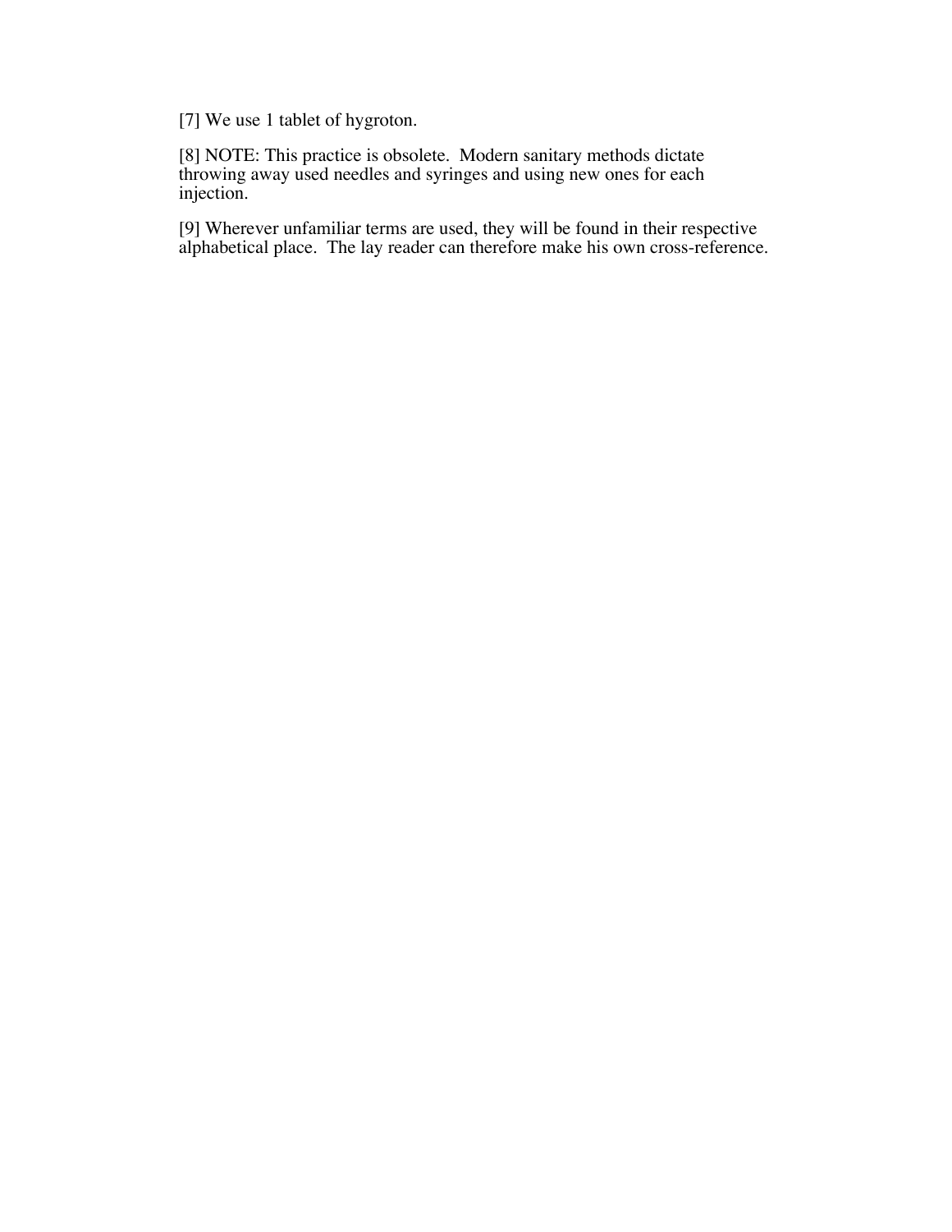[7] We use 1 tablet of hygroton.

[8] NOTE: This practice is obsolete. Modern sanitary methods dictate throwing away used needles and syringes and using new ones for each injection.

[9] Wherever unfamiliar terms are used, they will be found in their respective alphabetical place. The lay reader can therefore make his own cross-reference.